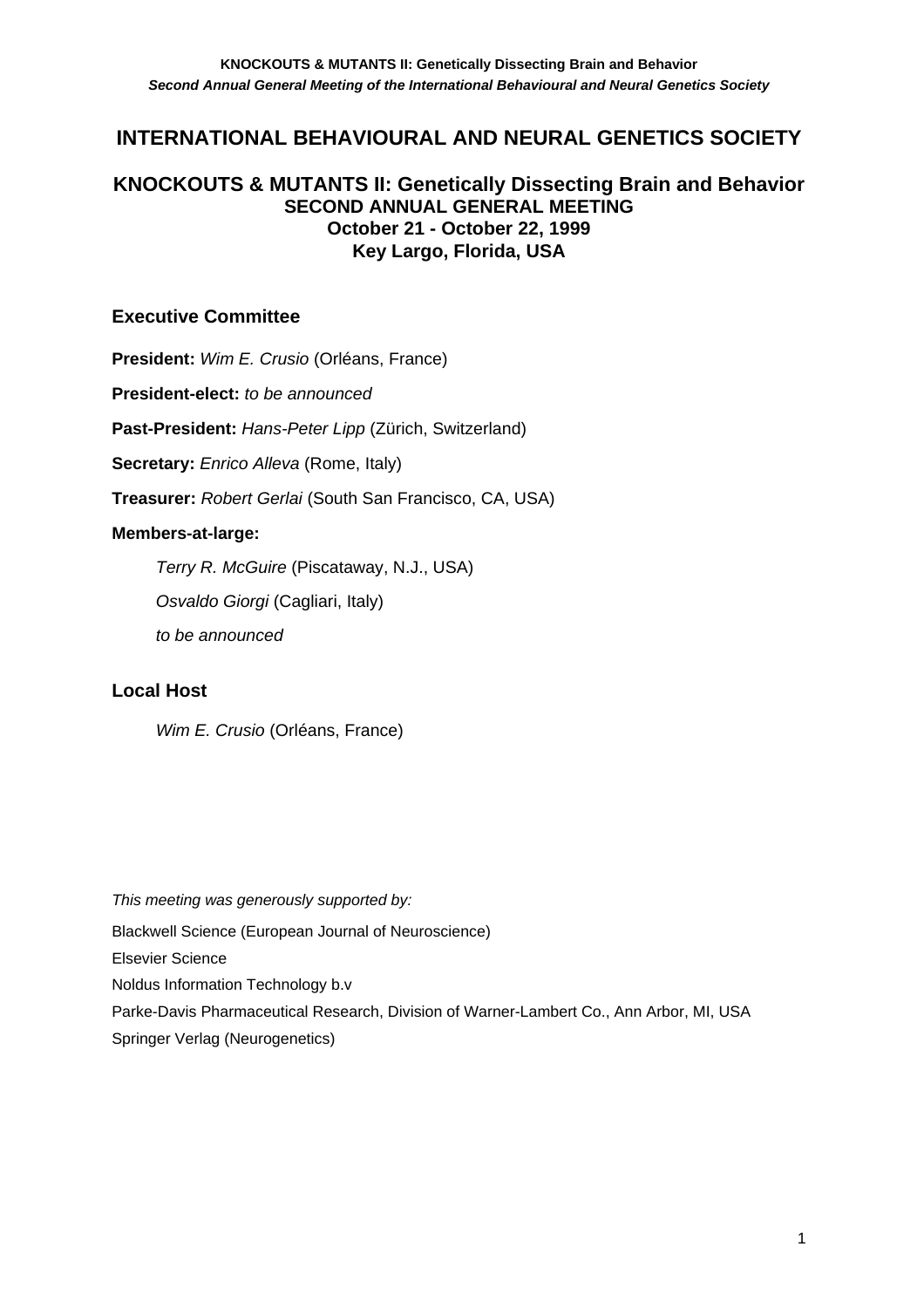# INTERNATIONAL BEHAVIOURAL AND NEURAL GENETICS SOCIETY

## KNOCKOUTS & MUTANTS II: Genetically Dissecting Brain and Behavior
**SECOND ANNUAL GENERAL MEETING**
**October 21 - October 22, 1999**
**Key Largo, Florida, USA**

### Executive Committee

**President:** *Wim E. Crusio* (Orléans, France)

**President-elect:** *to be announced*

**Past-President:** *Hans-Peter Lipp* (Zürich, Switzerland)

**Secretary:** *Enrico Alleva* (Rome, Italy)

**Treasurer:** *Robert Gerlai* (South San Francisco, CA, USA)

**Members-at-large:**

*Terry R. McGuire* (Piscataway, N.J., USA)

*Osvaldo Giorgi* (Cagliari, Italy)

*to be announced*

### Local Host

*Wim E. Crusio* (Orléans, France)

*This meeting was generously supported by:*

Blackwell Science (European Journal of Neuroscience)

Elsevier Science

Noldus Information Technology b.v

Parke-Davis Pharmaceutical Research, Division of Warner-Lambert Co., Ann Arbor, MI, USA

Springer Verlag (Neurogenetics)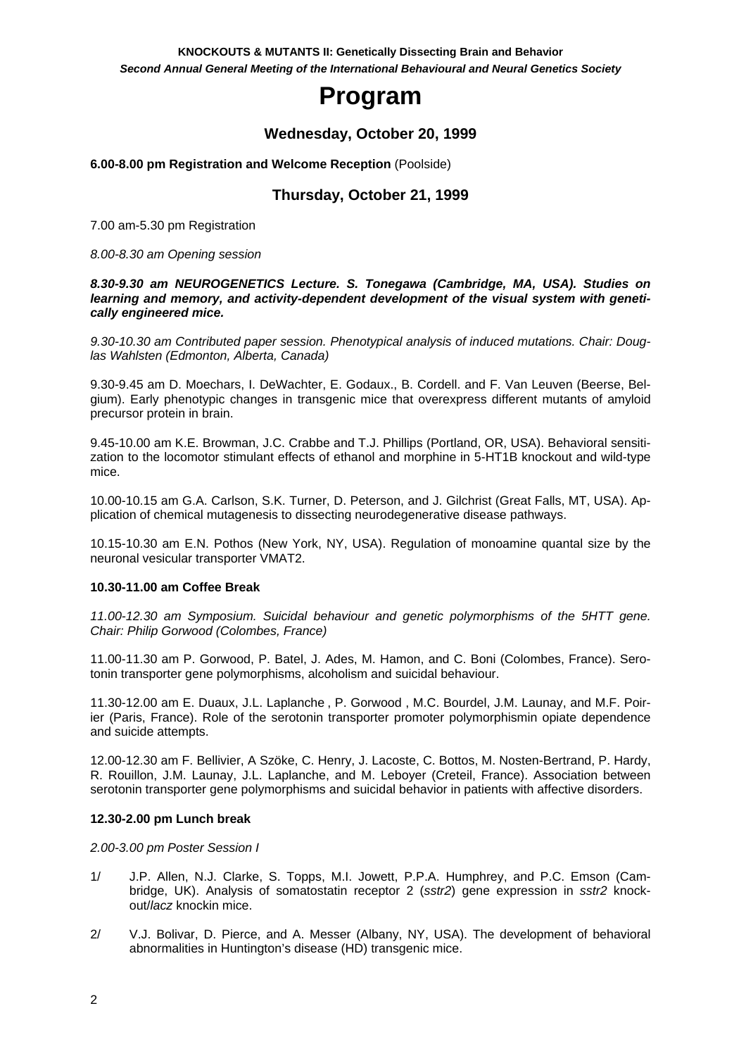**KNOCKOUTS & MUTANTS II: Genetically Dissecting Brain and Behavior**

***Second Annual General Meeting of the International Behavioural and Neural Genetics Society***

# Program

## Wednesday, October 20, 1999

**6.00-8.00 pm Registration and Welcome Reception** (Poolside)

## Thursday, October 21, 1999

7.00 am-5.30 pm Registration

*8.00-8.30 am Opening session*

***8.30-9.30 am NEUROGENETICS Lecture. S. Tonegawa (Cambridge, MA, USA). Studies on learning and memory, and activity-dependent development of the visual system with genetically engineered mice.***

*9.30-10.30 am Contributed paper session. Phenotypical analysis of induced mutations. Chair: Douglas Wahlsten (Edmonton, Alberta, Canada)*

9.30-9.45 am D. Moechars, I. DeWachter, E. Godaux., B. Cordell. and F. Van Leuven (Beerse, Belgium). Early phenotypic changes in transgenic mice that overexpress different mutants of amyloid precursor protein in brain.

9.45-10.00 am K.E. Browman, J.C. Crabbe and T.J. Phillips (Portland, OR, USA). Behavioral sensitization to the locomotor stimulant effects of ethanol and morphine in 5-HT1B knockout and wild-type mice.

10.00-10.15 am G.A. Carlson, S.K. Turner, D. Peterson, and J. Gilchrist (Great Falls, MT, USA). Application of chemical mutagenesis to dissecting neurodegenerative disease pathways.

10.15-10.30 am E.N. Pothos (New York, NY, USA). Regulation of monoamine quantal size by the neuronal vesicular transporter VMAT2.

**10.30-11.00 am Coffee Break**

*11.00-12.30 am Symposium. Suicidal behaviour and genetic polymorphisms of the 5HTT gene. Chair: Philip Gorwood (Colombes, France)*

11.00-11.30 am P. Gorwood, P. Batel, J. Ades, M. Hamon, and C. Boni (Colombes, France). Serotonin transporter gene polymorphisms, alcoholism and suicidal behaviour.

11.30-12.00 am E. Duaux, J.L. Laplanche , P. Gorwood , M.C. Bourdel, J.M. Launay, and M.F. Poirier (Paris, France). Role of the serotonin transporter promoter polymorphismin opiate dependence and suicide attempts.

12.00-12.30 am F. Bellivier, A Szöke, C. Henry, J. Lacoste, C. Bottos, M. Nosten-Bertrand, P. Hardy, R. Rouillon, J.M. Launay, J.L. Laplanche, and M. Leboyer (Creteil, France). Association between serotonin transporter gene polymorphisms and suicidal behavior in patients with affective disorders.

**12.30-2.00 pm Lunch break**

*2.00-3.00 pm Poster Session I*

1/ J.P. Allen, N.J. Clarke, S. Topps, M.I. Jowett, P.P.A. Humphrey, and P.C. Emson (Cambridge, UK). Analysis of somatostatin receptor 2 (*sstr2*) gene expression in *sstr2* knockout/*lacz* knockin mice.

2/ V.J. Bolivar, D. Pierce, and A. Messer (Albany, NY, USA). The development of behavioral abnormalities in Huntington's disease (HD) transgenic mice.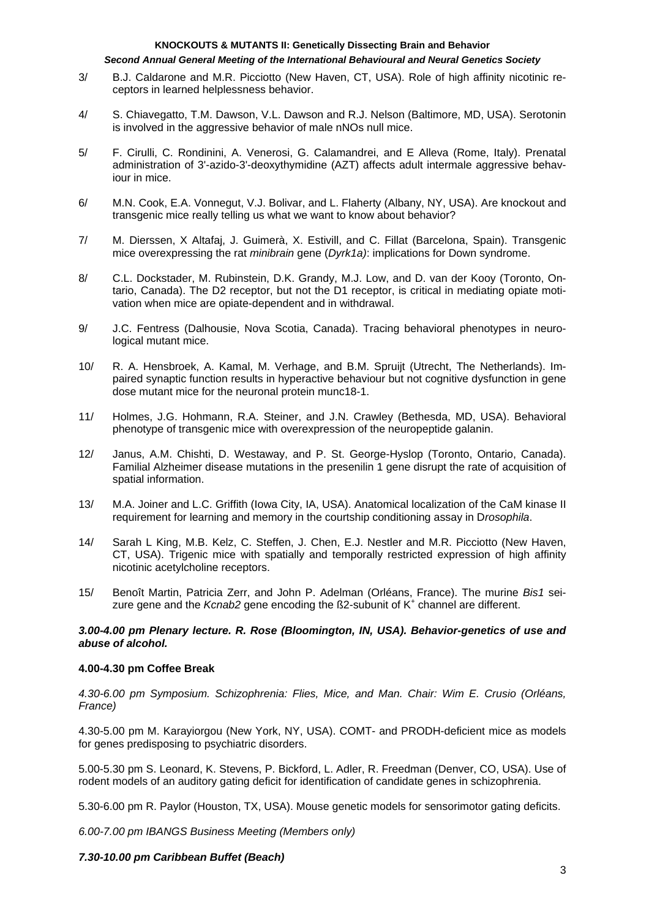3/ B.J. Caldarone and M.R. Picciotto (New Haven, CT, USA). Role of high affinity nicotinic receptors in learned helplessness behavior.

4/ S. Chiavegatto, T.M. Dawson, V.L. Dawson and R.J. Nelson (Baltimore, MD, USA). Serotonin is involved in the aggressive behavior of male nNOs null mice.

5/ F. Cirulli, C. Rondinini, A. Venerosi, G. Calamandrei, and E Alleva (Rome, Italy). Prenatal administration of 3'-azido-3'-deoxythymidine (AZT) affects adult intermale aggressive behaviour in mice.

6/ M.N. Cook, E.A. Vonnegut, V.J. Bolivar, and L. Flaherty (Albany, NY, USA). Are knockout and transgenic mice really telling us what we want to know about behavior?

7/ M. Dierssen, X Altafaj, J. Guimerà, X. Estivill, and C. Fillat (Barcelona, Spain). Transgenic mice overexpressing the rat *minibrain* gene (*Dyrk1a)*: implications for Down syndrome.

8/ C.L. Dockstader, M. Rubinstein, D.K. Grandy, M.J. Low, and D. van der Kooy (Toronto, Ontario, Canada). The D2 receptor, but not the D1 receptor, is critical in mediating opiate motivation when mice are opiate-dependent and in withdrawal.

9/ J.C. Fentress (Dalhousie, Nova Scotia, Canada). Tracing behavioral phenotypes in neurological mutant mice.

10/ R. A. Hensbroek, A. Kamal, M. Verhage, and B.M. Spruijt (Utrecht, The Netherlands). Impaired synaptic function results in hyperactive behaviour but not cognitive dysfunction in gene dose mutant mice for the neuronal protein munc18-1.

11/ Holmes, J.G. Hohmann, R.A. Steiner, and J.N. Crawley (Bethesda, MD, USA). Behavioral phenotype of transgenic mice with overexpression of the neuropeptide galanin.

12/ Janus, A.M. Chishti, D. Westaway, and P. St. George-Hyslop (Toronto, Ontario, Canada). Familial Alzheimer disease mutations in the presenilin 1 gene disrupt the rate of acquisition of spatial information.

13/ M.A. Joiner and L.C. Griffith (Iowa City, IA, USA). Anatomical localization of the CaM kinase II requirement for learning and memory in the courtship conditioning assay in D*rosophila*.

14/ Sarah L King, M.B. Kelz, C. Steffen, J. Chen, E.J. Nestler and M.R. Picciotto (New Haven, CT, USA). Trigenic mice with spatially and temporally restricted expression of high affinity nicotinic acetylcholine receptors.

15/ Benoît Martin, Patricia Zerr, and John P. Adelman (Orléans, France). The murine *Bis1* seizure gene and the *Kcnab2* gene encoding the ß2-subunit of $K^+$ channel are different.

***3.00-4.00 pm Plenary lecture. R. Rose (Bloomington, IN, USA). Behavior-genetics of use and abuse of alcohol.***

**4.00-4.30 pm Coffee Break**

*4.30-6.00 pm Symposium. Schizophrenia: Flies, Mice, and Man. Chair: Wim E. Crusio (Orléans, France)*

4.30-5.00 pm M. Karayiorgou (New York, NY, USA). COMT- and PRODH-deficient mice as models for genes predisposing to psychiatric disorders.

5.00-5.30 pm S. Leonard, K. Stevens, P. Bickford, L. Adler, R. Freedman (Denver, CO, USA). Use of rodent models of an auditory gating deficit for identification of candidate genes in schizophrenia.

5.30-6.00 pm R. Paylor (Houston, TX, USA). Mouse genetic models for sensorimotor gating deficits.

*6.00-7.00 pm IBANGS Business Meeting (Members only)*

***7.30-10.00 pm Caribbean Buffet (Beach)***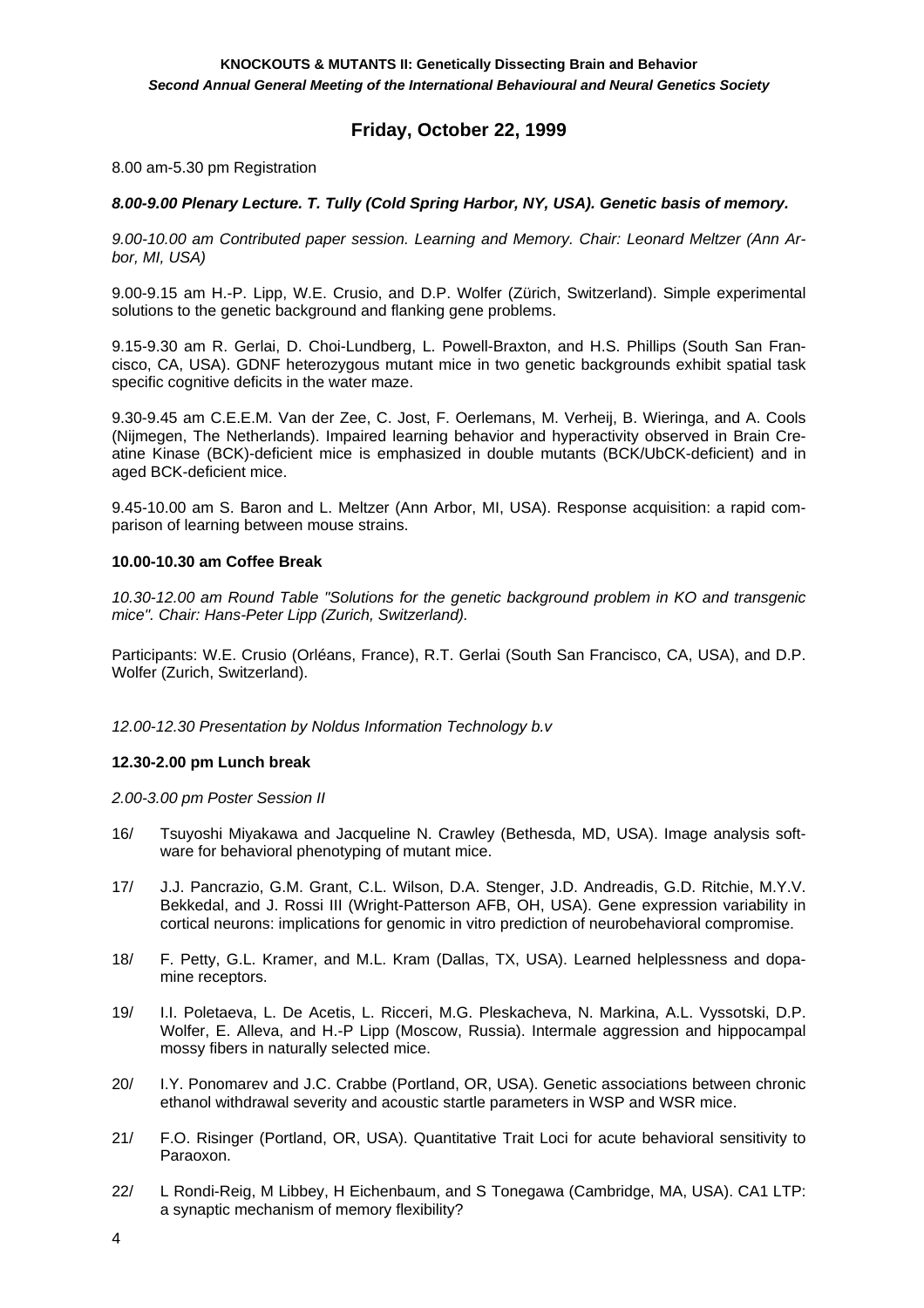## Friday, October 22, 1999

8.00 am-5.30 pm Registration

***8.00-9.00 Plenary Lecture. T. Tully (Cold Spring Harbor, NY, USA). Genetic basis of memory.***

*9.00-10.00 am Contributed paper session. Learning and Memory. Chair: Leonard Meltzer (Ann Arbor, MI, USA)*

9.00-9.15 am H.-P. Lipp, W.E. Crusio, and D.P. Wolfer (Zürich, Switzerland). Simple experimental solutions to the genetic background and flanking gene problems.

9.15-9.30 am R. Gerlai, D. Choi-Lundberg, L. Powell-Braxton, and H.S. Phillips (South San Francisco, CA, USA). GDNF heterozygous mutant mice in two genetic backgrounds exhibit spatial task specific cognitive deficits in the water maze.

9.30-9.45 am C.E.E.M. Van der Zee, C. Jost, F. Oerlemans, M. Verheij, B. Wieringa, and A. Cools (Nijmegen, The Netherlands). Impaired learning behavior and hyperactivity observed in Brain Creatine Kinase (BCK)-deficient mice is emphasized in double mutants (BCK/UbCK-deficient) and in aged BCK-deficient mice.

9.45-10.00 am S. Baron and L. Meltzer (Ann Arbor, MI, USA). Response acquisition: a rapid comparison of learning between mouse strains.

**10.00-10.30 am Coffee Break**

*10.30-12.00 am Round Table "Solutions for the genetic background problem in KO and transgenic mice". Chair: Hans-Peter Lipp (Zurich, Switzerland).*

Participants: W.E. Crusio (Orléans, France), R.T. Gerlai (South San Francisco, CA, USA), and D.P. Wolfer (Zurich, Switzerland).

*12.00-12.30 Presentation by Noldus Information Technology b.v*

**12.30-2.00 pm Lunch break**

*2.00-3.00 pm Poster Session II*

16/ Tsuyoshi Miyakawa and Jacqueline N. Crawley (Bethesda, MD, USA). Image analysis software for behavioral phenotyping of mutant mice.

17/ J.J. Pancrazio, G.M. Grant, C.L. Wilson, D.A. Stenger, J.D. Andreadis, G.D. Ritchie, M.Y.V. Bekkedal, and J. Rossi III (Wright-Patterson AFB, OH, USA). Gene expression variability in cortical neurons: implications for genomic in vitro prediction of neurobehavioral compromise.

18/ F. Petty, G.L. Kramer, and M.L. Kram (Dallas, TX, USA). Learned helplessness and dopamine receptors.

19/ I.I. Poletaeva, L. De Acetis, L. Ricceri, M.G. Pleskacheva, N. Markina, A.L. Vyssotski, D.P. Wolfer, E. Alleva, and H.-P Lipp (Moscow, Russia). Intermale aggression and hippocampal mossy fibers in naturally selected mice.

20/ I.Y. Ponomarev and J.C. Crabbe (Portland, OR, USA). Genetic associations between chronic ethanol withdrawal severity and acoustic startle parameters in WSP and WSR mice.

21/ F.O. Risinger (Portland, OR, USA). Quantitative Trait Loci for acute behavioral sensitivity to Paraoxon.

22/ L Rondi-Reig, M Libbey, H Eichenbaum, and S Tonegawa (Cambridge, MA, USA). CA1 LTP: a synaptic mechanism of memory flexibility?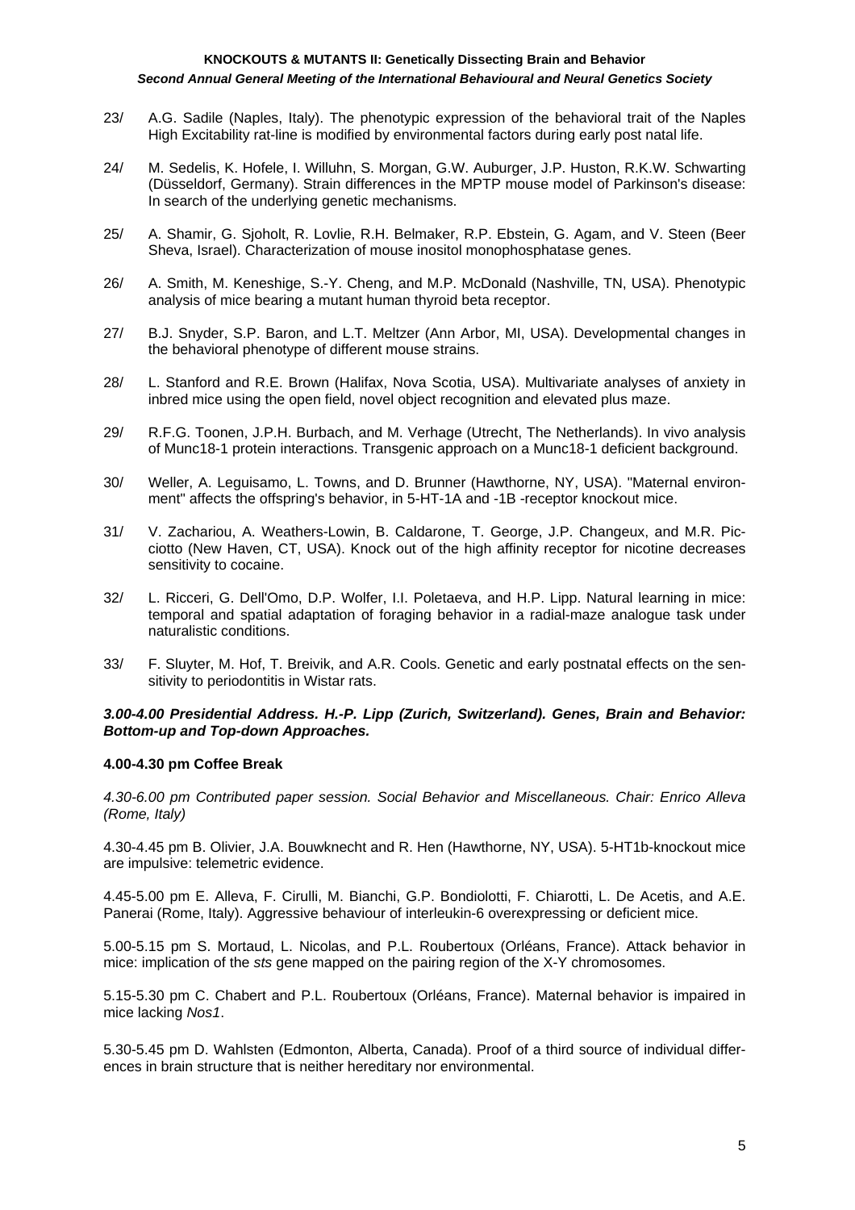23/ A.G. Sadile (Naples, Italy). The phenotypic expression of the behavioral trait of the Naples High Excitability rat-line is modified by environmental factors during early post natal life.

24/ M. Sedelis, K. Hofele, I. Willuhn, S. Morgan, G.W. Auburger, J.P. Huston, R.K.W. Schwarting (Düsseldorf, Germany). Strain differences in the MPTP mouse model of Parkinson's disease: In search of the underlying genetic mechanisms.

25/ A. Shamir, G. Sjoholt, R. Lovlie, R.H. Belmaker, R.P. Ebstein, G. Agam, and V. Steen (Beer Sheva, Israel). Characterization of mouse inositol monophosphatase genes.

26/ A. Smith, M. Keneshige, S.-Y. Cheng, and M.P. McDonald (Nashville, TN, USA). Phenotypic analysis of mice bearing a mutant human thyroid beta receptor.

27/ B.J. Snyder, S.P. Baron, and L.T. Meltzer (Ann Arbor, MI, USA). Developmental changes in the behavioral phenotype of different mouse strains.

28/ L. Stanford and R.E. Brown (Halifax, Nova Scotia, USA). Multivariate analyses of anxiety in inbred mice using the open field, novel object recognition and elevated plus maze.

29/ R.F.G. Toonen, J.P.H. Burbach, and M. Verhage (Utrecht, The Netherlands). In vivo analysis of Munc18-1 protein interactions. Transgenic approach on a Munc18-1 deficient background.

30/ Weller, A. Leguisamo, L. Towns, and D. Brunner (Hawthorne, NY, USA). "Maternal environment" affects the offspring's behavior, in 5-HT-1A and -1B -receptor knockout mice.

31/ V. Zachariou, A. Weathers-Lowin, B. Caldarone, T. George, J.P. Changeux, and M.R. Picciotto (New Haven, CT, USA). Knock out of the high affinity receptor for nicotine decreases sensitivity to cocaine.

32/ L. Ricceri, G. Dell'Omo, D.P. Wolfer, I.I. Poletaeva, and H.P. Lipp. Natural learning in mice: temporal and spatial adaptation of foraging behavior in a radial-maze analogue task under naturalistic conditions.

33/ F. Sluyter, M. Hof, T. Breivik, and A.R. Cools. Genetic and early postnatal effects on the sensitivity to periodontitis in Wistar rats.

***3.00-4.00 Presidential Address. H.-P. Lipp (Zurich, Switzerland). Genes, Brain and Behavior: Bottom-up and Top-down Approaches.***

**4.00-4.30 pm Coffee Break**

*4.30-6.00 pm Contributed paper session. Social Behavior and Miscellaneous. Chair: Enrico Alleva (Rome, Italy)*

4.30-4.45 pm B. Olivier, J.A. Bouwknecht and R. Hen (Hawthorne, NY, USA). 5-HT1b-knockout mice are impulsive: telemetric evidence.

4.45-5.00 pm E. Alleva, F. Cirulli, M. Bianchi, G.P. Bondiolotti, F. Chiarotti, L. De Acetis, and A.E. Panerai (Rome, Italy). Aggressive behaviour of interleukin-6 overexpressing or deficient mice.

5.00-5.15 pm S. Mortaud, L. Nicolas, and P.L. Roubertoux (Orléans, France). Attack behavior in mice: implication of the *sts* gene mapped on the pairing region of the X-Y chromosomes.

5.15-5.30 pm C. Chabert and P.L. Roubertoux (Orléans, France). Maternal behavior is impaired in mice lacking *Nos1*.

5.30-5.45 pm D. Wahlsten (Edmonton, Alberta, Canada). Proof of a third source of individual differences in brain structure that is neither hereditary nor environmental.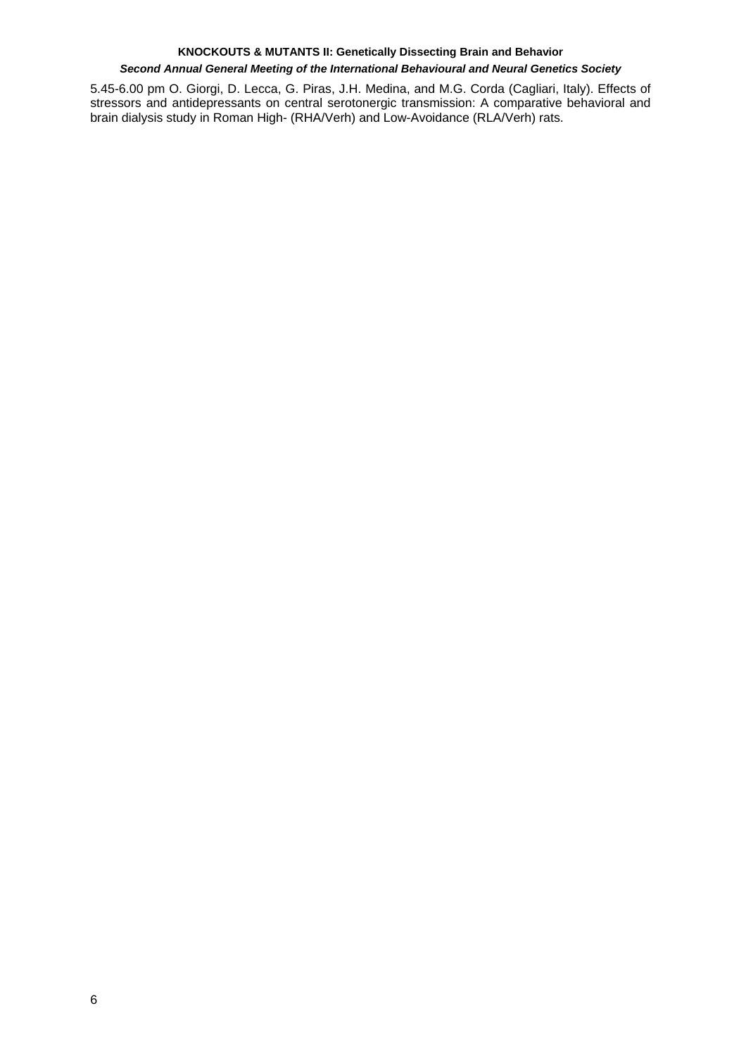5.45-6.00 pm O. Giorgi, D. Lecca, G. Piras, J.H. Medina, and M.G. Corda (Cagliari, Italy). Effects of stressors and antidepressants on central serotonergic transmission: A comparative behavioral and brain dialysis study in Roman High- (RHA/Verh) and Low-Avoidance (RLA/Verh) rats.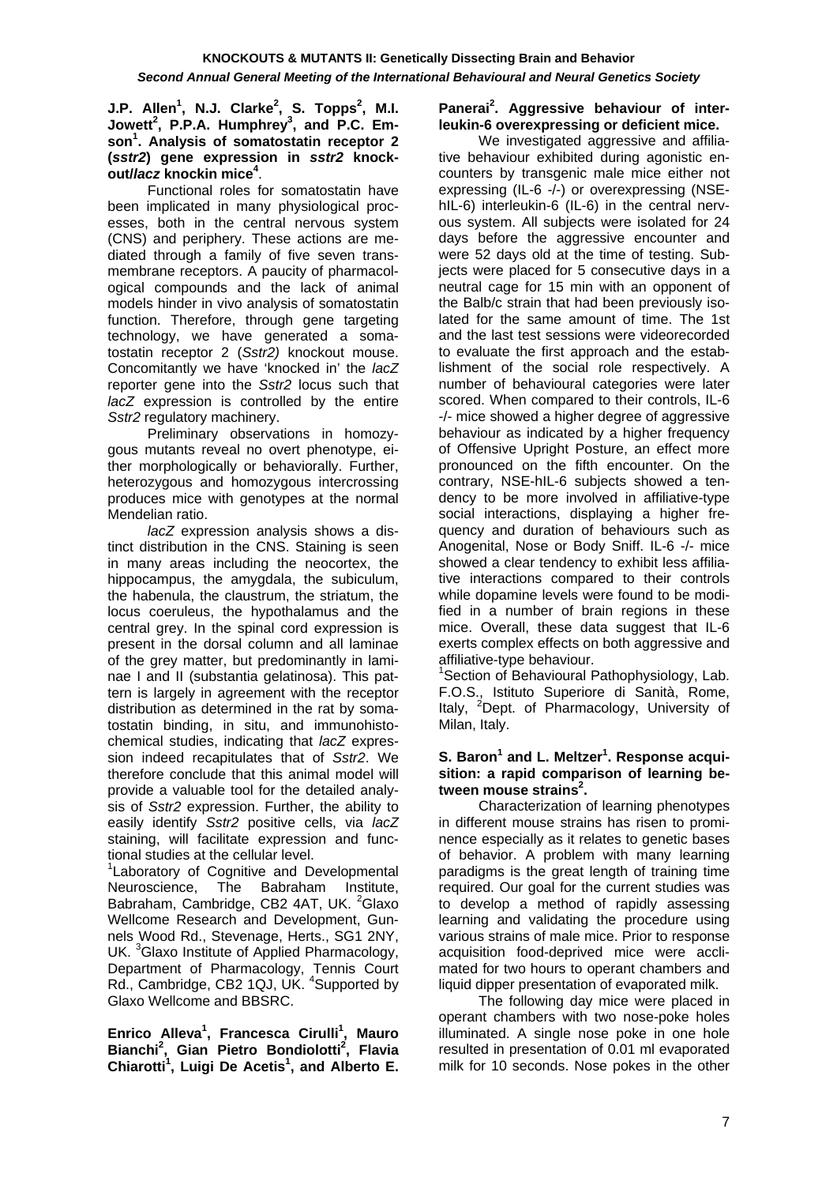**J.P. Allen[1], N.J. Clarke[2], S. Topps[2], M.I. Jowett[2], P.P.A. Humphrey[3], and P.C. Emson[1]. Analysis of somatostatin receptor 2 (*sstr2*) gene expression in *sstr2* knockout/*lacz* knockin mice[4].**

Functional roles for somatostatin have been implicated in many physiological processes, both in the central nervous system (CNS) and periphery. These actions are mediated through a family of five seven transmembrane receptors. A paucity of pharmacological compounds and the lack of animal models hinder in vivo analysis of somatostatin function. Therefore, through gene targeting technology, we have generated a somatostatin receptor 2 (*Sstr2)* knockout mouse. Concomitantly we have 'knocked in' the *lacZ* reporter gene into the *Sstr2* locus such that *lacZ* expression is controlled by the entire *Sstr2* regulatory machinery.

Preliminary observations in homozygous mutants reveal no overt phenotype, either morphologically or behaviorally. Further, heterozygous and homozygous intercrossing produces mice with genotypes at the normal Mendelian ratio.

*lacZ* expression analysis shows a distinct distribution in the CNS. Staining is seen in many areas including the neocortex, the hippocampus, the amygdala, the subiculum, the habenula, the claustrum, the striatum, the locus coeruleus, the hypothalamus and the central grey. In the spinal cord expression is present in the dorsal column and all laminae of the grey matter, but predominantly in laminae I and II (substantia gelatinosa). This pattern is largely in agreement with the receptor distribution as determined in the rat by somatostatin binding, in situ, and immunohistochemical studies, indicating that *lacZ* expression indeed recapitulates that of *Sstr2*. We therefore conclude that this animal model will provide a valuable tool for the detailed analysis of *Sstr2* expression. Further, the ability to easily identify *Sstr2* positive cells, via *lacZ* staining, will facilitate expression and functional studies at the cellular level.

[1]Laboratory of Cognitive and Developmental Neuroscience, The Babraham Institute, Babraham, Cambridge, CB2 4AT, UK. [2]Glaxo Wellcome Research and Development, Gunnels Wood Rd., Stevenage, Herts., SG1 2NY, UK. [3]Glaxo Institute of Applied Pharmacology, Department of Pharmacology, Tennis Court Rd., Cambridge, CB2 1QJ, UK. [4]Supported by Glaxo Wellcome and BBSRC.

**Enrico Alleva[1], Francesca Cirulli[1], Mauro Bianchi[2], Gian Pietro Bondiolotti[2], Flavia Chiarotti[1], Luigi De Acetis[1], and Alberto E. Panerai[2]. Aggressive behaviour of interleukin-6 overexpressing or deficient mice.**

We investigated aggressive and affiliative behaviour exhibited during agonistic encounters by transgenic male mice either not expressing (IL-6 -/-) or overexpressing (NSE-hIL-6) interleukin-6 (IL-6) in the central nervous system. All subjects were isolated for 24 days before the aggressive encounter and were 52 days old at the time of testing. Subjects were placed for 5 consecutive days in a neutral cage for 15 min with an opponent of the Balb/c strain that had been previously isolated for the same amount of time. The 1st and the last test sessions were videorecorded to evaluate the first approach and the establishment of the social role respectively. A number of behavioural categories were later scored. When compared to their controls, IL-6 -/- mice showed a higher degree of aggressive behaviour as indicated by a higher frequency of Offensive Upright Posture, an effect more pronounced on the fifth encounter. On the contrary, NSE-hIL-6 subjects showed a tendency to be more involved in affiliative-type social interactions, displaying a higher frequency and duration of behaviours such as Anogenital, Nose or Body Sniff. IL-6 -/- mice showed a clear tendency to exhibit less affiliative interactions compared to their controls while dopamine levels were found to be modified in a number of brain regions in these mice. Overall, these data suggest that IL-6 exerts complex effects on both aggressive and affiliative-type behaviour.

[1]Section of Behavioural Pathophysiology, Lab. F.O.S., Istituto Superiore di Sanità, Rome, Italy, [2]Dept. of Pharmacology, University of Milan, Italy.

**S. Baron[1] and L. Meltzer[1]. Response acquisition: a rapid comparison of learning between mouse strains[2].**

Characterization of learning phenotypes in different mouse strains has risen to prominence especially as it relates to genetic bases of behavior. A problem with many learning paradigms is the great length of training time required. Our goal for the current studies was to develop a method of rapidly assessing learning and validating the procedure using various strains of male mice. Prior to response acquisition food-deprived mice were acclimated for two hours to operant chambers and liquid dipper presentation of evaporated milk.

The following day mice were placed in operant chambers with two nose-poke holes illuminated. A single nose poke in one hole resulted in presentation of 0.01 ml evaporated milk for 10 seconds. Nose pokes in the other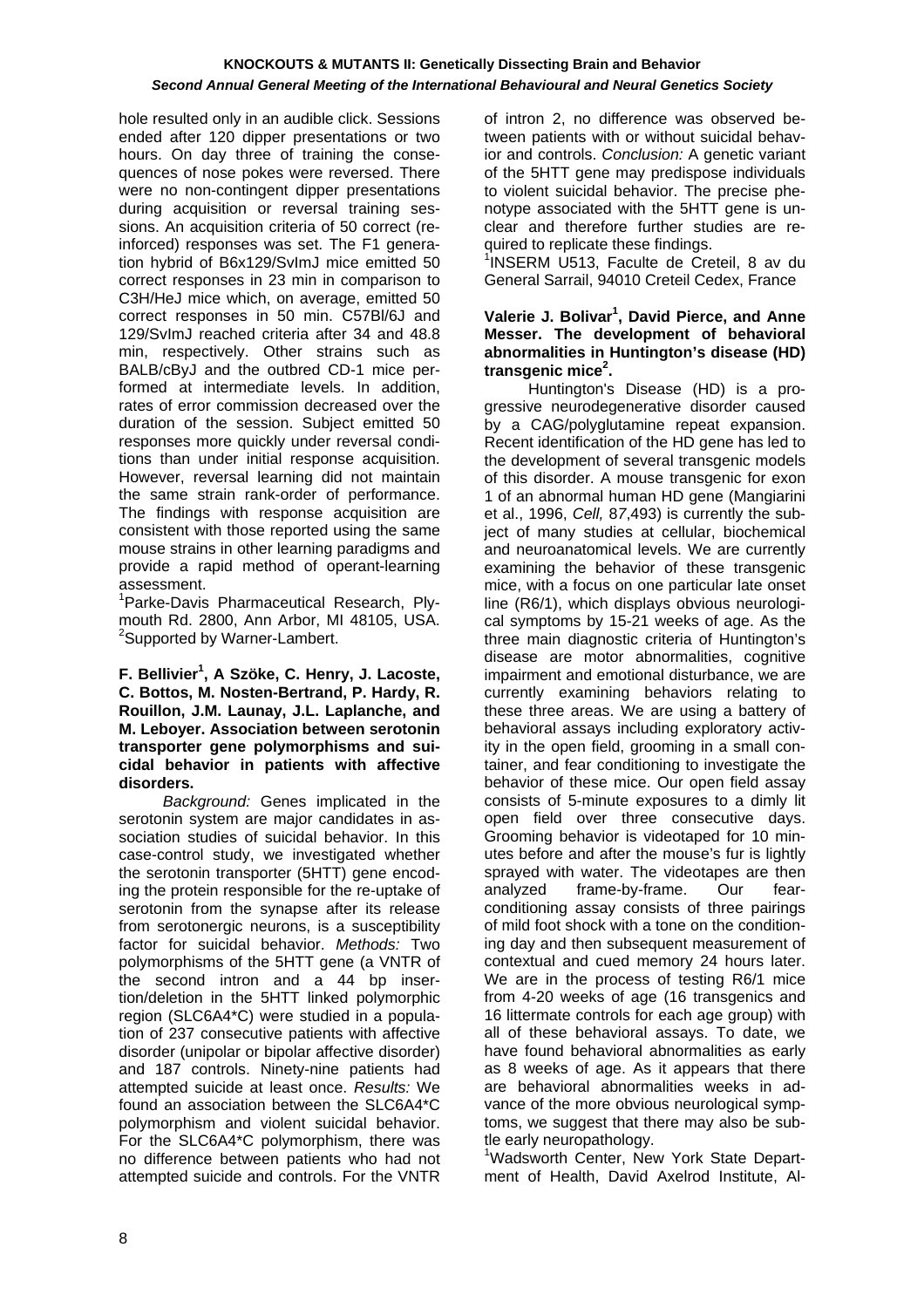hole resulted only in an audible click. Sessions ended after 120 dipper presentations or two hours. On day three of training the consequences of nose pokes were reversed. There were no non-contingent dipper presentations during acquisition or reversal training sessions. An acquisition criteria of 50 correct (reinforced) responses was set. The F1 generation hybrid of B6x129/SvImJ mice emitted 50 correct responses in 23 min in comparison to C3H/HeJ mice which, on average, emitted 50 correct responses in 50 min. C57Bl/6J and 129/SvImJ reached criteria after 34 and 48.8 min, respectively. Other strains such as BALB/cByJ and the outbred CD-1 mice performed at intermediate levels. In addition, rates of error commission decreased over the duration of the session. Subject emitted 50 responses more quickly under reversal conditions than under initial response acquisition. However, reversal learning did not maintain the same strain rank-order of performance. The findings with response acquisition are consistent with those reported using the same mouse strains in other learning paradigms and provide a rapid method of operant-learning assessment.

[1]Parke-Davis Pharmaceutical Research, Plymouth Rd. 2800, Ann Arbor, MI 48105, USA. [2]Supported by Warner-Lambert.

**F. Bellivier[1], A Szöke, C. Henry, J. Lacoste, C. Bottos, M. Nosten-Bertrand, P. Hardy, R. Rouillon, J.M. Launay, J.L. Laplanche, and M. Leboyer. Association between serotonin transporter gene polymorphisms and suicidal behavior in patients with affective disorders.**

*Background:* Genes implicated in the serotonin system are major candidates in association studies of suicidal behavior. In this case-control study, we investigated whether the serotonin transporter (5HTT) gene encoding the protein responsible for the re-uptake of serotonin from the synapse after its release from serotonergic neurons, is a susceptibility factor for suicidal behavior. *Methods:* Two polymorphisms of the 5HTT gene (a VNTR of the second intron and a 44 bp insertion/deletion in the 5HTT linked polymorphic region (SLC6A4*C) were studied in a population of 237 consecutive patients with affective disorder (unipolar or bipolar affective disorder) and 187 controls. Ninety-nine patients had attempted suicide at least once. *Results:* We found an association between the SLC6A4*C polymorphism and violent suicidal behavior. For the SLC6A4*C polymorphism, there was no difference between patients who had not attempted suicide and controls. For the VNTR of intron 2, no difference was observed between patients with or without suicidal behavior and controls. *Conclusion:* A genetic variant of the 5HTT gene may predispose individuals to violent suicidal behavior. The precise phenotype associated with the 5HTT gene is unclear and therefore further studies are required to replicate these findings.

[1]INSERM U513, Faculte de Creteil, 8 av du General Sarrail, 94010 Creteil Cedex, France

**Valerie J. Bolivar[1], David Pierce, and Anne Messer. The development of behavioral abnormalities in Huntington's disease (HD) transgenic mice[2].**

Huntington's Disease (HD) is a progressive neurodegenerative disorder caused by a CAG/polyglutamine repeat expansion. Recent identification of the HD gene has led to the development of several transgenic models of this disorder. A mouse transgenic for exon 1 of an abnormal human HD gene (Mangiarini et al., 1996, *Cell,* 87,493) is currently the subject of many studies at cellular, biochemical and neuroanatomical levels. We are currently examining the behavior of these transgenic mice, with a focus on one particular late onset line (R6/1), which displays obvious neurological symptoms by 15-21 weeks of age. As the three main diagnostic criteria of Huntington's disease are motor abnormalities, cognitive impairment and emotional disturbance, we are currently examining behaviors relating to these three areas. We are using a battery of behavioral assays including exploratory activity in the open field, grooming in a small container, and fear conditioning to investigate the behavior of these mice. Our open field assay consists of 5-minute exposures to a dimly lit open field over three consecutive days. Grooming behavior is videotaped for 10 minutes before and after the mouse's fur is lightly sprayed with water. The videotapes are then analyzed frame-by-frame. Our fear-conditioning assay consists of three pairings of mild foot shock with a tone on the conditioning day and then subsequent measurement of contextual and cued memory 24 hours later. We are in the process of testing R6/1 mice from 4-20 weeks of age (16 transgenics and 16 littermate controls for each age group) with all of these behavioral assays. To date, we have found behavioral abnormalities as early as 8 weeks of age. As it appears that there are behavioral abnormalities weeks in advance of the more obvious neurological symptoms, we suggest that there may also be subtle early neuropathology.

[1]Wadsworth Center, New York State Department of Health, David Axelrod Institute, Al-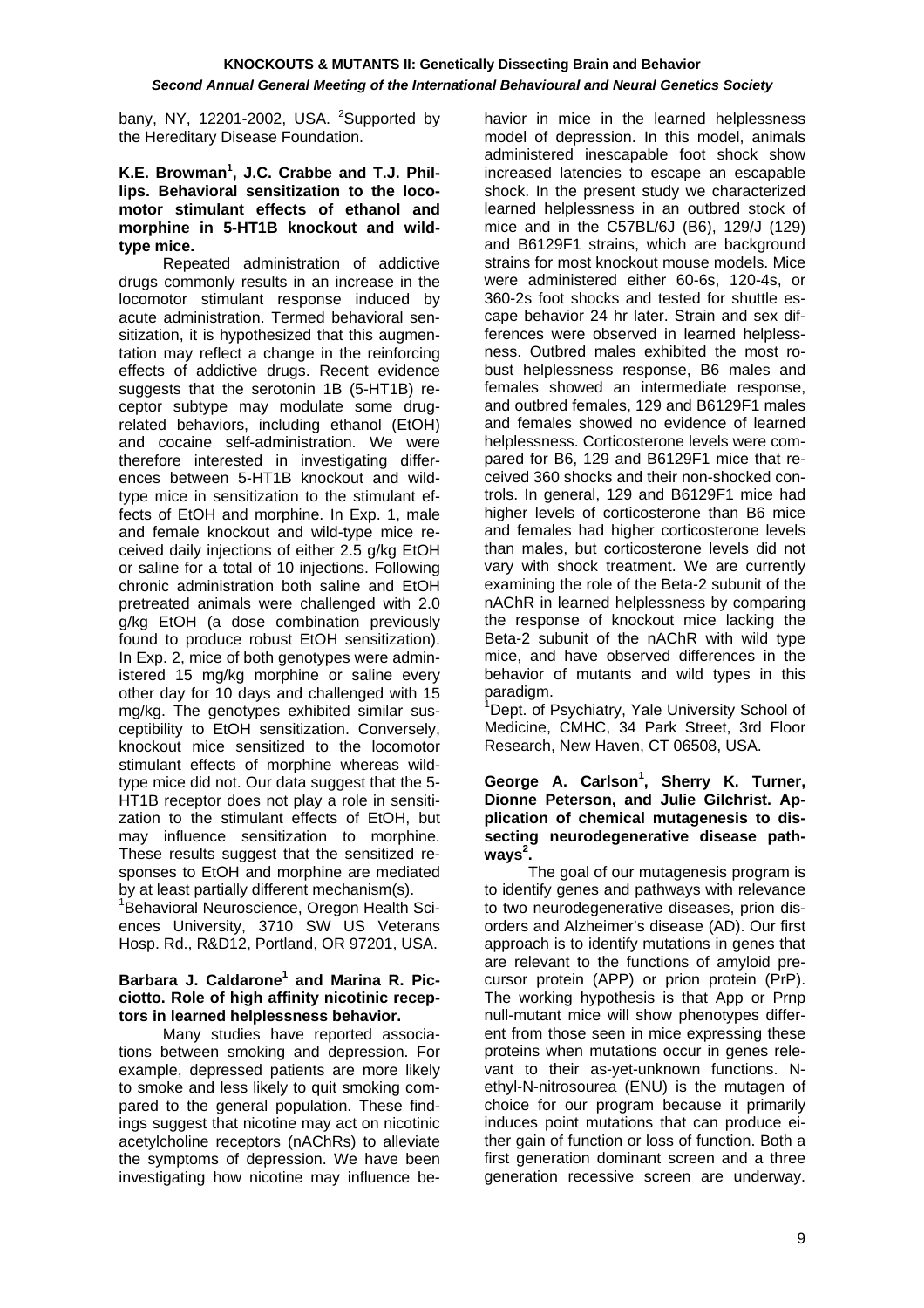bany, NY, 12201-2002, USA. [2]Supported by the Hereditary Disease Foundation.

**K.E. Browman[1], J.C. Crabbe and T.J. Phillips. Behavioral sensitization to the locomotor stimulant effects of ethanol and morphine in 5-HT1B knockout and wild-type mice.**

Repeated administration of addictive drugs commonly results in an increase in the locomotor stimulant response induced by acute administration. Termed behavioral sensitization, it is hypothesized that this augmentation may reflect a change in the reinforcing effects of addictive drugs. Recent evidence suggests that the serotonin 1B (5-HT1B) receptor subtype may modulate some drug-related behaviors, including ethanol (EtOH) and cocaine self-administration. We were therefore interested in investigating differences between 5-HT1B knockout and wild-type mice in sensitization to the stimulant effects of EtOH and morphine. In Exp. 1, male and female knockout and wild-type mice received daily injections of either 2.5 g/kg EtOH or saline for a total of 10 injections. Following chronic administration both saline and EtOH pretreated animals were challenged with 2.0 g/kg EtOH (a dose combination previously found to produce robust EtOH sensitization). In Exp. 2, mice of both genotypes were administered 15 mg/kg morphine or saline every other day for 10 days and challenged with 15 mg/kg. The genotypes exhibited similar susceptibility to EtOH sensitization. Conversely, knockout mice sensitized to the locomotor stimulant effects of morphine whereas wild-type mice did not. Our data suggest that the 5-HT1B receptor does not play a role in sensitization to the stimulant effects of EtOH, but may influence sensitization to morphine. These results suggest that the sensitized responses to EtOH and morphine are mediated by at least partially different mechanism(s).

[1]Behavioral Neuroscience, Oregon Health Sciences University, 3710 SW US Veterans Hosp. Rd., R&D12, Portland, OR 97201, USA.

**Barbara J. Caldarone[1] and Marina R. Picciotto. Role of high affinity nicotinic receptors in learned helplessness behavior.**

Many studies have reported associations between smoking and depression. For example, depressed patients are more likely to smoke and less likely to quit smoking compared to the general population. These findings suggest that nicotine may act on nicotinic acetylcholine receptors (nAChRs) to alleviate the symptoms of depression. We have been investigating how nicotine may influence behavior in mice in the learned helplessness model of depression. In this model, animals administered inescapable foot shock show increased latencies to escape an escapable shock. In the present study we characterized learned helplessness in an outbred stock of mice and in the C57BL/6J (B6), 129/J (129) and B6129F1 strains, which are background strains for most knockout mouse models. Mice were administered either 60-6s, 120-4s, or 360-2s foot shocks and tested for shuttle escape behavior 24 hr later. Strain and sex differences were observed in learned helplessness. Outbred males exhibited the most robust helplessness response, B6 males and females showed an intermediate response, and outbred females, 129 and B6129F1 males and females showed no evidence of learned helplessness. Corticosterone levels were compared for B6, 129 and B6129F1 mice that received 360 shocks and their non-shocked controls. In general, 129 and B6129F1 mice had higher levels of corticosterone than B6 mice and females had higher corticosterone levels than males, but corticosterone levels did not vary with shock treatment. We are currently examining the role of the Beta-2 subunit of the nAChR in learned helplessness by comparing the response of knockout mice lacking the Beta-2 subunit of the nAChR with wild type mice, and have observed differences in the behavior of mutants and wild types in this paradigm.

[1]Dept. of Psychiatry, Yale University School of Medicine, CMHC, 34 Park Street, 3rd Floor Research, New Haven, CT 06508, USA.

**George A. Carlson[1], Sherry K. Turner, Dionne Peterson, and Julie Gilchrist. Application of chemical mutagenesis to dissecting neurodegenerative disease pathways[2].**

The goal of our mutagenesis program is to identify genes and pathways with relevance to two neurodegenerative diseases, prion disorders and Alzheimer's disease (AD). Our first approach is to identify mutations in genes that are relevant to the functions of amyloid precursor protein (APP) or prion protein (PrP). The working hypothesis is that App or Prnp null-mutant mice will show phenotypes different from those seen in mice expressing these proteins when mutations occur in genes relevant to their as-yet-unknown functions. N-ethyl-N-nitrosourea (ENU) is the mutagen of choice for our program because it primarily induces point mutations that can produce either gain of function or loss of function. Both a first generation dominant screen and a three generation recessive screen are underway.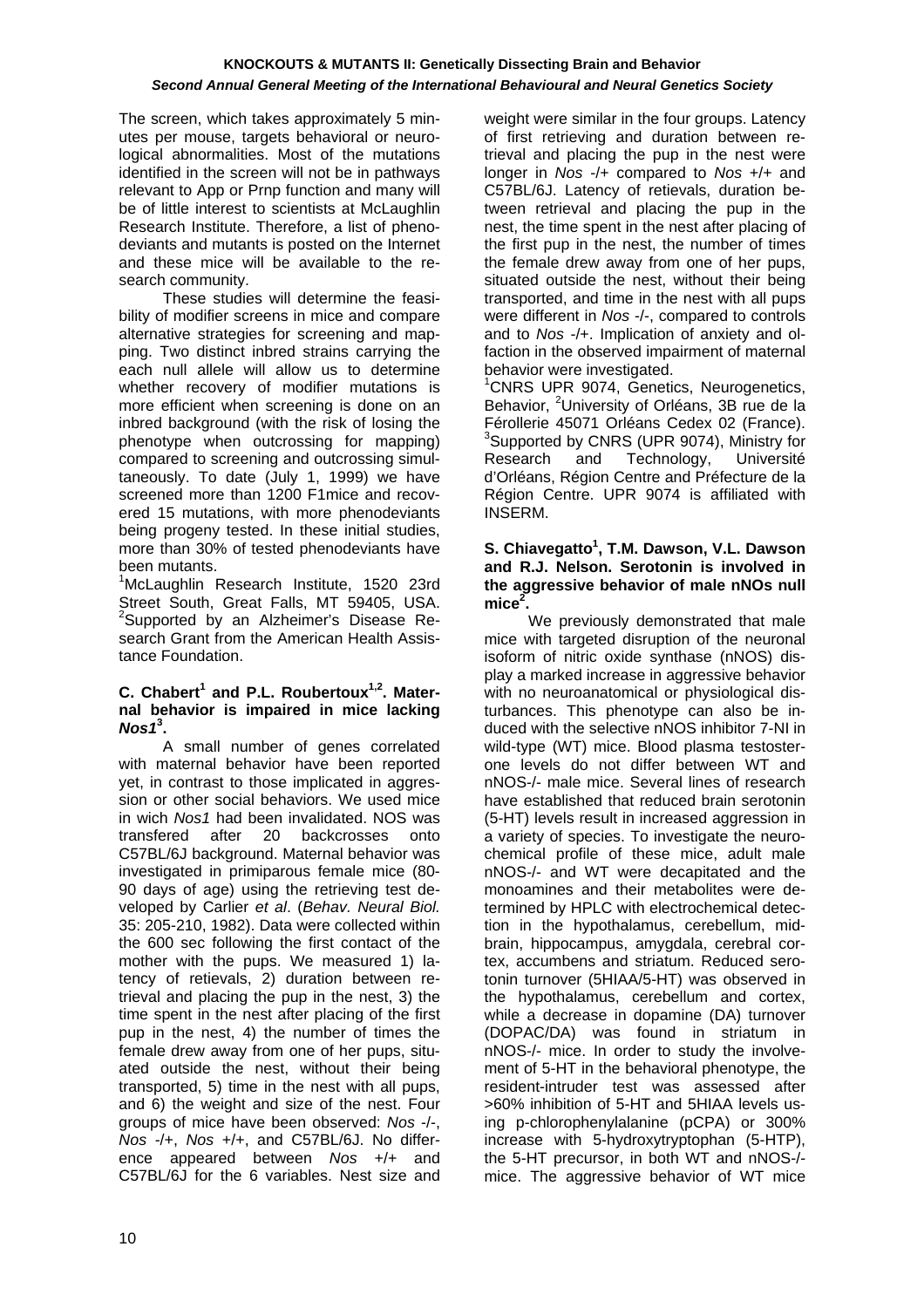The screen, which takes approximately 5 minutes per mouse, targets behavioral or neurological abnormalities. Most of the mutations identified in the screen will not be in pathways relevant to App or Prnp function and many will be of little interest to scientists at McLaughlin Research Institute. Therefore, a list of phenodeviants and mutants is posted on the Internet and these mice will be available to the research community.

These studies will determine the feasibility of modifier screens in mice and compare alternative strategies for screening and mapping. Two distinct inbred strains carrying the each null allele will allow us to determine whether recovery of modifier mutations is more efficient when screening is done on an inbred background (with the risk of losing the phenotype when outcrossing for mapping) compared to screening and outcrossing simultaneously. To date (July 1, 1999) we have screened more than 1200 F1mice and recovered 15 mutations, with more phenodeviants being progeny tested. In these initial studies, more than 30% of tested phenodeviants have been mutants.

[1]McLaughlin Research Institute, 1520 23rd Street South, Great Falls, MT 59405, USA. [2]Supported by an Alzheimer's Disease Research Grant from the American Health Assistance Foundation.

**C. Chabert[1] and P.L. Roubertoux[1,2]. Maternal behavior is impaired in mice lacking *Nos1*[3].**

A small number of genes correlated with maternal behavior have been reported yet, in contrast to those implicated in aggression or other social behaviors. We used mice in wich *Nos1* had been invalidated. NOS was transfered after 20 backcrosses onto C57BL/6J background. Maternal behavior was investigated in primiparous female mice (80-90 days of age) using the retrieving test developed by Carlier *et al*. (*Behav. Neural Biol.* 35: 205-210, 1982). Data were collected within the 600 sec following the first contact of the mother with the pups. We measured 1) latency of retievals, 2) duration between retrieval and placing the pup in the nest, 3) the time spent in the nest after placing of the first pup in the nest, 4) the number of times the female drew away from one of her pups, situated outside the nest, without their being transported, 5) time in the nest with all pups, and 6) the weight and size of the nest. Four groups of mice have been observed: *Nos* -/-, *Nos* -/+, *Nos* +/+, and C57BL/6J. No difference appeared between *Nos* +/+ and C57BL/6J for the 6 variables. Nest size and weight were similar in the four groups. Latency of first retrieving and duration between retrieval and placing the pup in the nest were longer in *Nos* -/+ compared to *Nos* +/+ and C57BL/6J. Latency of retievals, duration between retrieval and placing the pup in the nest, the time spent in the nest after placing of the first pup in the nest, the number of times the female drew away from one of her pups, situated outside the nest, without their being transported, and time in the nest with all pups were different in *Nos* -/-, compared to controls and to *Nos* -/+. Implication of anxiety and olfaction in the observed impairment of maternal behavior were investigated.

[1]CNRS UPR 9074, Genetics, Neurogenetics, Behavior, [2]University of Orléans, 3B rue de la Férollerie 45071 Orléans Cedex 02 (France). [3]Supported by CNRS (UPR 9074), Ministry for Research and Technology, Université d'Orléans, Région Centre and Préfecture de la Région Centre. UPR 9074 is affiliated with INSERM.

**S. Chiavegatto[1], T.M. Dawson, V.L. Dawson and R.J. Nelson. Serotonin is involved in the aggressive behavior of male nNOs null mice[2].**

We previously demonstrated that male mice with targeted disruption of the neuronal isoform of nitric oxide synthase (nNOS) display a marked increase in aggressive behavior with no neuroanatomical or physiological disturbances. This phenotype can also be induced with the selective nNOS inhibitor 7-NI in wild-type (WT) mice. Blood plasma testosterone levels do not differ between WT and nNOS-/- male mice. Several lines of research have established that reduced brain serotonin (5-HT) levels result in increased aggression in a variety of species. To investigate the neurochemical profile of these mice, adult male nNOS-/- and WT were decapitated and the monoamines and their metabolites were determined by HPLC with electrochemical detection in the hypothalamus, cerebellum, midbrain, hippocampus, amygdala, cerebral cortex, accumbens and striatum. Reduced serotonin turnover (5HIAA/5-HT) was observed in the hypothalamus, cerebellum and cortex, while a decrease in dopamine (DA) turnover (DOPAC/DA) was found in striatum in nNOS-/- mice. In order to study the involvement of 5-HT in the behavioral phenotype, the resident-intruder test was assessed after >60% inhibition of 5-HT and 5HIAA levels using p-chlorophenylalanine (pCPA) or 300% increase with 5-hydroxytryptophan (5-HTP), the 5-HT precursor, in both WT and nNOS-/- mice. The aggressive behavior of WT mice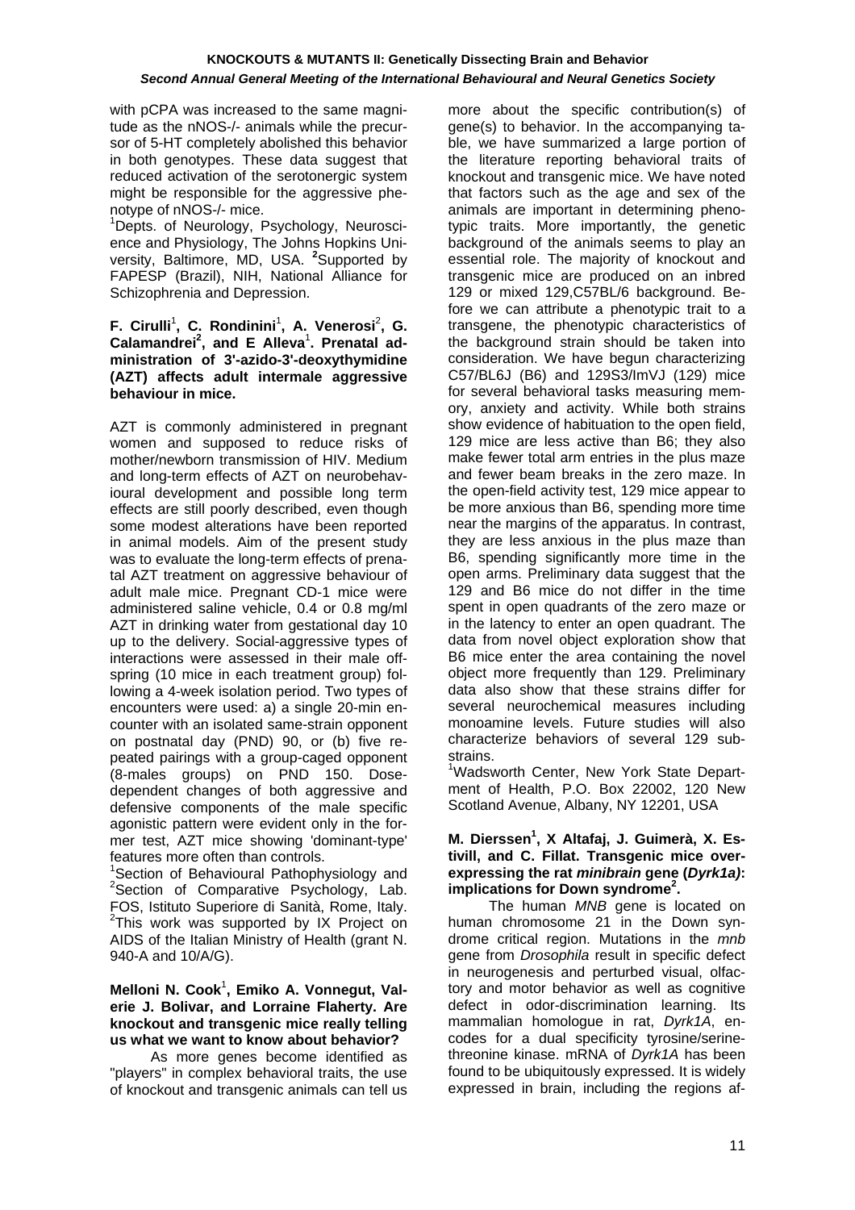with pCPA was increased to the same magnitude as the nNOS-/- animals while the precursor of 5-HT completely abolished this behavior in both genotypes. These data suggest that reduced activation of the serotonergic system might be responsible for the aggressive phenotype of nNOS-/- mice.

[1]Depts. of Neurology, Psychology, Neuroscience and Physiology, The Johns Hopkins University, Baltimore, MD, USA. [2]Supported by FAPESP (Brazil), NIH, National Alliance for Schizophrenia and Depression.

**F. Cirulli[1], C. Rondinini[1], A. Venerosi[2], G. Calamandrei[2], and E Alleva[1]. Prenatal administration of 3'-azido-3'-deoxythymidine (AZT) affects adult intermale aggressive behaviour in mice.**

AZT is commonly administered in pregnant women and supposed to reduce risks of mother/newborn transmission of HIV. Medium and long-term effects of AZT on neurobehavioural development and possible long term effects are still poorly described, even though some modest alterations have been reported in animal models. Aim of the present study was to evaluate the long-term effects of prenatal AZT treatment on aggressive behaviour of adult male mice. Pregnant CD-1 mice were administered saline vehicle, 0.4 or 0.8 mg/ml AZT in drinking water from gestational day 10 up to the delivery. Social-aggressive types of interactions were assessed in their male offspring (10 mice in each treatment group) following a 4-week isolation period. Two types of encounters were used: a) a single 20-min encounter with an isolated same-strain opponent on postnatal day (PND) 90, or (b) five repeated pairings with a group-caged opponent (8-males groups) on PND 150. Dose-dependent changes of both aggressive and defensive components of the male specific agonistic pattern were evident only in the former test, AZT mice showing 'dominant-type' features more often than controls.

[1]Section of Behavioural Pathophysiology and [2]Section of Comparative Psychology, Lab. FOS, Istituto Superiore di Sanità, Rome, Italy. [2]This work was supported by IX Project on AIDS of the Italian Ministry of Health (grant N. 940-A and 10/A/G).

**Melloni N. Cook[1], Emiko A. Vonnegut, Valerie J. Bolivar, and Lorraine Flaherty. Are knockout and transgenic mice really telling us what we want to know about behavior?**

As more genes become identified as "players" in complex behavioral traits, the use of knockout and transgenic animals can tell us more about the specific contribution(s) of gene(s) to behavior. In the accompanying table, we have summarized a large portion of the literature reporting behavioral traits of knockout and transgenic mice. We have noted that factors such as the age and sex of the animals are important in determining phenotypic traits. More importantly, the genetic background of the animals seems to play an essential role. The majority of knockout and transgenic mice are produced on an inbred 129 or mixed 129,C57BL/6 background. Before we can attribute a phenotypic trait to a transgene, the phenotypic characteristics of the background strain should be taken into consideration. We have begun characterizing C57/BL6J (B6) and 129S3/ImVJ (129) mice for several behavioral tasks measuring memory, anxiety and activity. While both strains show evidence of habituation to the open field, 129 mice are less active than B6; they also make fewer total arm entries in the plus maze and fewer beam breaks in the zero maze. In the open-field activity test, 129 mice appear to be more anxious than B6, spending more time near the margins of the apparatus. In contrast, they are less anxious in the plus maze than B6, spending significantly more time in the open arms. Preliminary data suggest that the 129 and B6 mice do not differ in the time spent in open quadrants of the zero maze or in the latency to enter an open quadrant. The data from novel object exploration show that B6 mice enter the area containing the novel object more frequently than 129. Preliminary data also show that these strains differ for several neurochemical measures including monoamine levels. Future studies will also characterize behaviors of several 129 substrains.

[1]Wadsworth Center, New York State Department of Health, P.O. Box 22002, 120 New Scotland Avenue, Albany, NY 12201, USA

**M. Dierssen[1], X Altafaj, J. Guimerà, X. Estivill, and C. Fillat. Transgenic mice overexpressing the rat *minibrain* gene (*Dyrk1a)*: implications for Down syndrome[2].**

The human *MNB* gene is located on human chromosome 21 in the Down syndrome critical region. Mutations in the *mnb* gene from *Drosophila* result in specific defect in neurogenesis and perturbed visual, olfactory and motor behavior as well as cognitive defect in odor-discrimination learning. Its mammalian homologue in rat, *Dyrk1A*, encodes for a dual specificity tyrosine/serine-threonine kinase. mRNA of *Dyrk1A* has been found to be ubiquitously expressed. It is widely expressed in brain, including the regions af-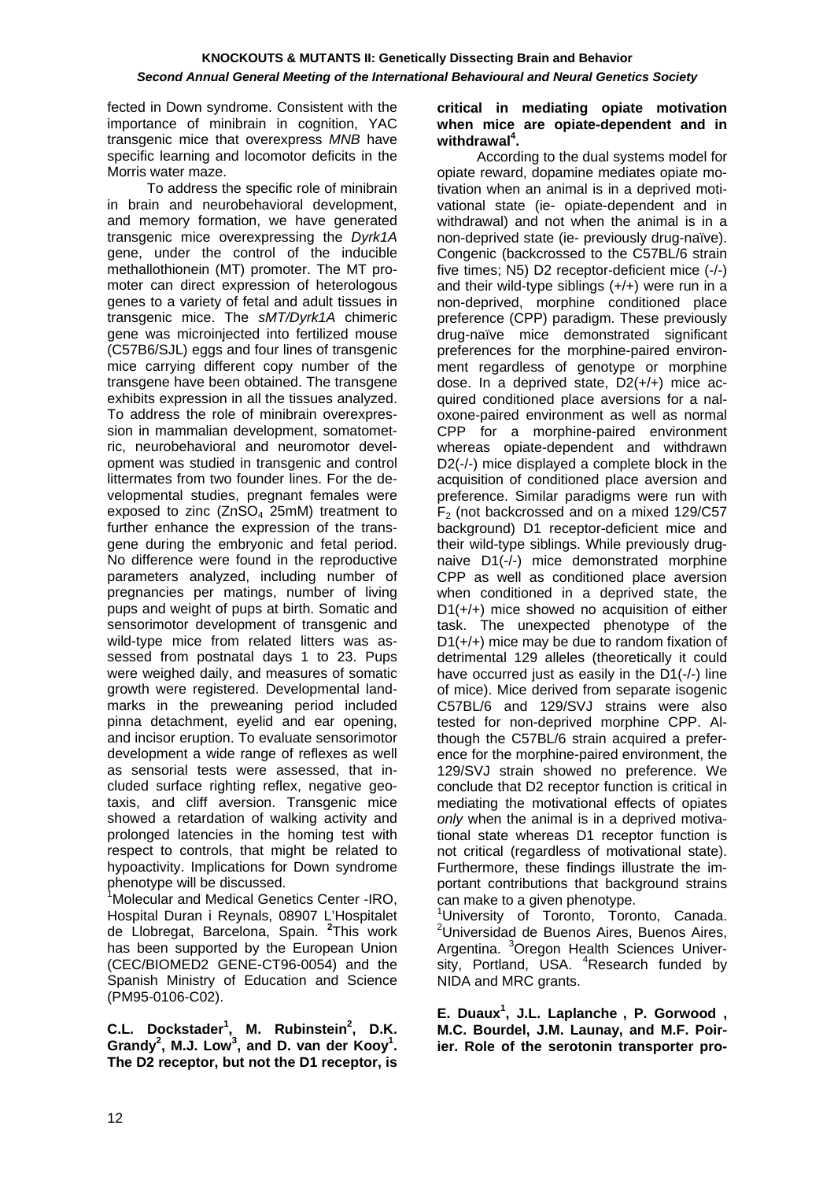fected in Down syndrome. Consistent with the importance of minibrain in cognition, YAC transgenic mice that overexpress *MNB* have specific learning and locomotor deficits in the Morris water maze.

To address the specific role of minibrain in brain and neurobehavioral development, and memory formation, we have generated transgenic mice overexpressing the *Dyrk1A* gene, under the control of the inducible methallothionein (MT) promoter. The MT promoter can direct expression of heterologous genes to a variety of fetal and adult tissues in transgenic mice. The *sMT/Dyrk1A* chimeric gene was microinjected into fertilized mouse (C57B6/SJL) eggs and four lines of transgenic mice carrying different copy number of the transgene have been obtained. The transgene exhibits expression in all the tissues analyzed. To address the role of minibrain overexpression in mammalian development, somatometric, neurobehavioral and neuromotor development was studied in transgenic and control littermates from two founder lines. For the developmental studies, pregnant females were exposed to zinc ($ZnSO_4$ 25mM) treatment to further enhance the expression of the transgene during the embryonic and fetal period. No difference were found in the reproductive parameters analyzed, including number of pregnancies per matings, number of living pups and weight of pups at birth. Somatic and sensorimotor development of transgenic and wild-type mice from related litters was assessed from postnatal days 1 to 23. Pups were weighed daily, and measures of somatic growth were registered. Developmental landmarks in the preweaning period included pinna detachment, eyelid and ear opening, and incisor eruption. To evaluate sensorimotor development a wide range of reflexes as well as sensorial tests were assessed, that included surface righting reflex, negative geotaxis, and cliff aversion. Transgenic mice showed a retardation of walking activity and prolonged latencies in the homing test with respect to controls, that might be related to hypoactivity. Implications for Down syndrome phenotype will be discussed.

[1]Molecular and Medical Genetics Center -IRO, Hospital Duran i Reynals, 08907 L'Hospitalet de Llobregat, Barcelona, Spain. **[2]**This work has been supported by the European Union (CEC/BIOMED2 GENE-CT96-0054) and the Spanish Ministry of Education and Science (PM95-0106-C02).

**C.L. Dockstader[1], M. Rubinstein[2], D.K. Grandy[2], M.J. Low[3], and D. van der Kooy[1]. The D2 receptor, but not the D1 receptor, is critical in mediating opiate motivation when mice are opiate-dependent and in withdrawal[4].**

According to the dual systems model for opiate reward, dopamine mediates opiate motivation when an animal is in a deprived motivational state (ie- opiate-dependent and in withdrawal) and not when the animal is in a non-deprived state (ie- previously drug-naïve). Congenic (backcrossed to the C57BL/6 strain five times; N5) D2 receptor-deficient mice (-/-) and their wild-type siblings (+/+) were run in a non-deprived, morphine conditioned place preference (CPP) paradigm. These previously drug-naïve mice demonstrated significant preferences for the morphine-paired environment regardless of genotype or morphine dose. In a deprived state, D2(+/+) mice acquired conditioned place aversions for a naloxone-paired environment as well as normal CPP for a morphine-paired environment whereas opiate-dependent and withdrawn D2(-/-) mice displayed a complete block in the acquisition of conditioned place aversion and preference. Similar paradigms were run with $F_2$ (not backcrossed and on a mixed 129/C57 background) D1 receptor-deficient mice and their wild-type siblings. While previously drug-naive D1(-/-) mice demonstrated morphine CPP as well as conditioned place aversion when conditioned in a deprived state, the D1(+/+) mice showed no acquisition of either task. The unexpected phenotype of the D1(+/+) mice may be due to random fixation of detrimental 129 alleles (theoretically it could have occurred just as easily in the D1(-/-) line of mice). Mice derived from separate isogenic C57BL/6 and 129/SVJ strains were also tested for non-deprived morphine CPP. Although the C57BL/6 strain acquired a preference for the morphine-paired environment, the 129/SVJ strain showed no preference. We conclude that D2 receptor function is critical in mediating the motivational effects of opiates *only* when the animal is in a deprived motivational state whereas D1 receptor function is not critical (regardless of motivational state). Furthermore, these findings illustrate the important contributions that background strains can make to a given phenotype.

[1]University of Toronto, Toronto, Canada. [2]Universidad de Buenos Aires, Buenos Aires, Argentina. [3]Oregon Health Sciences University, Portland, USA. [4]Research funded by NIDA and MRC grants.

**E. Duaux[1], J.L. Laplanche , P. Gorwood , M.C. Bourdel, J.M. Launay, and M.F. Poirier. Role of the serotonin transporter pro-**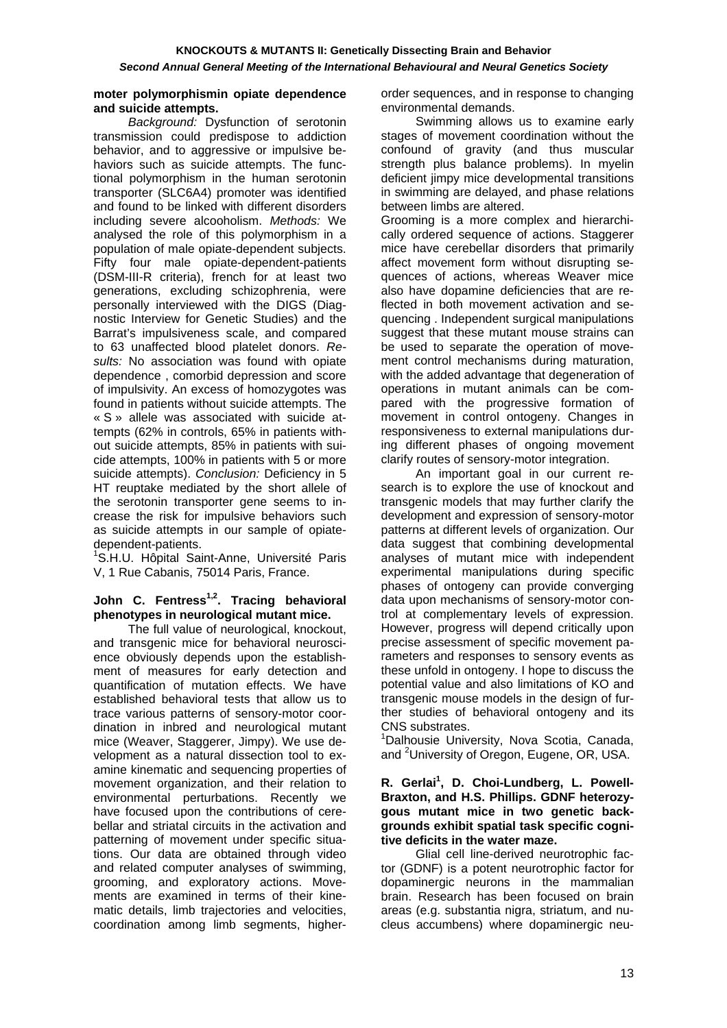**moter polymorphismin opiate dependence and suicide attempts.**

*Background:* Dysfunction of serotonin transmission could predispose to addiction behavior, and to aggressive or impulsive behaviors such as suicide attempts. The functional polymorphism in the human serotonin transporter (SLC6A4) promoter was identified and found to be linked with different disorders including severe alcoolholism. *Methods:* We analysed the role of this polymorphism in a population of male opiate-dependent subjects. Fifty four male opiate-dependent-patients (DSM-III-R criteria), french for at least two generations, excluding schizophrenia, were personally interviewed with the DIGS (Diagnostic Interview for Genetic Studies) and the Barrat's impulsiveness scale, and compared to 63 unaffected blood platelet donors. *Results:* No association was found with opiate dependence , comorbid depression and score of impulsivity. An excess of homozygotes was found in patients without suicide attempts. The « S » allele was associated with suicide attempts (62% in controls, 65% in patients without suicide attempts, 85% in patients with suicide attempts, 100% in patients with 5 or more suicide attempts). *Conclusion:* Deficiency in 5 HT reuptake mediated by the short allele of the serotonin transporter gene seems to increase the risk for impulsive behaviors such as suicide attempts in our sample of opiate-dependent-patients.

[1]S.H.U. Hôpital Saint-Anne, Université Paris V, 1 Rue Cabanis, 75014 Paris, France.

**John C. Fentress[1,2]. Tracing behavioral phenotypes in neurological mutant mice.**

The full value of neurological, knockout, and transgenic mice for behavioral neuroscience obviously depends upon the establishment of measures for early detection and quantification of mutation effects. We have established behavioral tests that allow us to trace various patterns of sensory-motor coordination in inbred and neurological mutant mice (Weaver, Staggerer, Jimpy). We use development as a natural dissection tool to examine kinematic and sequencing properties of movement organization, and their relation to environmental perturbations. Recently we have focused upon the contributions of cerebellar and striatal circuits in the activation and patterning of movement under specific situations. Our data are obtained through video and related computer analyses of swimming, grooming, and exploratory actions. Movements are examined in terms of their kinematic details, limb trajectories and velocities, coordination among limb segments, higher-order sequences, and in response to changing environmental demands.

Swimming allows us to examine early stages of movement coordination without the confound of gravity (and thus muscular strength plus balance problems). In myelin deficient jimpy mice developmental transitions in swimming are delayed, and phase relations between limbs are altered.

Grooming is a more complex and hierarchically ordered sequence of actions. Staggerer mice have cerebellar disorders that primarily affect movement form without disrupting sequences of actions, whereas Weaver mice also have dopamine deficiencies that are reflected in both movement activation and sequencing . Independent surgical manipulations suggest that these mutant mouse strains can be used to separate the operation of movement control mechanisms during maturation, with the added advantage that degeneration of operations in mutant animals can be compared with the progressive formation of movement in control ontogeny. Changes in responsiveness to external manipulations during different phases of ongoing movement clarify routes of sensory-motor integration.

An important goal in our current research is to explore the use of knockout and transgenic models that may further clarify the development and expression of sensory-motor patterns at different levels of organization. Our data suggest that combining developmental analyses of mutant mice with independent experimental manipulations during specific phases of ontogeny can provide converging data upon mechanisms of sensory-motor control at complementary levels of expression. However, progress will depend critically upon precise assessment of specific movement parameters and responses to sensory events as these unfold in ontogeny. I hope to discuss the potential value and also limitations of KO and transgenic mouse models in the design of further studies of behavioral ontogeny and its CNS substrates.

[1]Dalhousie University, Nova Scotia, Canada, and [2]University of Oregon, Eugene, OR, USA.

**R. Gerlai[1], D. Choi-Lundberg, L. Powell-Braxton, and H.S. Phillips. GDNF heterozygous mutant mice in two genetic backgrounds exhibit spatial task specific cognitive deficits in the water maze.**

Glial cell line-derived neurotrophic factor (GDNF) is a potent neurotrophic factor for dopaminergic neurons in the mammalian brain. Research has been focused on brain areas (e.g. substantia nigra, striatum, and nucleus accumbens) where dopaminergic neu-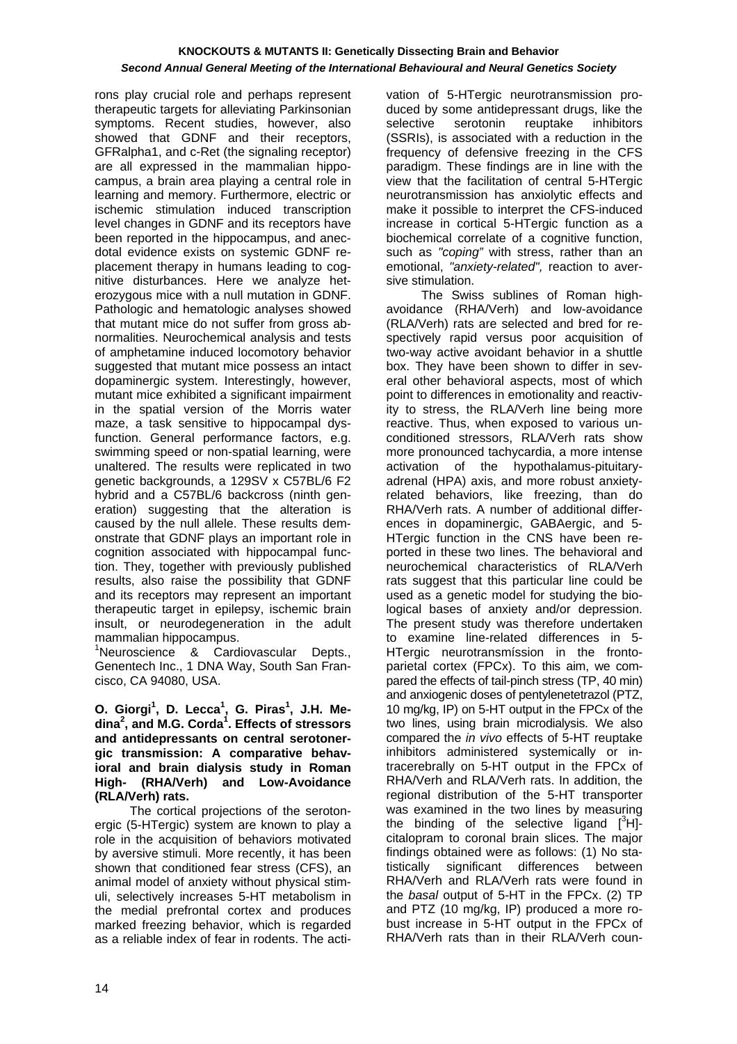rons play crucial role and perhaps represent therapeutic targets for alleviating Parkinsonian symptoms. Recent studies, however, also showed that GDNF and their receptors, GFRalpha1, and c-Ret (the signaling receptor) are all expressed in the mammalian hippocampus, a brain area playing a central role in learning and memory. Furthermore, electric or ischemic stimulation induced transcription level changes in GDNF and its receptors have been reported in the hippocampus, and anecdotal evidence exists on systemic GDNF replacement therapy in humans leading to cognitive disturbances. Here we analyze heterozygous mice with a null mutation in GDNF. Pathologic and hematologic analyses showed that mutant mice do not suffer from gross abnormalities. Neurochemical analysis and tests of amphetamine induced locomotory behavior suggested that mutant mice possess an intact dopaminergic system. Interestingly, however, mutant mice exhibited a significant impairment in the spatial version of the Morris water maze, a task sensitive to hippocampal dysfunction. General performance factors, e.g. swimming speed or non-spatial learning, were unaltered. The results were replicated in two genetic backgrounds, a 129SV x C57BL/6 F2 hybrid and a C57BL/6 backcross (ninth generation) suggesting that the alteration is caused by the null allele. These results demonstrate that GDNF plays an important role in cognition associated with hippocampal function. They, together with previously published results, also raise the possibility that GDNF and its receptors may represent an important therapeutic target in epilepsy, ischemic brain insult, or neurodegeneration in the adult mammalian hippocampus.

[1]Neuroscience & Cardiovascular Depts., Genentech Inc., 1 DNA Way, South San Francisco, CA 94080, USA.

**O. Giorgi[1], D. Lecca[1], G. Piras[1], J.H. Medina[2], and M.G. Corda[1]. Effects of stressors and antidepressants on central serotonergic transmission: A comparative behavioral and brain dialysis study in Roman High- (RHA/Verh) and Low-Avoidance (RLA/Verh) rats.**

The cortical projections of the serotonergic (5-HTergic) system are known to play a role in the acquisition of behaviors motivated by aversive stimuli. More recently, it has been shown that conditioned fear stress (CFS), an animal model of anxiety without physical stimuli, selectively increases 5-HT metabolism in the medial prefrontal cortex and produces marked freezing behavior, which is regarded as a reliable index of fear in rodents. The activation of 5-HTergic neurotransmission produced by some antidepressant drugs, like the selective serotonin reuptake inhibitors (SSRIs), is associated with a reduction in the frequency of defensive freezing in the CFS paradigm. These findings are in line with the view that the facilitation of central 5-HTergic neurotransmission has anxiolytic effects and make it possible to interpret the CFS-induced increase in cortical 5-HTergic function as a biochemical correlate of a cognitive function, such as *"coping"* with stress, rather than an emotional, *"anxiety-related",* reaction to aversive stimulation.

The Swiss sublines of Roman high-avoidance (RHA/Verh) and low-avoidance (RLA/Verh) rats are selected and bred for respectively rapid versus poor acquisition of two-way active avoidant behavior in a shuttle box. They have been shown to differ in several other behavioral aspects, most of which point to differences in emotionality and reactivity to stress, the RLA/Verh line being more reactive. Thus, when exposed to various unconditioned stressors, RLA/Verh rats show more pronounced tachycardia, a more intense activation of the hypothalamus-pituitary-adrenal (HPA) axis, and more robust anxiety-related behaviors, like freezing, than do RHA/Verh rats. A number of additional differences in dopaminergic, GABAergic, and 5-HTergic function in the CNS have been reported in these two lines. The behavioral and neurochemical characteristics of RLA/Verh rats suggest that this particular line could be used as a genetic model for studying the biological bases of anxiety and/or depression. The present study was therefore undertaken to examine line-related differences in 5-HTergic neurotransmíssion in the fronto-parietal cortex (FPCx). To this aim, we compared the effects of tail-pinch stress (TP, 40 min) and anxiogenic doses of pentylenetetrazol (PTZ, 10 mg/kg, IP) on 5-HT output in the FPCx of the two lines, using brain microdialysis. We also compared the *in vivo* effects of 5-HT reuptake inhibitors administered systemically or intracerebrally on 5-HT output in the FPCx of RHA/Verh and RLA/Verh rats. In addition, the regional distribution of the 5-HT transporter was examined in the two lines by measuring the binding of the selective ligand [$^{3}$H]-citalopram to coronal brain slices. The major findings obtained were as follows: (1) No statistically significant differences between RHA/Verh and RLA/Verh rats were found in the *basal* output of 5-HT in the FPCx. (2) TP and PTZ (10 mg/kg, IP) produced a more robust increase in 5-HT output in the FPCx of RHA/Verh rats than in their RLA/Verh coun-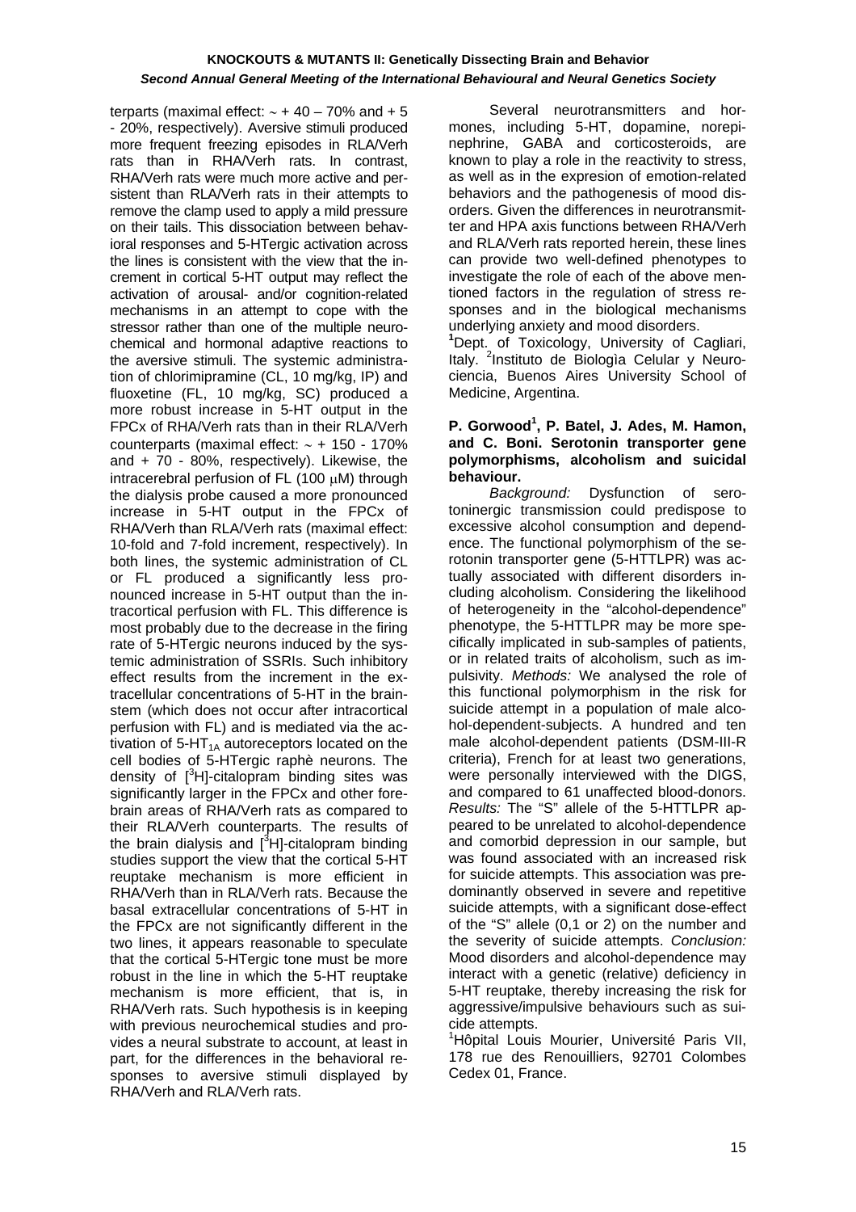terparts (maximal effect: ~ + 40 – 70% and + 5 - 20%, respectively). Aversive stimuli produced more frequent freezing episodes in RLA/Verh rats than in RHA/Verh rats. In contrast, RHA/Verh rats were much more active and persistent than RLA/Verh rats in their attempts to remove the clamp used to apply a mild pressure on their tails. This dissociation between behavioral responses and 5-HTergic activation across the lines is consistent with the view that the increment in cortical 5-HT output may reflect the activation of arousal- and/or cognition-related mechanisms in an attempt to cope with the stressor rather than one of the multiple neurochemical and hormonal adaptive reactions to the aversive stimuli. The systemic administration of chlorimipramine (CL, 10 mg/kg, IP) and fluoxetine (FL, 10 mg/kg, SC) produced a more robust increase in 5-HT output in the FPCx of RHA/Verh rats than in their RLA/Verh counterparts (maximal effect: ~ + 150 - 170% and + 70 - 80%, respectively). Likewise, the intracerebral perfusion of FL (100 μM) through the dialysis probe caused a more pronounced increase in 5-HT output in the FPCx of RHA/Verh than RLA/Verh rats (maximal effect: 10-fold and 7-fold increment, respectively). In both lines, the systemic administration of CL or FL produced a significantly less pronounced increase in 5-HT output than the intracortical perfusion with FL. This difference is most probably due to the decrease in the firing rate of 5-HTergic neurons induced by the systemic administration of SSRIs. Such inhibitory effect results from the increment in the extracellular concentrations of 5-HT in the brainstem (which does not occur after intracortical perfusion with FL) and is mediated via the activation of $5\text{-HT}_{1A}$ autoreceptors located on the cell bodies of 5-HTergic raphè neurons. The density of [$^3$H]-citalopram binding sites was significantly larger in the FPCx and other forebrain areas of RHA/Verh rats as compared to their RLA/Verh counterparts. The results of the brain dialysis and [$^3$H]-citalopram binding studies support the view that the cortical 5-HT reuptake mechanism is more efficient in RHA/Verh than in RLA/Verh rats. Because the basal extracellular concentrations of 5-HT in the FPCx are not significantly different in the two lines, it appears reasonable to speculate that the cortical 5-HTergic tone must be more robust in the line in which the 5-HT reuptake mechanism is more efficient, that is, in RHA/Verh rats. Such hypothesis is in keeping with previous neurochemical studies and provides a neural substrate to account, at least in part, for the differences in the behavioral responses to aversive stimuli displayed by RHA/Verh and RLA/Verh rats.

Several neurotransmitters and hormones, including 5-HT, dopamine, norepinephrine, GABA and corticosteroids, are known to play a role in the reactivity to stress, as well as in the expresion of emotion-related behaviors and the pathogenesis of mood disorders. Given the differences in neurotransmitter and HPA axis functions between RHA/Verh and RLA/Verh rats reported herein, these lines can provide two well-defined phenotypes to investigate the role of each of the above mentioned factors in the regulation of stress responses and in the biological mechanisms underlying anxiety and mood disorders.

[1]Dept. of Toxicology, University of Cagliari, Italy. [2]Instituto de Biologìa Celular y Neurociencia, Buenos Aires University School of Medicine, Argentina.

**P. Gorwood[1], P. Batel, J. Ades, M. Hamon, and C. Boni. Serotonin transporter gene polymorphisms, alcoholism and suicidal behaviour.**

*Background:* Dysfunction of serotoninergic transmission could predispose to excessive alcohol consumption and dependence. The functional polymorphism of the serotonin transporter gene (5-HTTLPR) was actually associated with different disorders including alcoholism. Considering the likelihood of heterogeneity in the "alcohol-dependence" phenotype, the 5-HTTLPR may be more specifically implicated in sub-samples of patients, or in related traits of alcoholism, such as impulsivity. *Methods:* We analysed the role of this functional polymorphism in the risk for suicide attempt in a population of male alcohol-dependent-subjects. A hundred and ten male alcohol-dependent patients (DSM-III-R criteria), French for at least two generations, were personally interviewed with the DIGS, and compared to 61 unaffected blood-donors. *Results:* The "S" allele of the 5-HTTLPR appeared to be unrelated to alcohol-dependence and comorbid depression in our sample, but was found associated with an increased risk for suicide attempts. This association was predominantly observed in severe and repetitive suicide attempts, with a significant dose-effect of the "S" allele (0,1 or 2) on the number and the severity of suicide attempts. *Conclusion:* Mood disorders and alcohol-dependence may interact with a genetic (relative) deficiency in 5-HT reuptake, thereby increasing the risk for aggressive/impulsive behaviours such as suicide attempts.

[1]Hôpital Louis Mourier, Université Paris VII, 178 rue des Renouilliers, 92701 Colombes Cedex 01, France.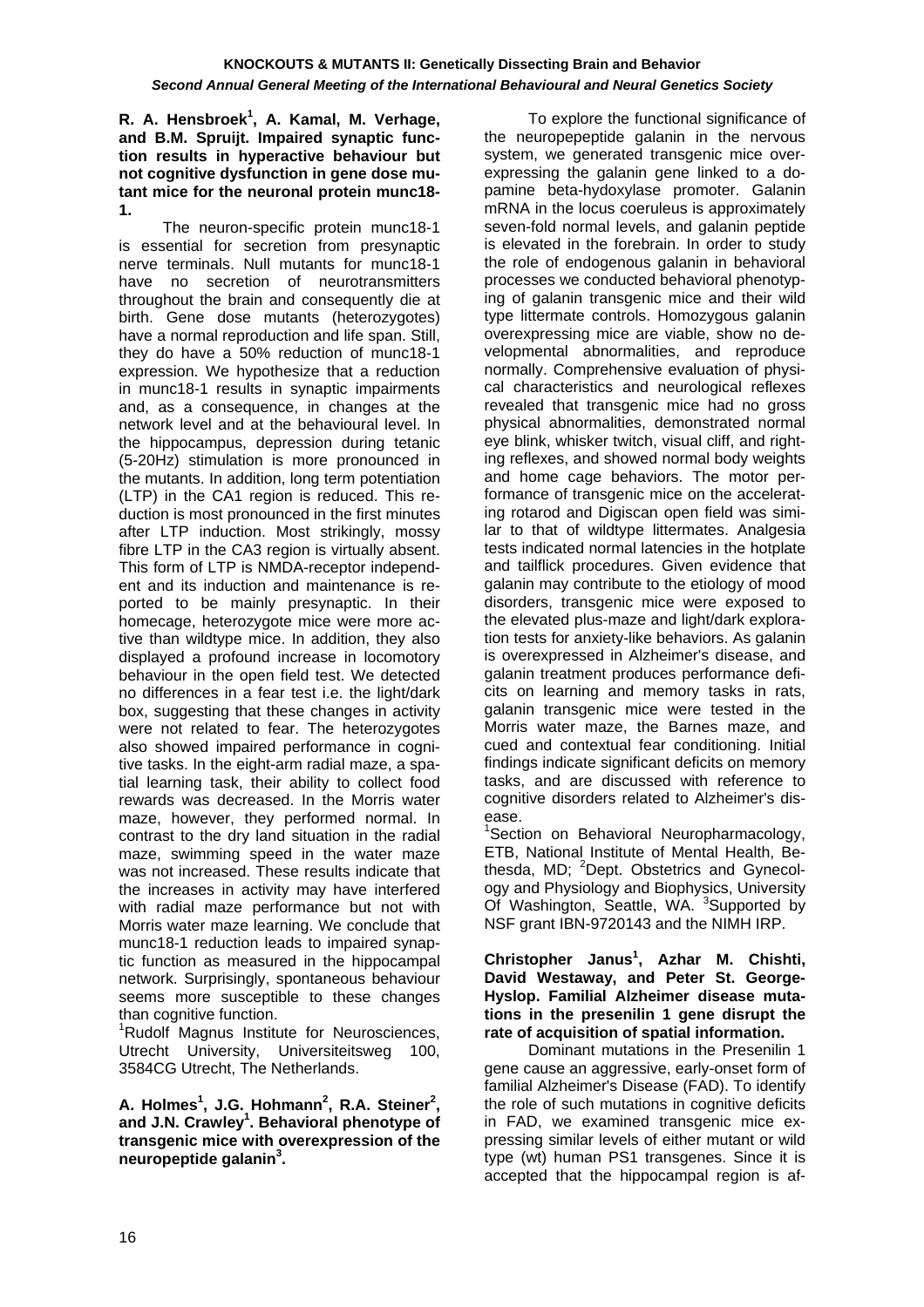**R. A. Hensbroek[1], A. Kamal, M. Verhage, and B.M. Spruijt. Impaired synaptic function results in hyperactive behaviour but not cognitive dysfunction in gene dose mutant mice for the neuronal protein munc18-1.**

The neuron-specific protein munc18-1 is essential for secretion from presynaptic nerve terminals. Null mutants for munc18-1 have no secretion of neurotransmitters throughout the brain and consequently die at birth. Gene dose mutants (heterozygotes) have a normal reproduction and life span. Still, they do have a 50% reduction of munc18-1 expression. We hypothesize that a reduction in munc18-1 results in synaptic impairments and, as a consequence, in changes at the network level and at the behavioural level. In the hippocampus, depression during tetanic (5-20Hz) stimulation is more pronounced in the mutants. In addition, long term potentiation (LTP) in the CA1 region is reduced. This reduction is most pronounced in the first minutes after LTP induction. Most strikingly, mossy fibre LTP in the CA3 region is virtually absent. This form of LTP is NMDA-receptor independent and its induction and maintenance is reported to be mainly presynaptic. In their homecage, heterozygote mice were more active than wildtype mice. In addition, they also displayed a profound increase in locomotory behaviour in the open field test. We detected no differences in a fear test i.e. the light/dark box, suggesting that these changes in activity were not related to fear. The heterozygotes also showed impaired performance in cognitive tasks. In the eight-arm radial maze, a spatial learning task, their ability to collect food rewards was decreased. In the Morris water maze, however, they performed normal. In contrast to the dry land situation in the radial maze, swimming speed in the water maze was not increased. These results indicate that the increases in activity may have interfered with radial maze performance but not with Morris water maze learning. We conclude that munc18-1 reduction leads to impaired synaptic function as measured in the hippocampal network. Surprisingly, spontaneous behaviour seems more susceptible to these changes than cognitive function.

[1]Rudolf Magnus Institute for Neurosciences, Utrecht University, Universiteitsweg 100, 3584CG Utrecht, The Netherlands.

**A. Holmes[1], J.G. Hohmann[2], R.A. Steiner[2], and J.N. Crawley[1]. Behavioral phenotype of transgenic mice with overexpression of the neuropeptide galanin[3].**

To explore the functional significance of the neuropepeptide galanin in the nervous system, we generated transgenic mice overexpressing the galanin gene linked to a dopamine beta-hydoxylase promoter. Galanin mRNA in the locus coeruleus is approximately seven-fold normal levels, and galanin peptide is elevated in the forebrain. In order to study the role of endogenous galanin in behavioral processes we conducted behavioral phenotyping of galanin transgenic mice and their wild type littermate controls. Homozygous galanin overexpressing mice are viable, show no developmental abnormalities, and reproduce normally. Comprehensive evaluation of physical characteristics and neurological reflexes revealed that transgenic mice had no gross physical abnormalities, demonstrated normal eye blink, whisker twitch, visual cliff, and righting reflexes, and showed normal body weights and home cage behaviors. The motor performance of transgenic mice on the accelerating rotarod and Digiscan open field was similar to that of wildtype littermates. Analgesia tests indicated normal latencies in the hotplate and tailflick procedures. Given evidence that galanin may contribute to the etiology of mood disorders, transgenic mice were exposed to the elevated plus-maze and light/dark exploration tests for anxiety-like behaviors. As galanin is overexpressed in Alzheimer's disease, and galanin treatment produces performance deficits on learning and memory tasks in rats, galanin transgenic mice were tested in the Morris water maze, the Barnes maze, and cued and contextual fear conditioning. Initial findings indicate significant deficits on memory tasks, and are discussed with reference to cognitive disorders related to Alzheimer's disease.

[1]Section on Behavioral Neuropharmacology, ETB, National Institute of Mental Health, Bethesda, MD; [2]Dept. Obstetrics and Gynecology and Physiology and Biophysics, University Of Washington, Seattle, WA. [3]Supported by NSF grant IBN-9720143 and the NIMH IRP.

**Christopher Janus[1], Azhar M. Chishti, David Westaway, and Peter St. George-Hyslop. Familial Alzheimer disease mutations in the presenilin 1 gene disrupt the rate of acquisition of spatial information.**

Dominant mutations in the Presenilin 1 gene cause an aggressive, early-onset form of familial Alzheimer's Disease (FAD). To identify the role of such mutations in cognitive deficits in FAD, we examined transgenic mice expressing similar levels of either mutant or wild type (wt) human PS1 transgenes. Since it is accepted that the hippocampal region is af-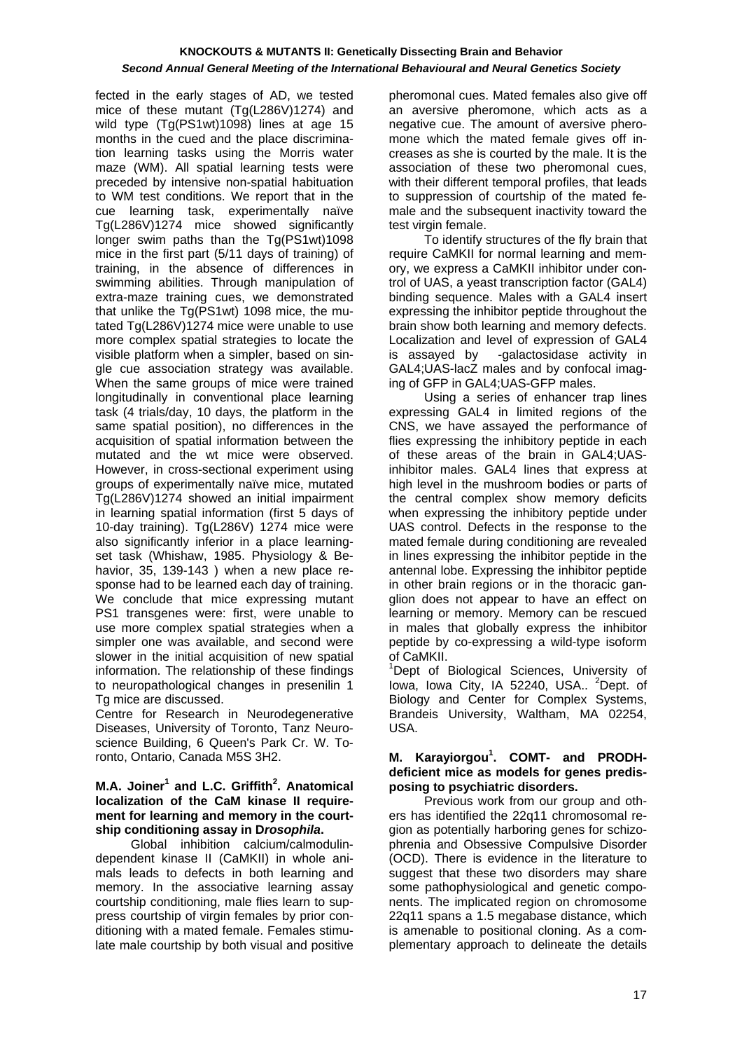fected in the early stages of AD, we tested mice of these mutant (Tg(L286V)1274) and wild type (Tg(PS1wt)1098) lines at age 15 months in the cued and the place discrimination learning tasks using the Morris water maze (WM). All spatial learning tests were preceded by intensive non-spatial habituation to WM test conditions. We report that in the cue learning task, experimentally naïve Tg(L286V)1274 mice showed significantly longer swim paths than the Tg(PS1wt)1098 mice in the first part (5/11 days of training) of training, in the absence of differences in swimming abilities. Through manipulation of extra-maze training cues, we demonstrated that unlike the Tg(PS1wt) 1098 mice, the mutated Tg(L286V)1274 mice were unable to use more complex spatial strategies to locate the visible platform when a simpler, based on single cue association strategy was available. When the same groups of mice were trained longitudinally in conventional place learning task (4 trials/day, 10 days, the platform in the same spatial position), no differences in the acquisition of spatial information between the mutated and the wt mice were observed. However, in cross-sectional experiment using groups of experimentally naïve mice, mutated Tg(L286V)1274 showed an initial impairment in learning spatial information (first 5 days of 10-day training). Tg(L286V) 1274 mice were also significantly inferior in a place learning-set task (Whishaw, 1985. Physiology & Behavior, 35, 139-143 ) when a new place response had to be learned each day of training. We conclude that mice expressing mutant PS1 transgenes were: first, were unable to use more complex spatial strategies when a simpler one was available, and second were slower in the initial acquisition of new spatial information. The relationship of these findings to neuropathological changes in presenilin 1 Tg mice are discussed.

Centre for Research in Neurodegenerative Diseases, University of Toronto, Tanz Neuroscience Building, 6 Queen's Park Cr. W. Toronto, Ontario, Canada M5S 3H2.

**M.A. Joiner[1] and L.C. Griffith[2]. Anatomical localization of the CaM kinase II requirement for learning and memory in the courtship conditioning assay in D*rosophila*.**

Global inhibition calcium/calmodulin-dependent kinase II (CaMKII) in whole animals leads to defects in both learning and memory. In the associative learning assay courtship conditioning, male flies learn to suppress courtship of virgin females by prior conditioning with a mated female. Females stimulate male courtship by both visual and positive pheromonal cues. Mated females also give off an aversive pheromone, which acts as a negative cue. The amount of aversive pheromone which the mated female gives off increases as she is courted by the male. It is the association of these two pheromonal cues, with their different temporal profiles, that leads to suppression of courtship of the mated female and the subsequent inactivity toward the test virgin female.

To identify structures of the fly brain that require CaMKII for normal learning and memory, we express a CaMKII inhibitor under control of UAS, a yeast transcription factor (GAL4) binding sequence. Males with a GAL4 insert expressing the inhibitor peptide throughout the brain show both learning and memory defects. Localization and level of expression of GAL4 is assayed by -galactosidase activity in GAL4;UAS-lacZ males and by confocal imaging of GFP in GAL4;UAS-GFP males.

Using a series of enhancer trap lines expressing GAL4 in limited regions of the CNS, we have assayed the performance of flies expressing the inhibitory peptide in each of these areas of the brain in GAL4;UAS-inhibitor males. GAL4 lines that express at high level in the mushroom bodies or parts of the central complex show memory deficits when expressing the inhibitory peptide under UAS control. Defects in the response to the mated female during conditioning are revealed in lines expressing the inhibitor peptide in the antennal lobe. Expressing the inhibitor peptide in other brain regions or in the thoracic ganglion does not appear to have an effect on learning or memory. Memory can be rescued in males that globally express the inhibitor peptide by co-expressing a wild-type isoform of CaMKII.

[1]Dept of Biological Sciences, University of Iowa, Iowa City, IA 52240, USA.. [2]Dept. of Biology and Center for Complex Systems, Brandeis University, Waltham, MA 02254, USA.

**M. Karayiorgou[1]. COMT- and PRODH-deficient mice as models for genes predisposing to psychiatric disorders.**

Previous work from our group and others has identified the 22q11 chromosomal region as potentially harboring genes for schizophrenia and Obsessive Compulsive Disorder (OCD). There is evidence in the literature to suggest that these two disorders may share some pathophysiological and genetic components. The implicated region on chromosome 22q11 spans a 1.5 megabase distance, which is amenable to positional cloning. As a complementary approach to delineate the details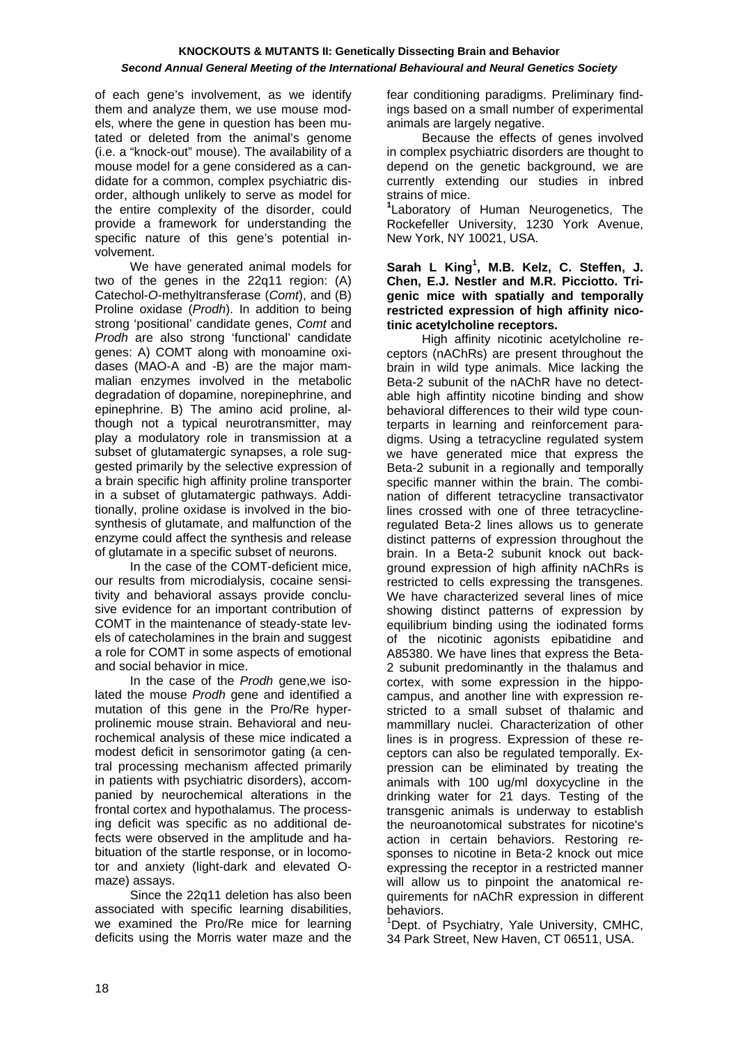of each gene's involvement, as we identify them and analyze them, we use mouse models, where the gene in question has been mutated or deleted from the animal's genome (i.e. a "knock-out" mouse). The availability of a mouse model for a gene considered as a candidate for a common, complex psychiatric disorder, although unlikely to serve as model for the entire complexity of the disorder, could provide a framework for understanding the specific nature of this gene's potential involvement.

We have generated animal models for two of the genes in the 22q11 region: (A) Catechol-*O*-methyltransferase (*Comt*), and (B) Proline oxidase (*Prodh*). In addition to being strong 'positional' candidate genes, *Comt* and *Prodh* are also strong 'functional' candidate genes: A) COMT along with monoamine oxidases (MAO-A and -B) are the major mammalian enzymes involved in the metabolic degradation of dopamine, norepinephrine, and epinephrine. B) The amino acid proline, although not a typical neurotransmitter, may play a modulatory role in transmission at a subset of glutamatergic synapses, a role suggested primarily by the selective expression of a brain specific high affinity proline transporter in a subset of glutamatergic pathways. Additionally, proline oxidase is involved in the biosynthesis of glutamate, and malfunction of the enzyme could affect the synthesis and release of glutamate in a specific subset of neurons.

In the case of the COMT-deficient mice, our results from microdialysis, cocaine sensitivity and behavioral assays provide conclusive evidence for an important contribution of COMT in the maintenance of steady-state levels of catecholamines in the brain and suggest a role for COMT in some aspects of emotional and social behavior in mice.

In the case of the *Prodh* gene,we isolated the mouse *Prodh* gene and identified a mutation of this gene in the Pro/Re hyperprolinemic mouse strain. Behavioral and neurochemical analysis of these mice indicated a modest deficit in sensorimotor gating (a central processing mechanism affected primarily in patients with psychiatric disorders), accompanied by neurochemical alterations in the frontal cortex and hypothalamus. The processing deficit was specific as no additional defects were observed in the amplitude and habituation of the startle response, or in locomotor and anxiety (light-dark and elevated O-maze) assays.

Since the 22q11 deletion has also been associated with specific learning disabilities, we examined the Pro/Re mice for learning deficits using the Morris water maze and the fear conditioning paradigms. Preliminary findings based on a small number of experimental animals are largely negative.

Because the effects of genes involved in complex psychiatric disorders are thought to depend on the genetic background, we are currently extending our studies in inbred strains of mice.

[1]Laboratory of Human Neurogenetics, The Rockefeller University, 1230 York Avenue, New York, NY 10021, USA.

**Sarah L King[1], M.B. Kelz, C. Steffen, J. Chen, E.J. Nestler and M.R. Picciotto. Trigenic mice with spatially and temporally restricted expression of high affinity nicotinic acetylcholine receptors.**

High affinity nicotinic acetylcholine receptors (nAChRs) are present throughout the brain in wild type animals. Mice lacking the Beta-2 subunit of the nAChR have no detectable high affintity nicotine binding and show behavioral differences to their wild type counterparts in learning and reinforcement paradigms. Using a tetracycline regulated system we have generated mice that express the Beta-2 subunit in a regionally and temporally specific manner within the brain. The combination of different tetracycline transactivator lines crossed with one of three tetracycline-regulated Beta-2 lines allows us to generate distinct patterns of expression throughout the brain. In a Beta-2 subunit knock out background expression of high affinity nAChRs is restricted to cells expressing the transgenes. We have characterized several lines of mice showing distinct patterns of expression by equilibrium binding using the iodinated forms of the nicotinic agonists epibatidine and A85380. We have lines that express the Beta-2 subunit predominantly in the thalamus and cortex, with some expression in the hippocampus, and another line with expression restricted to a small subset of thalamic and mammillary nuclei. Characterization of other lines is in progress. Expression of these receptors can also be regulated temporally. Expression can be eliminated by treating the animals with 100 ug/ml doxycycline in the drinking water for 21 days. Testing of the transgenic animals is underway to establish the neuroanotomical substrates for nicotine's action in certain behaviors. Restoring responses to nicotine in Beta-2 knock out mice expressing the receptor in a restricted manner will allow us to pinpoint the anatomical requirements for nAChR expression in different behaviors.

[1]Dept. of Psychiatry, Yale University, CMHC, 34 Park Street, New Haven, CT 06511, USA.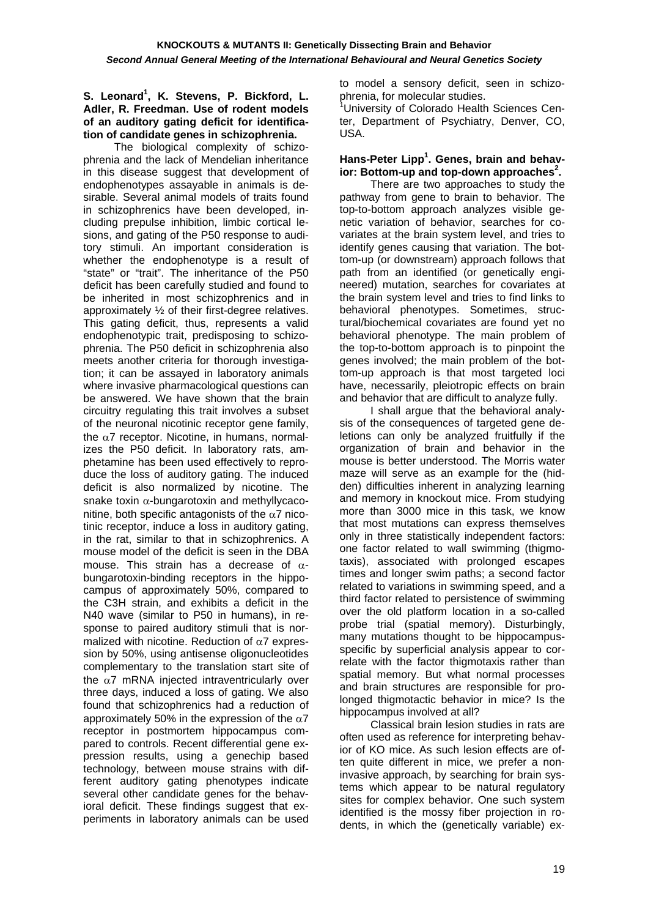**S. Leonard[1], K. Stevens, P. Bickford, L. Adler, R. Freedman. Use of rodent models of an auditory gating deficit for identification of candidate genes in schizophrenia.**

The biological complexity of schizophrenia and the lack of Mendelian inheritance in this disease suggest that development of endophenotypes assayable in animals is desirable. Several animal models of traits found in schizophrenics have been developed, including prepulse inhibition, limbic cortical lesions, and gating of the P50 response to auditory stimuli. An important consideration is whether the endophenotype is a result of "state" or "trait". The inheritance of the P50 deficit has been carefully studied and found to be inherited in most schizophrenics and in approximately ½ of their first-degree relatives. This gating deficit, thus, represents a valid endophenotypic trait, predisposing to schizophrenia. The P50 deficit in schizophrenia also meets another criteria for thorough investigation; it can be assayed in laboratory animals where invasive pharmacological questions can be answered. We have shown that the brain circuitry regulating this trait involves a subset of the neuronal nicotinic receptor gene family, the $\alpha$7 receptor. Nicotine, in humans, normalizes the P50 deficit. In laboratory rats, amphetamine has been used effectively to reproduce the loss of auditory gating. The induced deficit is also normalized by nicotine. The snake toxin $\alpha$-bungarotoxin and methyllycaconitine, both specific antagonists of the $\alpha$7 nicotinic receptor, induce a loss in auditory gating, in the rat, similar to that in schizophrenics. A mouse model of the deficit is seen in the DBA mouse. This strain has a decrease of $\alpha$-bungarotoxin-binding receptors in the hippocampus of approximately 50%, compared to the C3H strain, and exhibits a deficit in the N40 wave (similar to P50 in humans), in response to paired auditory stimuli that is normalized with nicotine. Reduction of $\alpha$7 expression by 50%, using antisense oligonucleotides complementary to the translation start site of the $\alpha$7 mRNA injected intraventricularly over three days, induced a loss of gating. We also found that schizophrenics had a reduction of approximately 50% in the expression of the $\alpha$7 receptor in postmortem hippocampus compared to controls. Recent differential gene expression results, using a genechip based technology, between mouse strains with different auditory gating phenotypes indicate several other candidate genes for the behavioral deficit. These findings suggest that experiments in laboratory animals can be used to model a sensory deficit, seen in schizophrenia, for molecular studies.

[1]University of Colorado Health Sciences Center, Department of Psychiatry, Denver, CO, USA.

**Hans-Peter Lipp[1]. Genes, brain and behavior: Bottom-up and top-down approaches[2].**

There are two approaches to study the pathway from gene to brain to behavior. The top-to-bottom approach analyzes visible genetic variation of behavior, searches for covariates at the brain system level, and tries to identify genes causing that variation. The bottom-up (or downstream) approach follows that path from an identified (or genetically engineered) mutation, searches for covariates at the brain system level and tries to find links to behavioral phenotypes. Sometimes, structural/biochemical covariates are found yet no behavioral phenotype. The main problem of the top-to-bottom approach is to pinpoint the genes involved; the main problem of the bottom-up approach is that most targeted loci have, necessarily, pleiotropic effects on brain and behavior that are difficult to analyze fully.

I shall argue that the behavioral analysis of the consequences of targeted gene deletions can only be analyzed fruitfully if the organization of brain and behavior in the mouse is better understood. The Morris water maze will serve as an example for the (hidden) difficulties inherent in analyzing learning and memory in knockout mice. From studying more than 3000 mice in this task, we know that most mutations can express themselves only in three statistically independent factors: one factor related to wall swimming (thigmotaxis), associated with prolonged escapes times and longer swim paths; a second factor related to variations in swimming speed, and a third factor related to persistence of swimming over the old platform location in a so-called probe trial (spatial memory). Disturbingly, many mutations thought to be hippocampus-specific by superficial analysis appear to correlate with the factor thigmotaxis rather than spatial memory. But what normal processes and brain structures are responsible for prolonged thigmotactic behavior in mice? Is the hippocampus involved at all?

Classical brain lesion studies in rats are often used as reference for interpreting behavior of KO mice. As such lesion effects are often quite different in mice, we prefer a non-invasive approach, by searching for brain systems which appear to be natural regulatory sites for complex behavior. One such system identified is the mossy fiber projection in rodents, in which the (genetically variable) ex-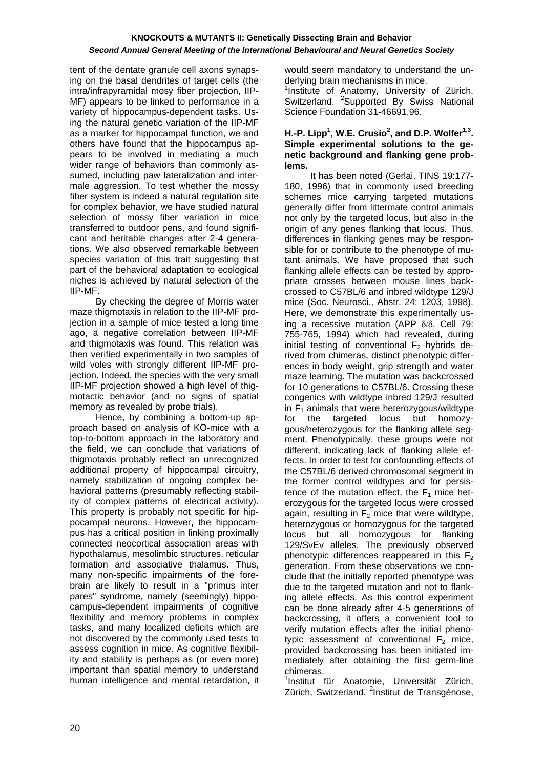tent of the dentate granule cell axons synapsing on the basal dendrites of target cells (the intra/infrapyramidal mosy fiber projection, IIP-MF) appears to be linked to performance in a variety of hippocampus-dependent tasks. Using the natural genetic variation of the IIP-MF as a marker for hippocampal function, we and others have found that the hippocampus appears to be involved in mediating a much wider range of behaviors than commonly assumed, including paw lateralization and intermale aggression. To test whether the mossy fiber system is indeed a natural regulation site for complex behavior, we have studied natural selection of mossy fiber variation in mice transferred to outdoor pens, and found significant and heritable changes after 2-4 generations. We also observed remarkable between species variation of this trait suggesting that part of the behavioral adaptation to ecological niches is achieved by natural selection of the IIP-MF.

By checking the degree of Morris water maze thigmotaxis in relation to the IIP-MF projection in a sample of mice tested a long time ago, a negative correlation between IIP-MF and thigmotaxis was found. This relation was then verified experimentally in two samples of wild voles with strongly different IIP-MF projection. Indeed, the species with the very small IIP-MF projection showed a high level of thigmotactic behavior (and no signs of spatial memory as revealed by probe trials).

Hence, by combining a bottom-up approach based on analysis of KO-mice with a top-to-bottom approach in the laboratory and the field, we can conclude that variations of thigmotaxis probably reflect an unrecognized additional property of hippocampal circuitry, namely stabilization of ongoing complex behavioral patterns (presumably reflecting stability of complex patterns of electrical activity). This property is probably not specific for hippocampal neurons. However, the hippocampus has a critical position in linking proximally connected neocortical association areas with hypothalamus, mesolimbic structures, reticular formation and associative thalamus. Thus, many non-specific impairments of the forebrain are likely to result in a "primus inter pares" syndrome, namely (seemingly) hippocampus-dependent impairments of cognitive flexibility and memory problems in complex tasks, and many localized deficits which are not discovered by the commonly used tests to assess cognition in mice. As cognitive flexibility and stability is perhaps as (or even more) important than spatial memory to understand human intelligence and mental retardation, it would seem mandatory to understand the underlying brain mechanisms in mice.

[1]Institute of Anatomy, University of Zürich, Switzerland. [2]Supported By Swiss National Science Foundation 31-46691.96.

**H.-P. Lipp[1], W.E. Crusio[2], and D.P. Wolfer[1,3]. Simple experimental solutions to the genetic background and flanking gene problems.**

It has been noted (Gerlai, TINS 19:177-180, 1996) that in commonly used breeding schemes mice carrying targeted mutations generally differ from littermate control animals not only by the targeted locus, but also in the origin of any genes flanking that locus. Thus, differences in flanking genes may be responsible for or contribute to the phenotype of mutant animals. We have proposed that such flanking allele effects can be tested by appropriate crosses between mouse lines backcrossed to C57BL/6 and inbred wildtype 129/J mice (Soc. Neurosci., Abstr. 24: 1203, 1998). Here, we demonstrate this experimentally using a recessive mutation (APP $\delta/\delta$, Cell 79: 755-765, 1994) which had revealed, during initial testing of conventional $F_2$ hybrids derived from chimeras, distinct phenotypic differences in body weight, grip strength and water maze learning. The mutation was backcrossed for 10 generations to C57BL/6. Crossing these congenics with wildtype inbred 129/J resulted in $F_1$ animals that were heterozygous/wildtype for the targeted locus but homozygous/heterozygous for the flanking allele segment. Phenotypically, these groups were not different, indicating lack of flanking allele effects. In order to test for confounding effects of the C57BL/6 derived chromosomal segment in the former control wildtypes and for persistence of the mutation effect, the $F_1$ mice heterozygous for the targeted locus were crossed again, resulting in $F_2$ mice that were wildtype, heterozygous or homozygous for the targeted locus but all homozygous for flanking 129/SvEv alleles. The previously observed phenotypic differences reappeared in this $F_2$ generation. From these observations we conclude that the initially reported phenotype was due to the targeted mutation and not to flanking allele effects. As this control experiment can be done already after 4-5 generations of backcrossing, it offers a convenient tool to verify mutation effects after the initial phenotypic assessment of conventional $F_2$ mice, provided backcrossing has been initiated immediately after obtaining the first germ-line chimeras.

[1]Institut für Anatomie, Universität Zürich, Zürich, Switzerland. [2]Institut de Transgénose,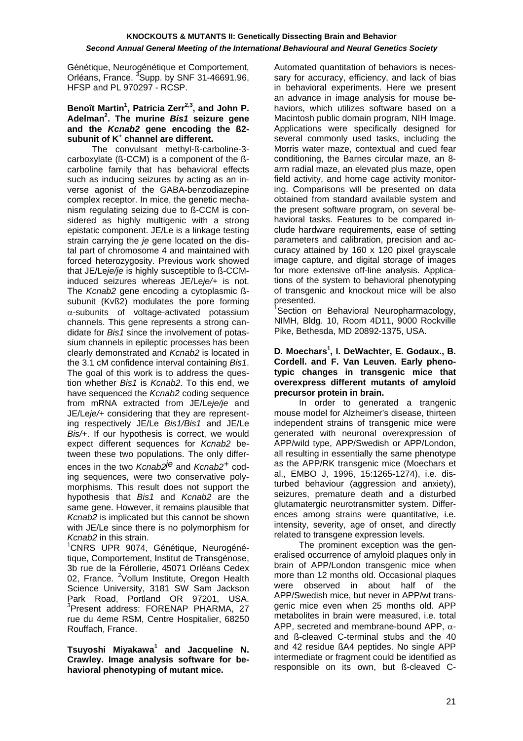Génétique, Neurogénétique et Comportement, Orléans, France. [3]Supp. by SNF 31-46691.96, HFSP and PL 970297 - RCSP.

**Benoît Martin[1], Patricia Zerr[2,3], and John P. Adelman[2]. The murine *Bis1* seizure gene and the *Kcnab2* gene encoding the ß2-subunit of $K^+$ channel are different.**

The convulsant methyl-ß-carboline-3-carboxylate (ß-CCM) is a component of the ß-carboline family that has behavioral effects such as inducing seizures by acting as an inverse agonist of the GABA-benzodiazepine complex receptor. In mice, the genetic mechanism regulating seizing due to ß-CCM is considered as highly multigenic with a strong epistatic component. JE/Le is a linkage testing strain carrying the *je* gene located on the distal part of chromosome 4 and maintained with forced heterozygosity. Previous work showed that JE/Le*je/je* is highly susceptible to ß-CCM-induced seizures whereas JE/Le*je/+* is not. The *Kcnab2* gene encoding a cytoplasmic ß-subunit (Kvß2) modulates the pore forming α-subunits of voltage-activated potassium channels. This gene represents a strong candidate for *Bis1* since the involvement of potassium channels in epileptic processes has been clearly demonstrated and *Kcnab2* is located in the 3.1 cM confidence interval containing *Bis1*. The goal of this work is to address the question whether *Bis1* is *Kcnab2*. To this end, we have sequenced the *Kcnab2* coding sequence from mRNA extracted from JE/Le*je/je* and JE/Le*je/+* considering that they are representing respectively JE/Le *Bis1/Bis1* and JE/Le *Bis/+*. If our hypothesis is correct, we would expect different sequences for *Kcnab2* between these two populations. The only differences in the two $Kcnab2^{je}$ and $Kcnab2^{+}$ coding sequences, were two conservative polymorphisms. This result does not support the hypothesis that *Bis1* and *Kcnab2* are the same gene. However, it remains plausible that *Kcnab2* is implicated but this cannot be shown with JE/Le since there is no polymorphism for *Kcnab2* in this strain.

[1]CNRS UPR 9074, Génétique, Neurogénétique, Comportement, Institut de Transgénose, 3b rue de la Férollerie, 45071 Orléans Cedex 02, France. [2]Vollum Institute, Oregon Health Science University, 3181 SW Sam Jackson Park Road, Portland OR 97201, USA. [3]Present address: FORENAP PHARMA, 27 rue du 4eme RSM, Centre Hospitalier, 68250 Rouffach, France.

**Tsuyoshi Miyakawa[1] and Jacqueline N. Crawley. Image analysis software for behavioral phenotyping of mutant mice.**

Automated quantitation of behaviors is necessary for accuracy, efficiency, and lack of bias in behavioral experiments. Here we present an advance in image analysis for mouse behaviors, which utilizes software based on a Macintosh public domain program, NIH Image. Applications were specifically designed for several commonly used tasks, including the Morris water maze, contextual and cued fear conditioning, the Barnes circular maze, an 8-arm radial maze, an elevated plus maze, open field activity, and home cage activity monitoring. Comparisons will be presented on data obtained from standard available system and the present software program, on several behavioral tasks. Features to be compared include hardware requirements, ease of setting parameters and calibration, precision and accuracy attained by 160 x 120 pixel grayscale image capture, and digital storage of images for more extensive off-line analysis. Applications of the system to behavioral phenotyping of transgenic and knockout mice will be also presented.

[1]Section on Behavioral Neuropharmacology, NIMH, Bldg. 10, Room 4D11, 9000 Rockville Pike, Bethesda, MD 20892-1375, USA.

**D. Moechars[1], I. DeWachter, E. Godaux., B. Cordell. and F. Van Leuven. Early phenotypic changes in transgenic mice that overexpress different mutants of amyloid precursor protein in brain.**

In order to generated a trangenic mouse model for Alzheimer's disease, thirteen independent strains of transgenic mice were generated with neuronal overexpression of APP/wild type, APP/Swedish or APP/London, all resulting in essentially the same phenotype as the APP/RK transgenic mice (Moechars et al., EMBO J, 1996, 15:1265-1274), i.e. disturbed behaviour (aggression and anxiety), seizures, premature death and a disturbed glutamatergic neurotransmitter system. Differences among strains were quantitative, i.e. intensity, severity, age of onset, and directly related to transgene expression levels.

The prominent exception was the generalised occurrence of amyloid plaques only in brain of APP/London transgenic mice when more than 12 months old. Occasional plaques were observed in about half of the APP/Swedish mice, but never in APP/wt transgenic mice even when 25 months old. APP metabolites in brain were measured, i.e. total APP, secreted and membrane-bound APP, α- and ß-cleaved C-terminal stubs and the 40 and 42 residue ßA4 peptides. No single APP intermediate or fragment could be identified as responsible on its own, but ß-cleaved C-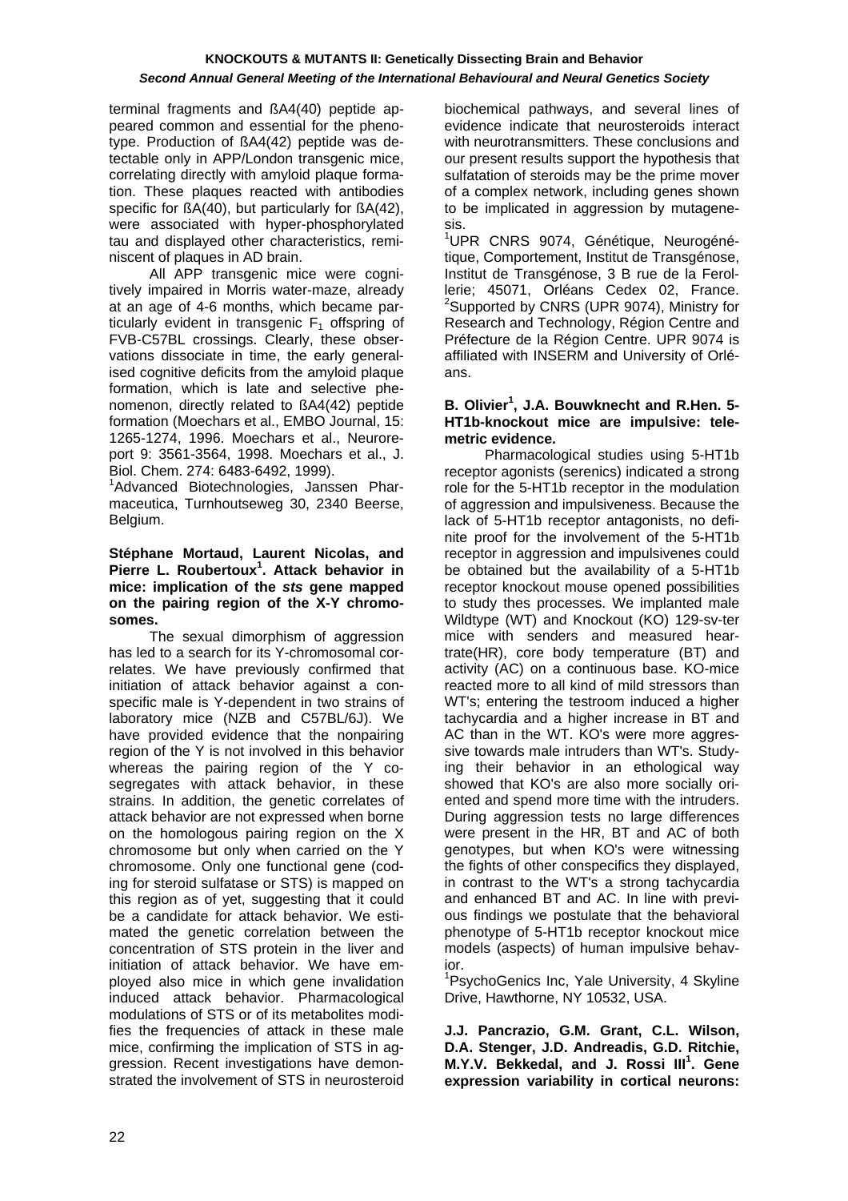terminal fragments and ßA4(40) peptide appeared common and essential for the phenotype. Production of ßA4(42) peptide was detectable only in APP/London transgenic mice, correlating directly with amyloid plaque formation. These plaques reacted with antibodies specific for ßA(40), but particularly for ßA(42), were associated with hyper-phosphorylated tau and displayed other characteristics, reminiscent of plaques in AD brain.

All APP transgenic mice were cognitively impaired in Morris water-maze, already at an age of 4-6 months, which became particularly evident in transgenic $F_1$ offspring of FVB-C57BL crossings. Clearly, these observations dissociate in time, the early generalised cognitive deficits from the amyloid plaque formation, which is late and selective phenomenon, directly related to ßA4(42) peptide formation (Moechars et al., EMBO Journal, 15: 1265-1274, 1996. Moechars et al., Neuroreport 9: 3561-3564, 1998. Moechars et al., J. Biol. Chem. 274: 6483-6492, 1999).

[1]Advanced Biotechnologies, Janssen Pharmaceutica, Turnhoutseweg 30, 2340 Beerse, Belgium.

**Stéphane Mortaud, Laurent Nicolas, and Pierre L. Roubertoux[1]. Attack behavior in mice: implication of the *sts* gene mapped on the pairing region of the X-Y chromosomes.**

The sexual dimorphism of aggression has led to a search for its Y-chromosomal correlates. We have previously confirmed that initiation of attack behavior against a conspecific male is Y-dependent in two strains of laboratory mice (NZB and C57BL/6J). We have provided evidence that the nonpairing region of the Y is not involved in this behavior whereas the pairing region of the Y cosegregates with attack behavior, in these strains. In addition, the genetic correlates of attack behavior are not expressed when borne on the homologous pairing region on the X chromosome but only when carried on the Y chromosome. Only one functional gene (coding for steroid sulfatase or STS) is mapped on this region as of yet, suggesting that it could be a candidate for attack behavior. We estimated the genetic correlation between the concentration of STS protein in the liver and initiation of attack behavior. We have employed also mice in which gene invalidation induced attack behavior. Pharmacological modulations of STS or of its metabolites modifies the frequencies of attack in these male mice, confirming the implication of STS in aggression. Recent investigations have demonstrated the involvement of STS in neurosteroid biochemical pathways, and several lines of evidence indicate that neurosteroids interact with neurotransmitters. These conclusions and our present results support the hypothesis that sulfatation of steroids may be the prime mover of a complex network, including genes shown to be implicated in aggression by mutagenesis.

[1]UPR CNRS 9074, Génétique, Neurogénétique, Comportement, Institut de Transgénose, Institut de Transgénose, 3 B rue de la Ferollerie; 45071, Orléans Cedex 02, France. [2]Supported by CNRS (UPR 9074), Ministry for Research and Technology, Région Centre and Préfecture de la Région Centre. UPR 9074 is affiliated with INSERM and University of Orléans.

**B. Olivier[1], J.A. Bouwknecht and R.Hen. 5-HT1b-knockout mice are impulsive: telemetric evidence.**

Pharmacological studies using 5-HT1b receptor agonists (serenics) indicated a strong role for the 5-HT1b receptor in the modulation of aggression and impulsiveness. Because the lack of 5-HT1b receptor antagonists, no definite proof for the involvement of the 5-HT1b receptor in aggression and impulsivenes could be obtained but the availability of a 5-HT1b receptor knockout mouse opened possibilities to study thes processes. We implanted male Wildtype (WT) and Knockout (KO) 129-sv-ter mice with senders and measured heartrate(HR), core body temperature (BT) and activity (AC) on a continuous base. KO-mice reacted more to all kind of mild stressors than WT's; entering the testroom induced a higher tachycardia and a higher increase in BT and AC than in the WT. KO's were more aggressive towards male intruders than WT's. Studying their behavior in an ethological way showed that KO's are also more socially oriented and spend more time with the intruders. During aggression tests no large differences were present in the HR, BT and AC of both genotypes, but when KO's were witnessing the fights of other conspecifics they displayed, in contrast to the WT's a strong tachycardia and enhanced BT and AC. In line with previous findings we postulate that the behavioral phenotype of 5-HT1b receptor knockout mice models (aspects) of human impulsive behavior.

[1]PsychoGenics Inc, Yale University, 4 Skyline Drive, Hawthorne, NY 10532, USA.

**J.J. Pancrazio, G.M. Grant, C.L. Wilson, D.A. Stenger, J.D. Andreadis, G.D. Ritchie, M.Y.V. Bekkedal, and J. Rossi III[1]. Gene expression variability in cortical neurons:**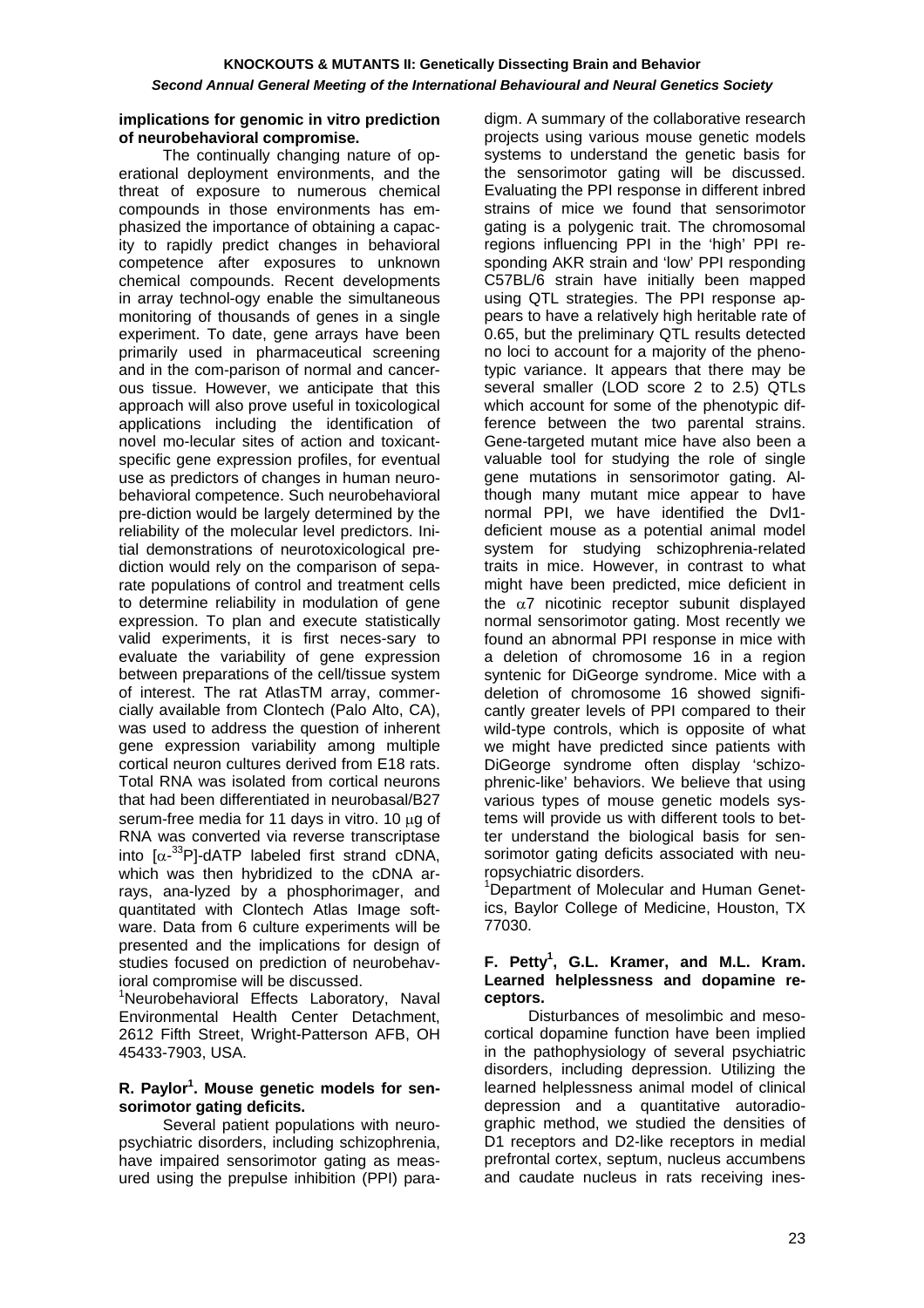**implications for genomic in vitro prediction of neurobehavioral compromise.**

The continually changing nature of operational deployment environments, and the threat of exposure to numerous chemical compounds in those environments has emphasized the importance of obtaining a capacity to rapidly predict changes in behavioral competence after exposures to unknown chemical compounds. Recent developments in array technol-ogy enable the simultaneous monitoring of thousands of genes in a single experiment. To date, gene arrays have been primarily used in pharmaceutical screening and in the com-parison of normal and cancerous tissue. However, we anticipate that this approach will also prove useful in toxicological applications including the identification of novel mo-lecular sites of action and toxicant-specific gene expression profiles, for eventual use as predictors of changes in human neurobehavioral competence. Such neurobehavioral pre-diction would be largely determined by the reliability of the molecular level predictors. Initial demonstrations of neurotoxicological prediction would rely on the comparison of separate populations of control and treatment cells to determine reliability in modulation of gene expression. To plan and execute statistically valid experiments, it is first neces-sary to evaluate the variability of gene expression between preparations of the cell/tissue system of interest. The rat AtlasTM array, commercially available from Clontech (Palo Alto, CA), was used to address the question of inherent gene expression variability among multiple cortical neuron cultures derived from E18 rats. Total RNA was isolated from cortical neurons that had been differentiated in neurobasal/B27 serum-free media for 11 days in vitro. 10 μg of RNA was converted via reverse transcriptase into [$\alpha$-$^{33}$P]-dATP labeled first strand cDNA, which was then hybridized to the cDNA arrays, ana-lyzed by a phosphorimager, and quantitated with Clontech Atlas Image software. Data from 6 culture experiments will be presented and the implications for design of studies focused on prediction of neurobehavioral compromise will be discussed.

[1]Neurobehavioral Effects Laboratory, Naval Environmental Health Center Detachment, 2612 Fifth Street, Wright-Patterson AFB, OH 45433-7903, USA.

**R. Paylor[1]. Mouse genetic models for sensorimotor gating deficits.**

Several patient populations with neuropsychiatric disorders, including schizophrenia, have impaired sensorimotor gating as measured using the prepulse inhibition (PPI) paradigm. A summary of the collaborative research projects using various mouse genetic models systems to understand the genetic basis for the sensorimotor gating will be discussed. Evaluating the PPI response in different inbred strains of mice we found that sensorimotor gating is a polygenic trait. The chromosomal regions influencing PPI in the 'high' PPI responding AKR strain and 'low' PPI responding C57BL/6 strain have initially been mapped using QTL strategies. The PPI response appears to have a relatively high heritable rate of 0.65, but the preliminary QTL results detected no loci to account for a majority of the phenotypic variance. It appears that there may be several smaller (LOD score 2 to 2.5) QTLs which account for some of the phenotypic difference between the two parental strains. Gene-targeted mutant mice have also been a valuable tool for studying the role of single gene mutations in sensorimotor gating. Although many mutant mice appear to have normal PPI, we have identified the Dvl1-deficient mouse as a potential animal model system for studying schizophrenia-related traits in mice. However, in contrast to what might have been predicted, mice deficient in the $\alpha$7 nicotinic receptor subunit displayed normal sensorimotor gating. Most recently we found an abnormal PPI response in mice with a deletion of chromosome 16 in a region syntenic for DiGeorge syndrome. Mice with a deletion of chromosome 16 showed significantly greater levels of PPI compared to their wild-type controls, which is opposite of what we might have predicted since patients with DiGeorge syndrome often display 'schizophrenic-like' behaviors. We believe that using various types of mouse genetic models systems will provide us with different tools to better understand the biological basis for sensorimotor gating deficits associated with neuropsychiatric disorders.

[1]Department of Molecular and Human Genetics, Baylor College of Medicine, Houston, TX 77030.

**F. Petty[1], G.L. Kramer, and M.L. Kram. Learned helplessness and dopamine receptors.**

Disturbances of mesolimbic and mesocortical dopamine function have been implied in the pathophysiology of several psychiatric disorders, including depression. Utilizing the learned helplessness animal model of clinical depression and a quantitative autoradiographic method, we studied the densities of D1 receptors and D2-like receptors in medial prefrontal cortex, septum, nucleus accumbens and caudate nucleus in rats receiving ines-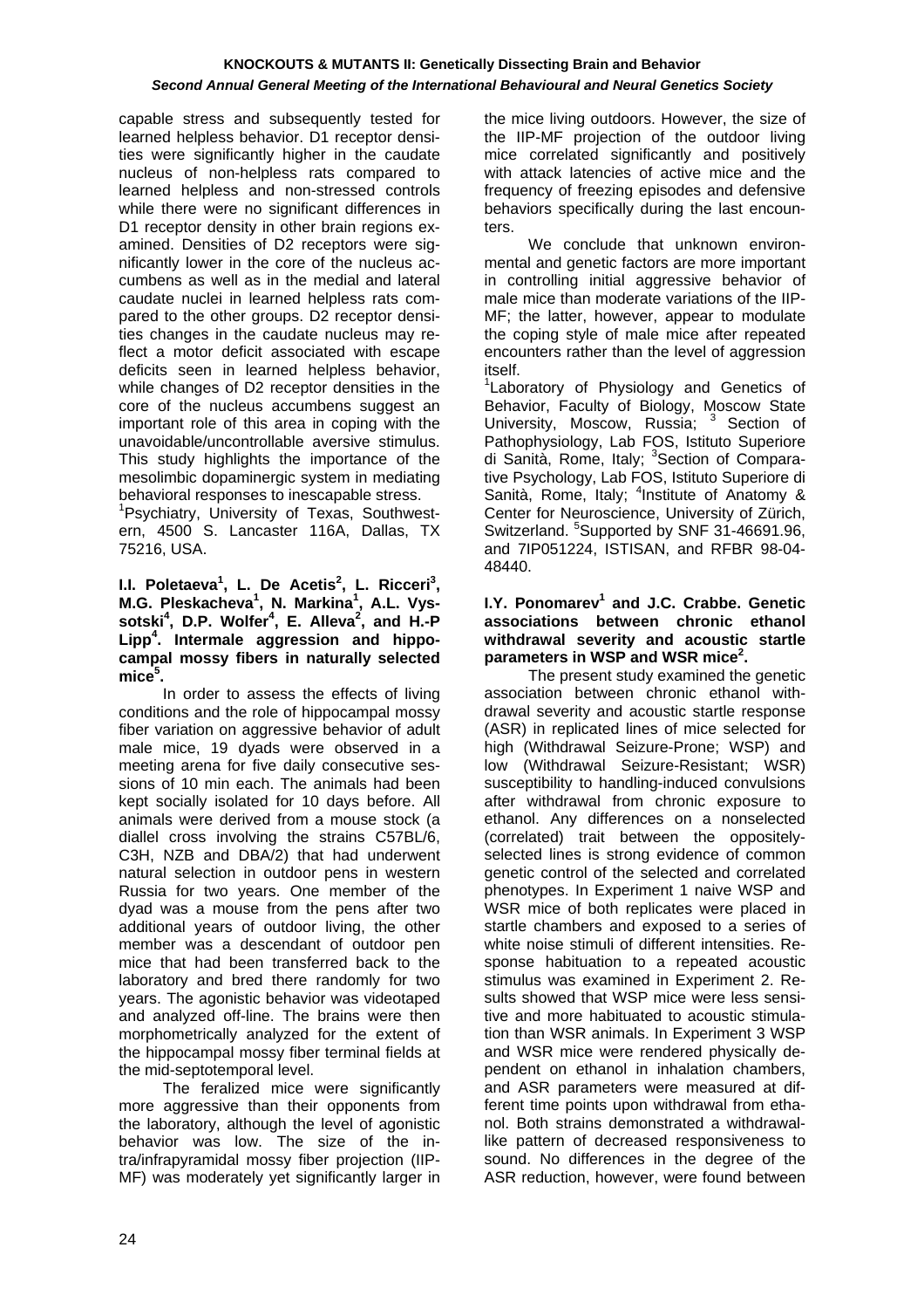capable stress and subsequently tested for learned helpless behavior. D1 receptor densities were significantly higher in the caudate nucleus of non-helpless rats compared to learned helpless and non-stressed controls while there were no significant differences in D1 receptor density in other brain regions examined. Densities of D2 receptors were significantly lower in the core of the nucleus accumbens as well as in the medial and lateral caudate nuclei in learned helpless rats compared to the other groups. D2 receptor densities changes in the caudate nucleus may reflect a motor deficit associated with escape deficits seen in learned helpless behavior, while changes of D2 receptor densities in the core of the nucleus accumbens suggest an important role of this area in coping with the unavoidable/uncontrollable aversive stimulus. This study highlights the importance of the mesolimbic dopaminergic system in mediating behavioral responses to inescapable stress.

[1]Psychiatry, University of Texas, Southwestern, 4500 S. Lancaster 116A, Dallas, TX 75216, USA.

**I.I. Poletaeva[1], L. De Acetis[2], L. Ricceri[3], M.G. Pleskacheva[1], N. Markina[1], A.L. Vyssotski[4], D.P. Wolfer[4], E. Alleva[2], and H.-P Lipp[4]. Intermale aggression and hippocampal mossy fibers in naturally selected mice[5].**

In order to assess the effects of living conditions and the role of hippocampal mossy fiber variation on aggressive behavior of adult male mice, 19 dyads were observed in a meeting arena for five daily consecutive sessions of 10 min each. The animals had been kept socially isolated for 10 days before. All animals were derived from a mouse stock (a diallel cross involving the strains C57BL/6, C3H, NZB and DBA/2) that had underwent natural selection in outdoor pens in western Russia for two years. One member of the dyad was a mouse from the pens after two additional years of outdoor living, the other member was a descendant of outdoor pen mice that had been transferred back to the laboratory and bred there randomly for two years. The agonistic behavior was videotaped and analyzed off-line. The brains were then morphometrically analyzed for the extent of the hippocampal mossy fiber terminal fields at the mid-septotemporal level.

The feralized mice were significantly more aggressive than their opponents from the laboratory, although the level of agonistic behavior was low. The size of the intra/infrapyramidal mossy fiber projection (IIP-MF) was moderately yet significantly larger in the mice living outdoors. However, the size of the IIP-MF projection of the outdoor living mice correlated significantly and positively with attack latencies of active mice and the frequency of freezing episodes and defensive behaviors specifically during the last encounters.

We conclude that unknown environmental and genetic factors are more important in controlling initial aggressive behavior of male mice than moderate variations of the IIP-MF; the latter, however, appear to modulate the coping style of male mice after repeated encounters rather than the level of aggression itself.

[1]Laboratory of Physiology and Genetics of Behavior, Faculty of Biology, Moscow State University, Moscow, Russia; [3] Section of Pathophysiology, Lab FOS, Istituto Superiore di Sanità, Rome, Italy; [3]Section of Comparative Psychology, Lab FOS, Istituto Superiore di Sanità, Rome, Italy; [4]Institute of Anatomy & Center for Neuroscience, University of Zürich, Switzerland. [5]Supported by SNF 31-46691.96, and 7IP051224, ISTISAN, and RFBR 98-04-48440.

**I.Y. Ponomarev[1] and J.C. Crabbe. Genetic associations between chronic ethanol withdrawal severity and acoustic startle parameters in WSP and WSR mice[2].**

The present study examined the genetic association between chronic ethanol withdrawal severity and acoustic startle response (ASR) in replicated lines of mice selected for high (Withdrawal Seizure-Prone; WSP) and low (Withdrawal Seizure-Resistant; WSR) susceptibility to handling-induced convulsions after withdrawal from chronic exposure to ethanol. Any differences on a nonselected (correlated) trait between the oppositely-selected lines is strong evidence of common genetic control of the selected and correlated phenotypes. In Experiment 1 naive WSP and WSR mice of both replicates were placed in startle chambers and exposed to a series of white noise stimuli of different intensities. Response habituation to a repeated acoustic stimulus was examined in Experiment 2. Results showed that WSP mice were less sensitive and more habituated to acoustic stimulation than WSR animals. In Experiment 3 WSP and WSR mice were rendered physically dependent on ethanol in inhalation chambers, and ASR parameters were measured at different time points upon withdrawal from ethanol. Both strains demonstrated a withdrawal-like pattern of decreased responsiveness to sound. No differences in the degree of the ASR reduction, however, were found between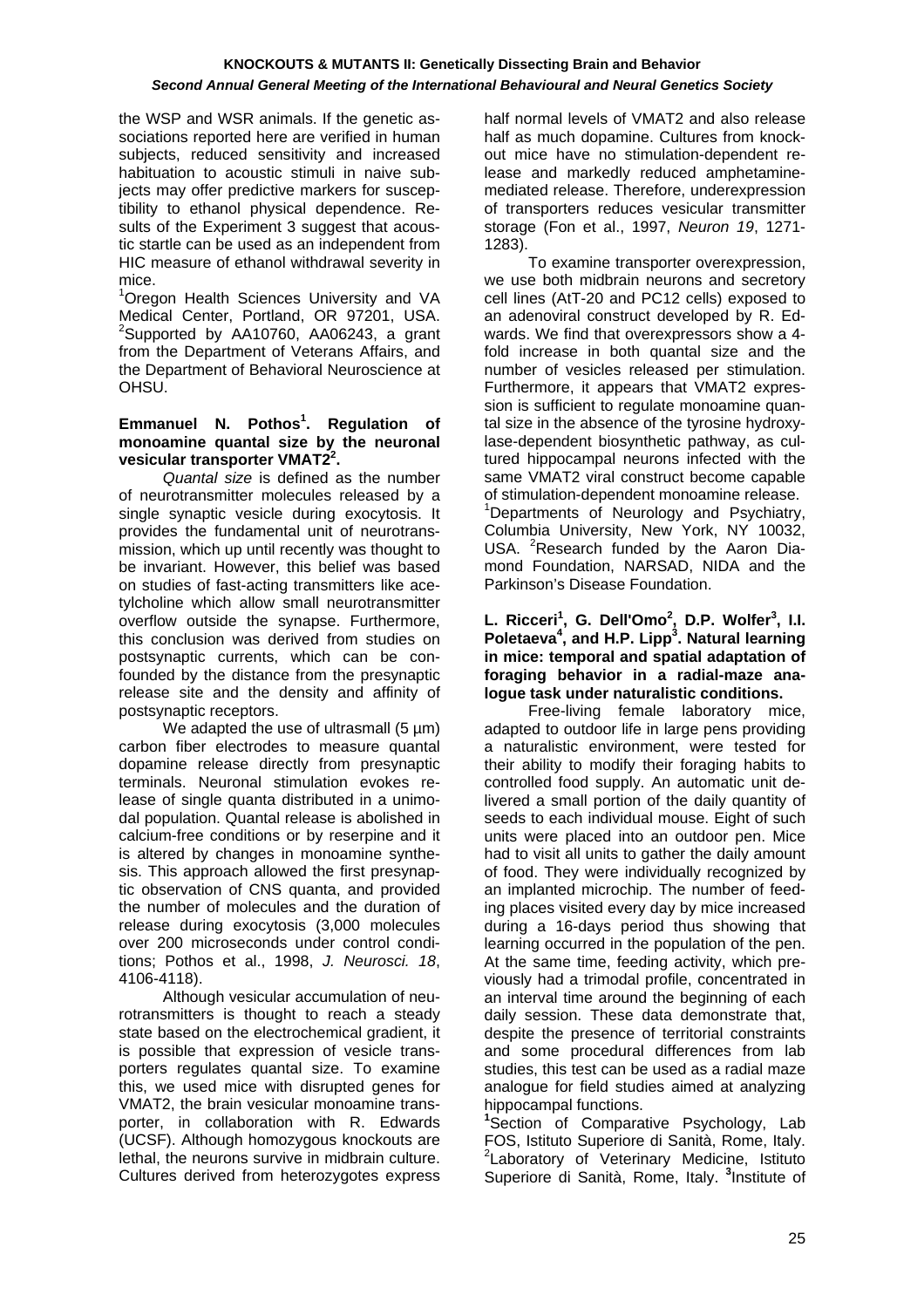the WSP and WSR animals. If the genetic associations reported here are verified in human subjects, reduced sensitivity and increased habituation to acoustic stimuli in naive subjects may offer predictive markers for susceptibility to ethanol physical dependence. Results of the Experiment 3 suggest that acoustic startle can be used as an independent from HIC measure of ethanol withdrawal severity in mice.

[1]Oregon Health Sciences University and VA Medical Center, Portland, OR 97201, USA. [2]Supported by AA10760, AA06243, a grant from the Department of Veterans Affairs, and the Department of Behavioral Neuroscience at OHSU.

**Emmanuel N. Pothos[1]. Regulation of monoamine quantal size by the neuronal vesicular transporter VMAT2[2].**

*Quantal size* is defined as the number of neurotransmitter molecules released by a single synaptic vesicle during exocytosis. It provides the fundamental unit of neurotransmission, which up until recently was thought to be invariant. However, this belief was based on studies of fast-acting transmitters like acetylcholine which allow small neurotransmitter overflow outside the synapse. Furthermore, this conclusion was derived from studies on postsynaptic currents, which can be confounded by the distance from the presynaptic release site and the density and affinity of postsynaptic receptors.

We adapted the use of ultrasmall (5 µm) carbon fiber electrodes to measure quantal dopamine release directly from presynaptic terminals. Neuronal stimulation evokes release of single quanta distributed in a unimodal population. Quantal release is abolished in calcium-free conditions or by reserpine and it is altered by changes in monoamine synthesis. This approach allowed the first presynaptic observation of CNS quanta, and provided the number of molecules and the duration of release during exocytosis (3,000 molecules over 200 microseconds under control conditions; Pothos et al., 1998, *J. Neurosci. 18*, 4106-4118).

Although vesicular accumulation of neurotransmitters is thought to reach a steady state based on the electrochemical gradient, it is possible that expression of vesicle transporters regulates quantal size. To examine this, we used mice with disrupted genes for VMAT2, the brain vesicular monoamine transporter, in collaboration with R. Edwards (UCSF). Although homozygous knockouts are lethal, the neurons survive in midbrain culture. Cultures derived from heterozygotes express half normal levels of VMAT2 and also release half as much dopamine. Cultures from knockout mice have no stimulation-dependent release and markedly reduced amphetamine-mediated release. Therefore, underexpression of transporters reduces vesicular transmitter storage (Fon et al., 1997, *Neuron 19*, 1271-1283).

To examine transporter overexpression, we use both midbrain neurons and secretory cell lines (AtT-20 and PC12 cells) exposed to an adenoviral construct developed by R. Edwards. We find that overexpressors show a 4-fold increase in both quantal size and the number of vesicles released per stimulation. Furthermore, it appears that VMAT2 expression is sufficient to regulate monoamine quantal size in the absence of the tyrosine hydroxylase-dependent biosynthetic pathway, as cultured hippocampal neurons infected with the same VMAT2 viral construct become capable of stimulation-dependent monoamine release.

[1]Departments of Neurology and Psychiatry, Columbia University, New York, NY 10032, USA. [2]Research funded by the Aaron Diamond Foundation, NARSAD, NIDA and the Parkinson's Disease Foundation.

**L. Ricceri[1], G. Dell'Omo[2], D.P. Wolfer[3], I.I. Poletaeva[4], and H.P. Lipp[3]. Natural learning in mice: temporal and spatial adaptation of foraging behavior in a radial-maze analogue task under naturalistic conditions.**

Free-living female laboratory mice, adapted to outdoor life in large pens providing a naturalistic environment, were tested for their ability to modify their foraging habits to controlled food supply. An automatic unit delivered a small portion of the daily quantity of seeds to each individual mouse. Eight of such units were placed into an outdoor pen. Mice had to visit all units to gather the daily amount of food. They were individually recognized by an implanted microchip. The number of feeding places visited every day by mice increased during a 16-days period thus showing that learning occurred in the population of the pen. At the same time, feeding activity, which previously had a trimodal profile, concentrated in an interval time around the beginning of each daily session. These data demonstrate that, despite the presence of territorial constraints and some procedural differences from lab studies, this test can be used as a radial maze analogue for field studies aimed at analyzing hippocampal functions.

[1]Section of Comparative Psychology, Lab FOS, Istituto Superiore di Sanità, Rome, Italy. [2]Laboratory of Veterinary Medicine, Istituto Superiore di Sanità, Rome, Italy. [3]Institute of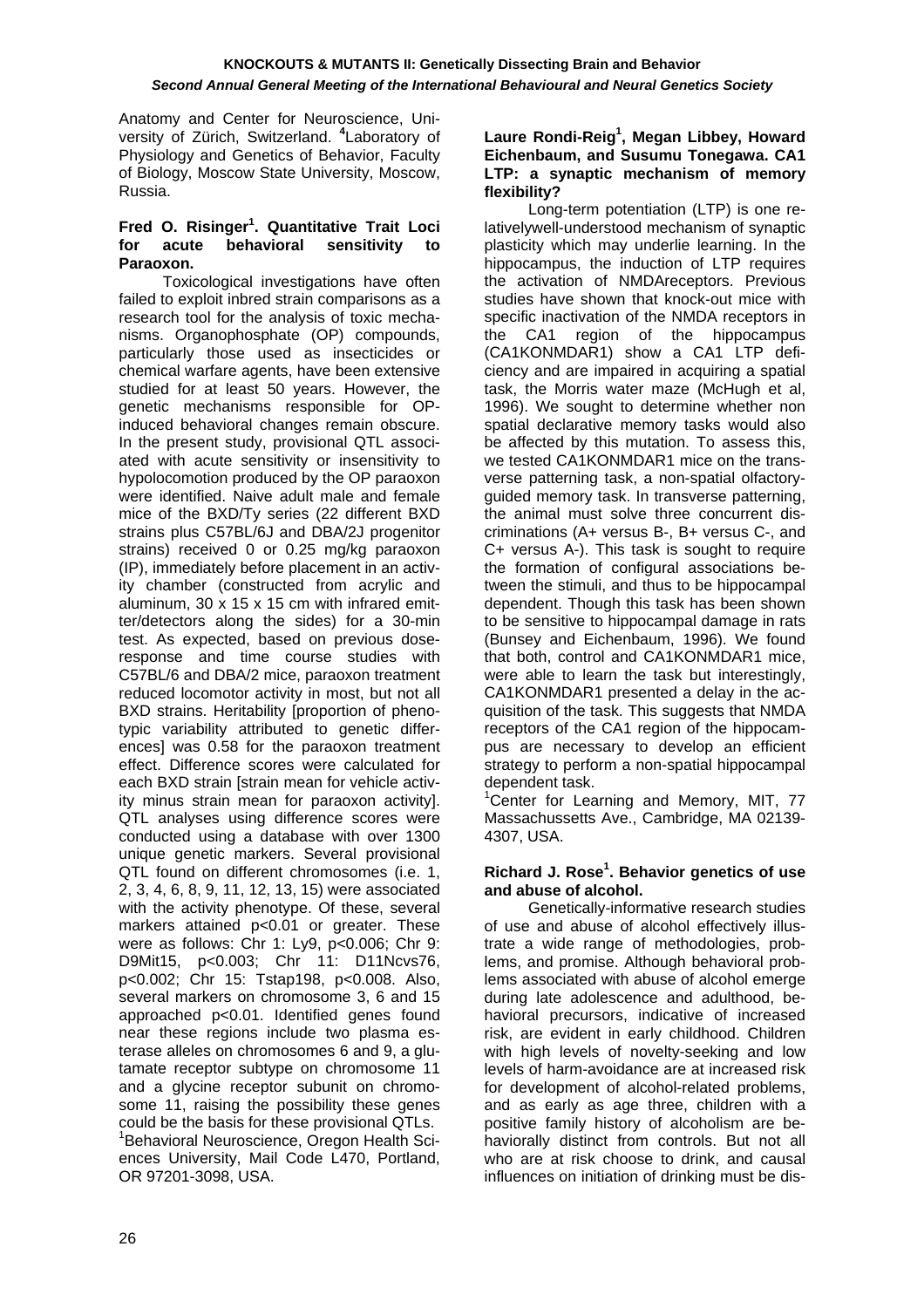Anatomy and Center for Neuroscience, University of Zürich, Switzerland. [4]Laboratory of Physiology and Genetics of Behavior, Faculty of Biology, Moscow State University, Moscow, Russia.

**Fred O. Risinger[1]. Quantitative Trait Loci for acute behavioral sensitivity to Paraoxon.**

Toxicological investigations have often failed to exploit inbred strain comparisons as a research tool for the analysis of toxic mechanisms. Organophosphate (OP) compounds, particularly those used as insecticides or chemical warfare agents, have been extensive studied for at least 50 years. However, the genetic mechanisms responsible for OP-induced behavioral changes remain obscure. In the present study, provisional QTL associated with acute sensitivity or insensitivity to hypolocomotion produced by the OP paraoxon were identified. Naive adult male and female mice of the BXD/Ty series (22 different BXD strains plus C57BL/6J and DBA/2J progenitor strains) received 0 or 0.25 mg/kg paraoxon (IP), immediately before placement in an activity chamber (constructed from acrylic and aluminum, 30 x 15 x 15 cm with infrared emitter/detectors along the sides) for a 30-min test. As expected, based on previous dose-response and time course studies with C57BL/6 and DBA/2 mice, paraoxon treatment reduced locomotor activity in most, but not all BXD strains. Heritability [proportion of phenotypic variability attributed to genetic differences] was 0.58 for the paraoxon treatment effect. Difference scores were calculated for each BXD strain [strain mean for vehicle activity minus strain mean for paraoxon activity]. QTL analyses using difference scores were conducted using a database with over 1300 unique genetic markers. Several provisional QTL found on different chromosomes (i.e. 1, 2, 3, 4, 6, 8, 9, 11, 12, 13, 15) were associated with the activity phenotype. Of these, several markers attained $p<0.01$ or greater. These were as follows: Chr 1: Ly9, $p<0.006$; Chr 9: D9Mit15, $p<0.003$; Chr 11: D11Ncvs76, $p<0.002$; Chr 15: Tstap198, $p<0.008$. Also, several markers on chromosome 3, 6 and 15 approached $p<0.01$. Identified genes found near these regions include two plasma esterase alleles on chromosomes 6 and 9, a glutamate receptor subtype on chromosome 11 and a glycine receptor subunit on chromosome 11, raising the possibility these genes could be the basis for these provisional QTLs.

[1]Behavioral Neuroscience, Oregon Health Sciences University, Mail Code L470, Portland, OR 97201-3098, USA.

**Laure Rondi-Reig[1], Megan Libbey, Howard Eichenbaum, and Susumu Tonegawa. CA1 LTP: a synaptic mechanism of memory flexibility?**

Long-term potentiation (LTP) is one relativelywell-understood mechanism of synaptic plasticity which may underlie learning. In the hippocampus, the induction of LTP requires the activation of NMDAreceptors. Previous studies have shown that knock-out mice with specific inactivation of the NMDA receptors in the CA1 region of the hippocampus (CA1KONMDAR1) show a CA1 LTP deficiency and are impaired in acquiring a spatial task, the Morris water maze (McHugh et al, 1996). We sought to determine whether non spatial declarative memory tasks would also be affected by this mutation. To assess this, we tested CA1KONMDAR1 mice on the transverse patterning task, a non-spatial olfactory-guided memory task. In transverse patterning, the animal must solve three concurrent discriminations (A+ versus B-, B+ versus C-, and C+ versus A-). This task is sought to require the formation of configural associations between the stimuli, and thus to be hippocampal dependent. Though this task has been shown to be sensitive to hippocampal damage in rats (Bunsey and Eichenbaum, 1996). We found that both, control and CA1KONMDAR1 mice, were able to learn the task but interestingly, CA1KONMDAR1 presented a delay in the acquisition of the task. This suggests that NMDA receptors of the CA1 region of the hippocampus are necessary to develop an efficient strategy to perform a non-spatial hippocampal dependent task.

[1]Center for Learning and Memory, MIT, 77 Massachussetts Ave., Cambridge, MA 02139-4307, USA.

**Richard J. Rose[1]. Behavior genetics of use and abuse of alcohol.**

Genetically-informative research studies of use and abuse of alcohol effectively illustrate a wide range of methodologies, problems, and promise. Although behavioral problems associated with abuse of alcohol emerge during late adolescence and adulthood, behavioral precursors, indicative of increased risk, are evident in early childhood. Children with high levels of novelty-seeking and low levels of harm-avoidance are at increased risk for development of alcohol-related problems, and as early as age three, children with a positive family history of alcoholism are behaviorally distinct from controls. But not all who are at risk choose to drink, and causal influences on initiation of drinking must be dis-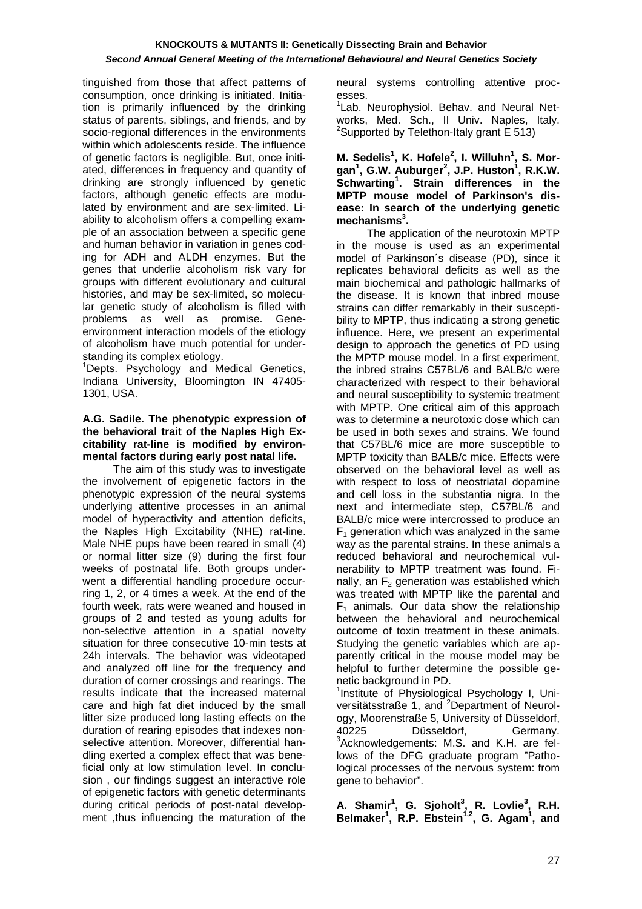tinguished from those that affect patterns of consumption, once drinking is initiated. Initiation is primarily influenced by the drinking status of parents, siblings, and friends, and by socio-regional differences in the environments within which adolescents reside. The influence of genetic factors is negligible. But, once initiated, differences in frequency and quantity of drinking are strongly influenced by genetic factors, although genetic effects are modulated by environment and are sex-limited. Liability to alcoholism offers a compelling example of an association between a specific gene and human behavior in variation in genes coding for ADH and ALDH enzymes. But the genes that underlie alcoholism risk vary for groups with different evolutionary and cultural histories, and may be sex-limited, so molecular genetic study of alcoholism is filled with problems as well as promise. Gene-environment interaction models of the etiology of alcoholism have much potential for understanding its complex etiology.

[1]Depts. Psychology and Medical Genetics, Indiana University, Bloomington IN 47405-1301, USA.

**A.G. Sadile. The phenotypic expression of the behavioral trait of the Naples High Excitability rat-line is modified by environmental factors during early post natal life.**

The aim of this study was to investigate the involvement of epigenetic factors in the phenotypic expression of the neural systems underlying attentive processes in an animal model of hyperactivity and attention deficits, the Naples High Excitability (NHE) rat-line. Male NHE pups have been reared in small (4) or normal litter size (9) during the first four weeks of postnatal life. Both groups underwent a differential handling procedure occurring 1, 2, or 4 times a week. At the end of the fourth week, rats were weaned and housed in groups of 2 and tested as young adults for non-selective attention in a spatial novelty situation for three consecutive 10-min tests at 24h intervals. The behavior was videotaped and analyzed off line for the frequency and duration of corner crossings and rearings. The results indicate that the increased maternal care and high fat diet induced by the small litter size produced long lasting effects on the duration of rearing episodes that indexes non-selective attention. Moreover, differential handling exerted a complex effect that was beneficial only at low stimulation level. In conclusion , our findings suggest an interactive role of epigenetic factors with genetic determinants during critical periods of post-natal development ,thus influencing the maturation of the neural systems controlling attentive processes.

[1]Lab. Neurophysiol. Behav. and Neural Networks, Med. Sch., II Univ. Naples, Italy. [2]Supported by Telethon-Italy grant E 513)

**M. Sedelis[1], K. Hofele[2], I. Willuhn[1], S. Morgan[1], G.W. Auburger[2], J.P. Huston[1], R.K.W. Schwarting[1]. Strain differences in the MPTP mouse model of Parkinson's disease: In search of the underlying genetic mechanisms[3].**

The application of the neurotoxin MPTP in the mouse is used as an experimental model of Parkinson´s disease (PD), since it replicates behavioral deficits as well as the main biochemical and pathologic hallmarks of the disease. It is known that inbred mouse strains can differ remarkably in their susceptibility to MPTP, thus indicating a strong genetic influence. Here, we present an experimental design to approach the genetics of PD using the MPTP mouse model. In a first experiment, the inbred strains C57BL/6 and BALB/c were characterized with respect to their behavioral and neural susceptibility to systemic treatment with MPTP. One critical aim of this approach was to determine a neurotoxic dose which can be used in both sexes and strains. We found that C57BL/6 mice are more susceptible to MPTP toxicity than BALB/c mice. Effects were observed on the behavioral level as well as with respect to loss of neostriatal dopamine and cell loss in the substantia nigra. In the next and intermediate step, C57BL/6 and BALB/c mice were intercrossed to produce an $F_1$ generation which was analyzed in the same way as the parental strains. In these animals a reduced behavioral and neurochemical vulnerability to MPTP treatment was found. Finally, an $F_2$ generation was established which was treated with MPTP like the parental and $F_1$ animals. Our data show the relationship between the behavioral and neurochemical outcome of toxin treatment in these animals. Studying the genetic variables which are apparently critical in the mouse model may be helpful to further determine the possible genetic background in PD.

[1]Institute of Physiological Psychology I, Universitätsstraße 1, and [2]Department of Neurology, Moorenstraße 5, University of Düsseldorf, 40225 Düsseldorf, Germany. [3]Acknowledgements: M.S. and K.H. are fellows of the DFG graduate program "Pathological processes of the nervous system: from gene to behavior".

**A. Shamir[1], G. Sjoholt[3], R. Lovlie[3], R.H. Belmaker[1], R.P. Ebstein[1,2], G. Agam[1], and**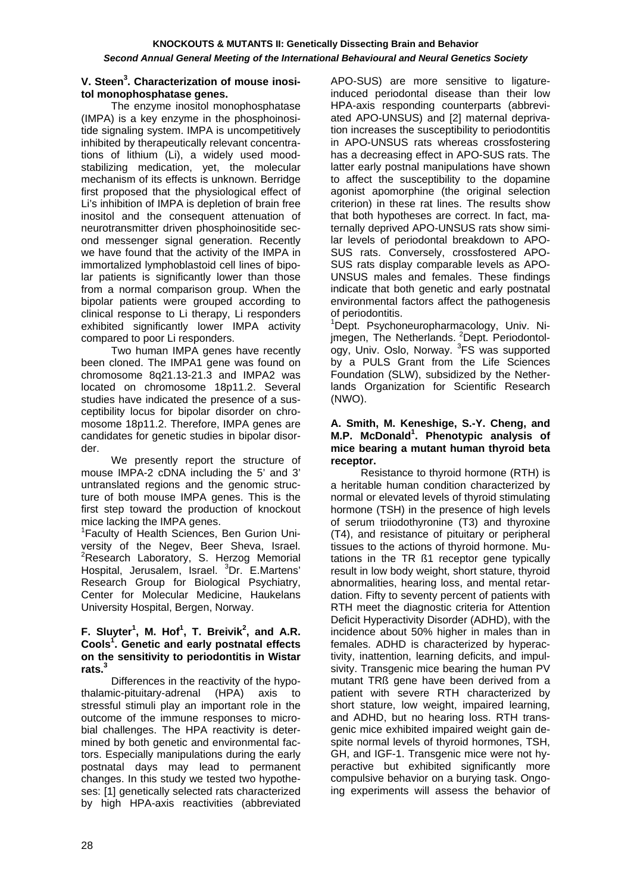**V. Steen[3]. Characterization of mouse inositol monophosphatase genes.**

The enzyme inositol monophosphatase (IMPA) is a key enzyme in the phosphoinositide signaling system. IMPA is uncompetitively inhibited by therapeutically relevant concentrations of lithium (Li), a widely used mood-stabilizing medication, yet, the molecular mechanism of its effects is unknown. Berridge first proposed that the physiological effect of Li's inhibition of IMPA is depletion of brain free inositol and the consequent attenuation of neurotransmitter driven phosphoinositide second messenger signal generation. Recently we have found that the activity of the IMPA in immortalized lymphoblastoid cell lines of bipolar patients is significantly lower than those from a normal comparison group. When the bipolar patients were grouped according to clinical response to Li therapy, Li responders exhibited significantly lower IMPA activity compared to poor Li responders.

Two human IMPA genes have recently been cloned. The IMPA1 gene was found on chromosome 8q21.13-21.3 and IMPA2 was located on chromosome 18p11.2. Several studies have indicated the presence of a susceptibility locus for bipolar disorder on chromosome 18p11.2. Therefore, IMPA genes are candidates for genetic studies in bipolar disorder.

We presently report the structure of mouse IMPA-2 cDNA including the 5' and 3' untranslated regions and the genomic structure of both mouse IMPA genes. This is the first step toward the production of knockout mice lacking the IMPA genes.

[1]Faculty of Health Sciences, Ben Gurion University of the Negev, Beer Sheva, Israel. [2]Research Laboratory, S. Herzog Memorial Hospital, Jerusalem, Israel. [3]Dr. E.Martens' Research Group for Biological Psychiatry, Center for Molecular Medicine, Haukelans University Hospital, Bergen, Norway.

**F. Sluyter[1], M. Hof[1], T. Breivik[2], and A.R. Cools[1]. Genetic and early postnatal effects on the sensitivity to periodontitis in Wistar rats.[3]**

Differences in the reactivity of the hypothalamic-pituitary-adrenal (HPA) axis to stressful stimuli play an important role in the outcome of the immune responses to microbial challenges. The HPA reactivity is determined by both genetic and environmental factors. Especially manipulations during the early postnatal days may lead to permanent changes. In this study we tested two hypotheses: [1] genetically selected rats characterized by high HPA-axis reactivities (abbreviated APO-SUS) are more sensitive to ligature-induced periodontal disease than their low HPA-axis responding counterparts (abbreviated APO-UNSUS) and [2] maternal deprivation increases the susceptibility to periodontitis in APO-UNSUS rats whereas crossfostering has a decreasing effect in APO-SUS rats. The latter early postnal manipulations have shown to affect the susceptibility to the dopamine agonist apomorphine (the original selection criterion) in these rat lines. The results show that both hypotheses are correct. In fact, maternally deprived APO-UNSUS rats show similar levels of periodontal breakdown to APO-SUS rats. Conversely, crossfostered APO-SUS rats display comparable levels as APO-UNSUS males and females. These findings indicate that both genetic and early postnatal environmental factors affect the pathogenesis of periodontitis.

[1]Dept. Psychoneuropharmacology, Univ. Nijmegen, The Netherlands. [2]Dept. Periodontology, Univ. Oslo, Norway. [3]FS was supported by a PULS Grant from the Life Sciences Foundation (SLW), subsidized by the Netherlands Organization for Scientific Research (NWO).

**A. Smith, M. Keneshige, S.-Y. Cheng, and M.P. McDonald[1]. Phenotypic analysis of mice bearing a mutant human thyroid beta receptor.**

Resistance to thyroid hormone (RTH) is a heritable human condition characterized by normal or elevated levels of thyroid stimulating hormone (TSH) in the presence of high levels of serum triiodothyronine (T3) and thyroxine (T4), and resistance of pituitary or peripheral tissues to the actions of thyroid hormone. Mutations in the TR ß1 receptor gene typically result in low body weight, short stature, thyroid abnormalities, hearing loss, and mental retardation. Fifty to seventy percent of patients with RTH meet the diagnostic criteria for Attention Deficit Hyperactivity Disorder (ADHD), with the incidence about 50% higher in males than in females. ADHD is characterized by hyperactivity, inattention, learning deficits, and impulsivity. Transgenic mice bearing the human PV mutant TRß gene have been derived from a patient with severe RTH characterized by short stature, low weight, impaired learning, and ADHD, but no hearing loss. RTH transgenic mice exhibited impaired weight gain despite normal levels of thyroid hormones, TSH, GH, and IGF-1. Transgenic mice were not hyperactive but exhibited significantly more compulsive behavior on a burying task. Ongoing experiments will assess the behavior of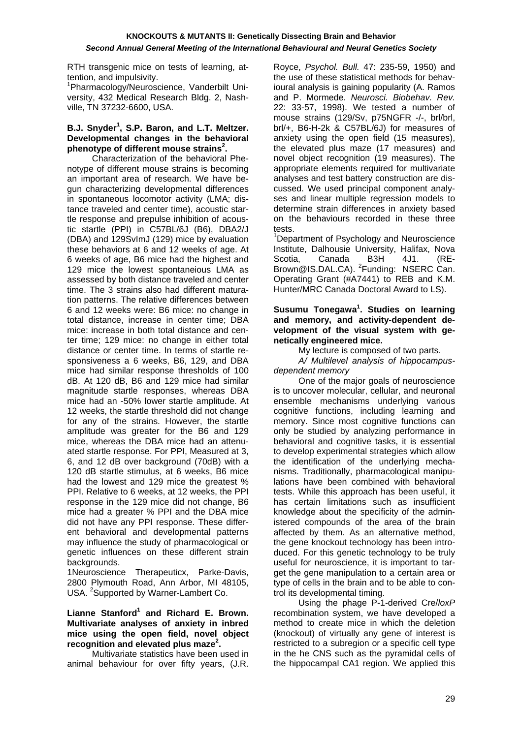RTH transgenic mice on tests of learning, attention, and impulsivity.

[1]Pharmacology/Neuroscience, Vanderbilt University, 432 Medical Research Bldg. 2, Nashville, TN 37232-6600, USA.

**B.J. Snyder[1], S.P. Baron, and L.T. Meltzer. Developmental changes in the behavioral phenotype of different mouse strains[2].**

Characterization of the behavioral Phenotype of different mouse strains is becoming an important area of research. We have begun characterizing developmental differences in spontaneous locomotor activity (LMA; distance traveled and center time), acoustic startle response and prepulse inhibition of acoustic startle (PPI) in C57BL/6J (B6), DBA2/J (DBA) and 129SvImJ (129) mice by evaluation these behaviors at 6 and 12 weeks of age. At 6 weeks of age, B6 mice had the highest and 129 mice the lowest spontaneious LMA as assessed by both distance traveled and center time. The 3 strains also had different maturation patterns. The relative differences between 6 and 12 weeks were: B6 mice: no change in total distance, increase in center time; DBA mice: increase in both total distance and center time; 129 mice: no change in either total distance or center time. In terms of startle responsiveness a 6 weeks, B6, 129, and DBA mice had similar response thresholds of 100 dB. At 120 dB, B6 and 129 mice had similar magnitude startle responses, whereas DBA mice had an -50% lower startle amplitude. At 12 weeks, the startle threshold did not change for any of the strains. However, the startle amplitude was greater for the B6 and 129 mice, whereas the DBA mice had an attenuated startle response. For PPI, Measured at 3, 6, and 12 dB over background (70dB) with a 120 dB startle stimulus, at 6 weeks, B6 mice had the lowest and 129 mice the greatest % PPI. Relative to 6 weeks, at 12 weeks, the PPI response in the 129 mice did not change, B6 mice had a greater % PPI and the DBA mice did not have any PPI response. These different behavioral and developmental patterns may influence the study of pharmacological or genetic influences on these different strain backgrounds.

1Neuroscience Therapeuticx, Parke-Davis, 2800 Plymouth Road, Ann Arbor, MI 48105, USA. [2]Supported by Warner-Lambert Co.

**Lianne Stanford[1] and Richard E. Brown. Multivariate analyses of anxiety in inbred mice using the open field, novel object recognition and elevated plus maze[2].**

Multivariate statistics have been used in animal behaviour for over fifty years, (J.R. Royce, *Psychol. Bull.* 47: 235-59, 1950) and the use of these statistical methods for behavioural analysis is gaining popularity (A. Ramos and P. Mormede. *Neurosci. Biobehav. Rev.* 22: 33-57, 1998). We tested a number of mouse strains (129/Sv, p75NGFR -/-, brl/brl, brl/+, B6-H-2k & C57BL/6J) for measures of anxiety using the open field (15 measures), the elevated plus maze (17 measures) and novel object recognition (19 measures). The appropriate elements required for multivariate analyses and test battery construction are discussed. We used principal component analyses and linear multiple regression models to determine strain differences in anxiety based on the behaviours recorded in these three tests.

[1]Department of Psychology and Neuroscience Institute, Dalhousie University, Halifax, Nova Scotia, Canada B3H 4J1. (RE-Brown@IS.DAL.CA). [2]Funding: NSERC Can. Operating Grant (#A7441) to REB and K.M. Hunter/MRC Canada Doctoral Award to LS).

**Susumu Tonegawa[1]. Studies on learning and memory, and activity-dependent development of the visual system with genetically engineered mice.**

My lecture is composed of two parts.

*A/ Multilevel analysis of hippocampus-dependent memory*

One of the major goals of neuroscience is to uncover molecular, cellular, and neuronal ensemble mechanisms underlying various cognitive functions, including learning and memory. Since most cognitive functions can only be studied by analyzing performance in behavioral and cognitive tasks, it is essential to develop experimental strategies which allow the identification of the underlying mechanisms. Traditionally, pharmacological manipulations have been combined with behavioral tests. While this approach has been useful, it has certain limitations such as insufficient knowledge about the specificity of the administered compounds of the area of the brain affected by them. As an alternative method, the gene knockout technology has been introduced. For this genetic technology to be truly useful for neuroscience, it is important to target the gene manipulation to a certain area or type of cells in the brain and to be able to control its developmental timing.

Using the phage P-1-derived Cre/*loxP* recombination system, we have developed a method to create mice in which the deletion (knockout) of virtually any gene of interest is restricted to a subregion or a specific cell type in the he CNS such as the pyramidal cells of the hippocampal CA1 region. We applied this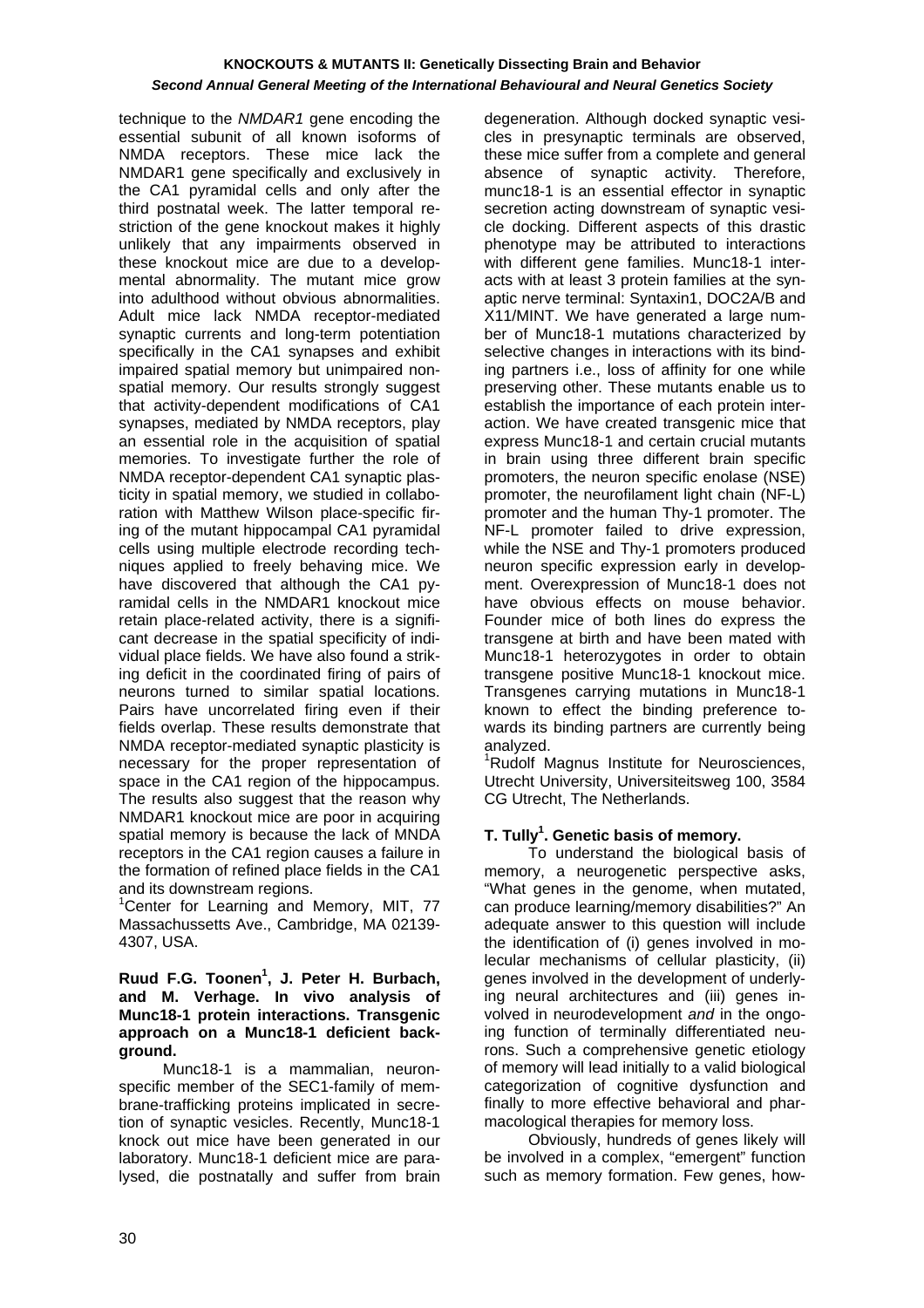technique to the *NMDAR1* gene encoding the essential subunit of all known isoforms of NMDA receptors. These mice lack the NMDAR1 gene specifically and exclusively in the CA1 pyramidal cells and only after the third postnatal week. The latter temporal restriction of the gene knockout makes it highly unlikely that any impairments observed in these knockout mice are due to a developmental abnormality. The mutant mice grow into adulthood without obvious abnormalities. Adult mice lack NMDA receptor-mediated synaptic currents and long-term potentiation specifically in the CA1 synapses and exhibit impaired spatial memory but unimpaired nonspatial memory. Our results strongly suggest that activity-dependent modifications of CA1 synapses, mediated by NMDA receptors, play an essential role in the acquisition of spatial memories. To investigate further the role of NMDA receptor-dependent CA1 synaptic plasticity in spatial memory, we studied in collaboration with Matthew Wilson place-specific firing of the mutant hippocampal CA1 pyramidal cells using multiple electrode recording techniques applied to freely behaving mice. We have discovered that although the CA1 pyramidal cells in the NMDAR1 knockout mice retain place-related activity, there is a significant decrease in the spatial specificity of individual place fields. We have also found a striking deficit in the coordinated firing of pairs of neurons turned to similar spatial locations. Pairs have uncorrelated firing even if their fields overlap. These results demonstrate that NMDA receptor-mediated synaptic plasticity is necessary for the proper representation of space in the CA1 region of the hippocampus. The results also suggest that the reason why NMDAR1 knockout mice are poor in acquiring spatial memory is because the lack of MNDA receptors in the CA1 region causes a failure in the formation of refined place fields in the CA1 and its downstream regions.

[1]Center for Learning and Memory, MIT, 77 Massachussetts Ave., Cambridge, MA 02139-4307, USA.

**Ruud F.G. Toonen[1], J. Peter H. Burbach, and M. Verhage. In vivo analysis of Munc18-1 protein interactions. Transgenic approach on a Munc18-1 deficient background.**

Munc18-1 is a mammalian, neuron-specific member of the SEC1-family of membrane-trafficking proteins implicated in secretion of synaptic vesicles. Recently, Munc18-1 knock out mice have been generated in our laboratory. Munc18-1 deficient mice are paralysed, die postnatally and suffer from brain degeneration. Although docked synaptic vesicles in presynaptic terminals are observed, these mice suffer from a complete and general absence of synaptic activity. Therefore, munc18-1 is an essential effector in synaptic secretion acting downstream of synaptic vesicle docking. Different aspects of this drastic phenotype may be attributed to interactions with different gene families. Munc18-1 interacts with at least 3 protein families at the synaptic nerve terminal: Syntaxin1, DOC2A/B and X11/MINT. We have generated a large number of Munc18-1 mutations characterized by selective changes in interactions with its binding partners i.e., loss of affinity for one while preserving other. These mutants enable us to establish the importance of each protein interaction. We have created transgenic mice that express Munc18-1 and certain crucial mutants in brain using three different brain specific promoters, the neuron specific enolase (NSE) promoter, the neurofilament light chain (NF-L) promoter and the human Thy-1 promoter. The NF-L promoter failed to drive expression, while the NSE and Thy-1 promoters produced neuron specific expression early in development. Overexpression of Munc18-1 does not have obvious effects on mouse behavior. Founder mice of both lines do express the transgene at birth and have been mated with Munc18-1 heterozygotes in order to obtain transgene positive Munc18-1 knockout mice. Transgenes carrying mutations in Munc18-1 known to effect the binding preference towards its binding partners are currently being analyzed.

[1]Rudolf Magnus Institute for Neurosciences, Utrecht University, Universiteitsweg 100, 3584 CG Utrecht, The Netherlands.

**T. Tully[1]. Genetic basis of memory.**

To understand the biological basis of memory, a neurogenetic perspective asks, "What genes in the genome, when mutated, can produce learning/memory disabilities?" An adequate answer to this question will include the identification of (i) genes involved in molecular mechanisms of cellular plasticity, (ii) genes involved in the development of underlying neural architectures and (iii) genes involved in neurodevelopment *and* in the ongoing function of terminally differentiated neurons. Such a comprehensive genetic etiology of memory will lead initially to a valid biological categorization of cognitive dysfunction and finally to more effective behavioral and pharmacological therapies for memory loss.

Obviously, hundreds of genes likely will be involved in a complex, "emergent" function such as memory formation. Few genes, how-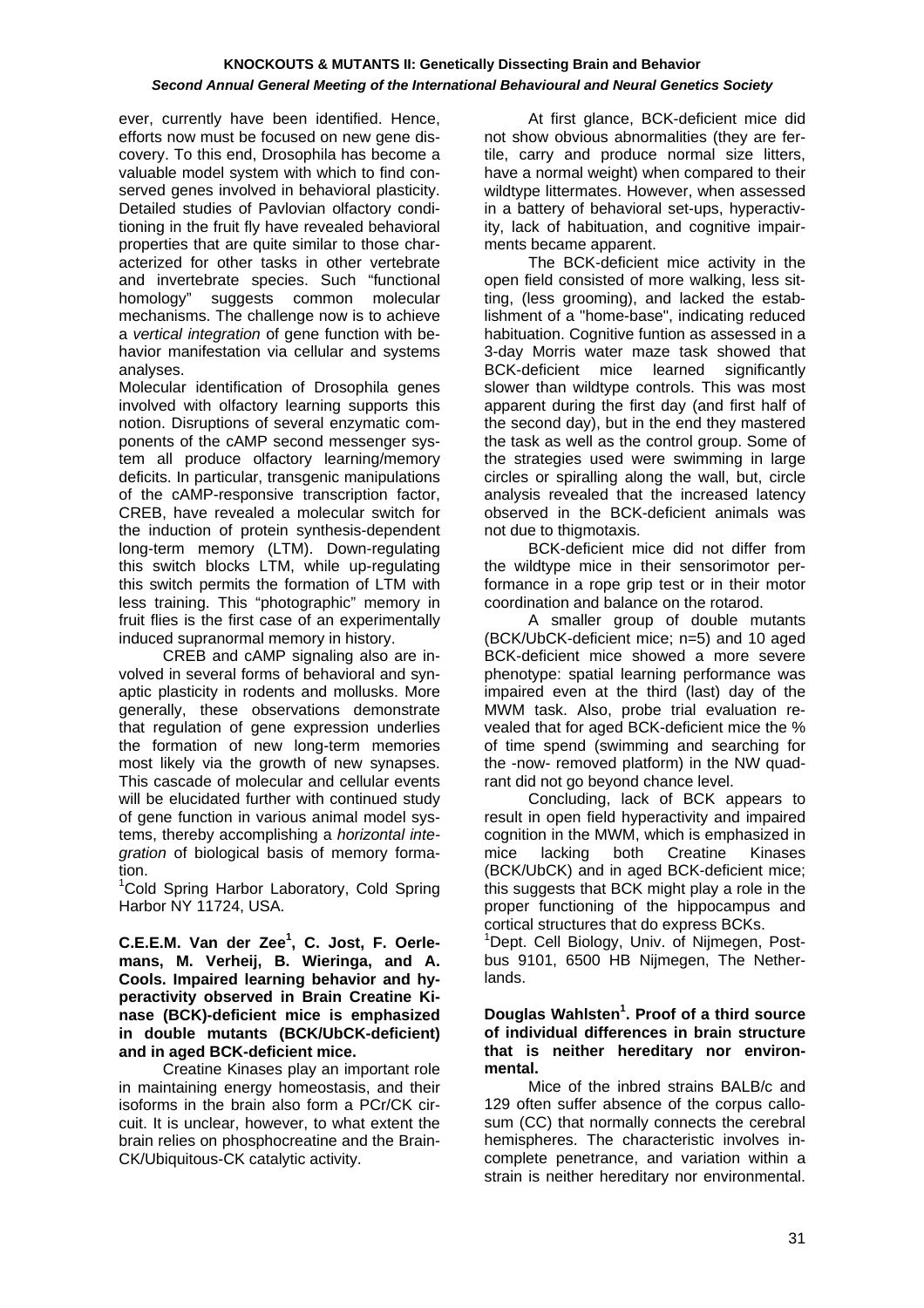ever, currently have been identified. Hence, efforts now must be focused on new gene discovery. To this end, Drosophila has become a valuable model system with which to find conserved genes involved in behavioral plasticity. Detailed studies of Pavlovian olfactory conditioning in the fruit fly have revealed behavioral properties that are quite similar to those characterized for other tasks in other vertebrate and invertebrate species. Such "functional homology" suggests common molecular mechanisms. The challenge now is to achieve a *vertical integration* of gene function with behavior manifestation via cellular and systems analyses.
Molecular identification of Drosophila genes involved with olfactory learning supports this notion. Disruptions of several enzymatic components of the cAMP second messenger system all produce olfactory learning/memory deficits. In particular, transgenic manipulations of the cAMP-responsive transcription factor, CREB, have revealed a molecular switch for the induction of protein synthesis-dependent long-term memory (LTM). Down-regulating this switch blocks LTM, while up-regulating this switch permits the formation of LTM with less training. This "photographic" memory in fruit flies is the first case of an experimentally induced supranormal memory in history.

CREB and cAMP signaling also are involved in several forms of behavioral and synaptic plasticity in rodents and mollusks. More generally, these observations demonstrate that regulation of gene expression underlies the formation of new long-term memories most likely via the growth of new synapses. This cascade of molecular and cellular events will be elucidated further with continued study of gene function in various animal model systems, thereby accomplishing a *horizontal integration* of biological basis of memory formation.

[1]Cold Spring Harbor Laboratory, Cold Spring Harbor NY 11724, USA.

**C.E.E.M. Van der Zee[1], C. Jost, F. Oerlemans, M. Verheij, B. Wieringa, and A. Cools. Impaired learning behavior and hyperactivity observed in Brain Creatine Kinase (BCK)-deficient mice is emphasized in double mutants (BCK/UbCK-deficient) and in aged BCK-deficient mice.**

Creatine Kinases play an important role in maintaining energy homeostasis, and their isoforms in the brain also form a PCr/CK circuit. It is unclear, however, to what extent the brain relies on phosphocreatine and the Brain-CK/Ubiquitous-CK catalytic activity.

At first glance, BCK-deficient mice did not show obvious abnormalities (they are fertile, carry and produce normal size litters, have a normal weight) when compared to their wildtype littermates. However, when assessed in a battery of behavioral set-ups, hyperactivity, lack of habituation, and cognitive impairments became apparent.

The BCK-deficient mice activity in the open field consisted of more walking, less sitting, (less grooming), and lacked the establishment of a "home-base", indicating reduced habituation. Cognitive funtion as assessed in a 3-day Morris water maze task showed that BCK-deficient mice learned significantly slower than wildtype controls. This was most apparent during the first day (and first half of the second day), but in the end they mastered the task as well as the control group. Some of the strategies used were swimming in large circles or spiralling along the wall, but, circle analysis revealed that the increased latency observed in the BCK-deficient animals was not due to thigmotaxis.

BCK-deficient mice did not differ from the wildtype mice in their sensorimotor performance in a rope grip test or in their motor coordination and balance on the rotarod.

A smaller group of double mutants (BCK/UbCK-deficient mice; n=5) and 10 aged BCK-deficient mice showed a more severe phenotype: spatial learning performance was impaired even at the third (last) day of the MWM task. Also, probe trial evaluation revealed that for aged BCK-deficient mice the % of time spend (swimming and searching for the -now- removed platform) in the NW quadrant did not go beyond chance level.

Concluding, lack of BCK appears to result in open field hyperactivity and impaired cognition in the MWM, which is emphasized in mice lacking both Creatine Kinases (BCK/UbCK) and in aged BCK-deficient mice; this suggests that BCK might play a role in the proper functioning of the hippocampus and cortical structures that do express BCKs.

[1]Dept. Cell Biology, Univ. of Nijmegen, Postbus 9101, 6500 HB Nijmegen, The Netherlands.

**Douglas Wahlsten[1]. Proof of a third source of individual differences in brain structure that is neither hereditary nor environmental.**

Mice of the inbred strains BALB/c and 129 often suffer absence of the corpus callosum (CC) that normally connects the cerebral hemispheres. The characteristic involves incomplete penetrance, and variation within a strain is neither hereditary nor environmental.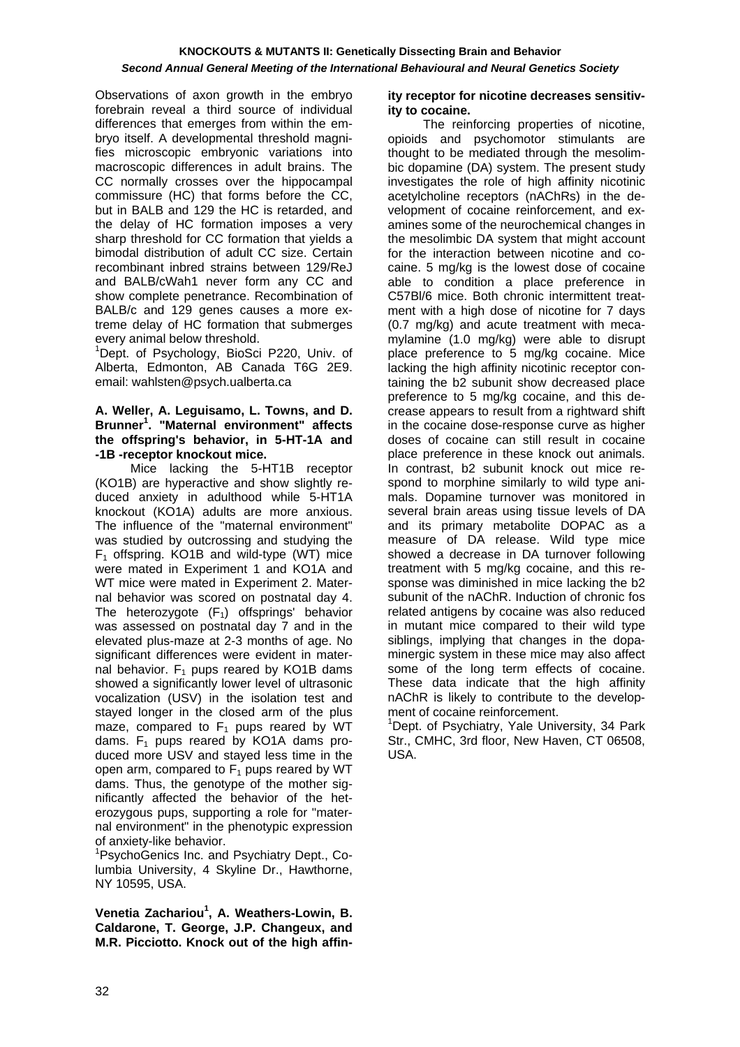Observations of axon growth in the embryo forebrain reveal a third source of individual differences that emerges from within the embryo itself. A developmental threshold magnifies microscopic embryonic variations into macroscopic differences in adult brains. The CC normally crosses over the hippocampal commissure (HC) that forms before the CC, but in BALB and 129 the HC is retarded, and the delay of HC formation imposes a very sharp threshold for CC formation that yields a bimodal distribution of adult CC size. Certain recombinant inbred strains between 129/ReJ and BALB/cWah1 never form any CC and show complete penetrance. Recombination of BALB/c and 129 genes causes a more extreme delay of HC formation that submerges every animal below threshold.

[1]Dept. of Psychology, BioSci P220, Univ. of Alberta, Edmonton, AB Canada T6G 2E9. email: wahlsten@psych.ualberta.ca

**A. Weller, A. Leguisamo, L. Towns, and D. Brunner[1]. "Maternal environment" affects the offspring's behavior, in 5-HT-1A and -1B -receptor knockout mice.**

Mice lacking the 5-HT1B receptor (KO1B) are hyperactive and show slightly reduced anxiety in adulthood while 5-HT1A knockout (KO1A) adults are more anxious. The influence of the "maternal environment" was studied by outcrossing and studying the $F_1$ offspring. KO1B and wild-type (WT) mice were mated in Experiment 1 and KO1A and WT mice were mated in Experiment 2. Maternal behavior was scored on postnatal day 4. The heterozygote ($F_1$) offsprings' behavior was assessed on postnatal day 7 and in the elevated plus-maze at 2-3 months of age. No significant differences were evident in maternal behavior. $F_1$ pups reared by KO1B dams showed a significantly lower level of ultrasonic vocalization (USV) in the isolation test and stayed longer in the closed arm of the plus maze, compared to $F_1$ pups reared by WT dams. $F_1$ pups reared by KO1A dams produced more USV and stayed less time in the open arm, compared to $F_1$ pups reared by WT dams. Thus, the genotype of the mother significantly affected the behavior of the heterozygous pups, supporting a role for "maternal environment" in the phenotypic expression of anxiety-like behavior.

[1]PsychoGenics Inc. and Psychiatry Dept., Columbia University, 4 Skyline Dr., Hawthorne, NY 10595, USA.

**Venetia Zachariou[1], A. Weathers-Lowin, B. Caldarone, T. George, J.P. Changeux, and M.R. Picciotto. Knock out of the high affinity receptor for nicotine decreases sensitivity to cocaine.**

The reinforcing properties of nicotine, opioids and psychomotor stimulants are thought to be mediated through the mesolimbic dopamine (DA) system. The present study investigates the role of high affinity nicotinic acetylcholine receptors (nAChRs) in the development of cocaine reinforcement, and examines some of the neurochemical changes in the mesolimbic DA system that might account for the interaction between nicotine and cocaine. 5 mg/kg is the lowest dose of cocaine able to condition a place preference in C57Bl/6 mice. Both chronic intermittent treatment with a high dose of nicotine for 7 days (0.7 mg/kg) and acute treatment with mecamylamine (1.0 mg/kg) were able to disrupt place preference to 5 mg/kg cocaine. Mice lacking the high affinity nicotinic receptor containing the b2 subunit show decreased place preference to 5 mg/kg cocaine, and this decrease appears to result from a rightward shift in the cocaine dose-response curve as higher doses of cocaine can still result in cocaine place preference in these knock out animals. In contrast, b2 subunit knock out mice respond to morphine similarly to wild type animals. Dopamine turnover was monitored in several brain areas using tissue levels of DA and its primary metabolite DOPAC as a measure of DA release. Wild type mice showed a decrease in DA turnover following treatment with 5 mg/kg cocaine, and this response was diminished in mice lacking the b2 subunit of the nAChR. Induction of chronic fos related antigens by cocaine was also reduced in mutant mice compared to their wild type siblings, implying that changes in the dopaminergic system in these mice may also affect some of the long term effects of cocaine. These data indicate that the high affinity nAChR is likely to contribute to the development of cocaine reinforcement.

[1]Dept. of Psychiatry, Yale University, 34 Park Str., CMHC, 3rd floor, New Haven, CT 06508, USA.